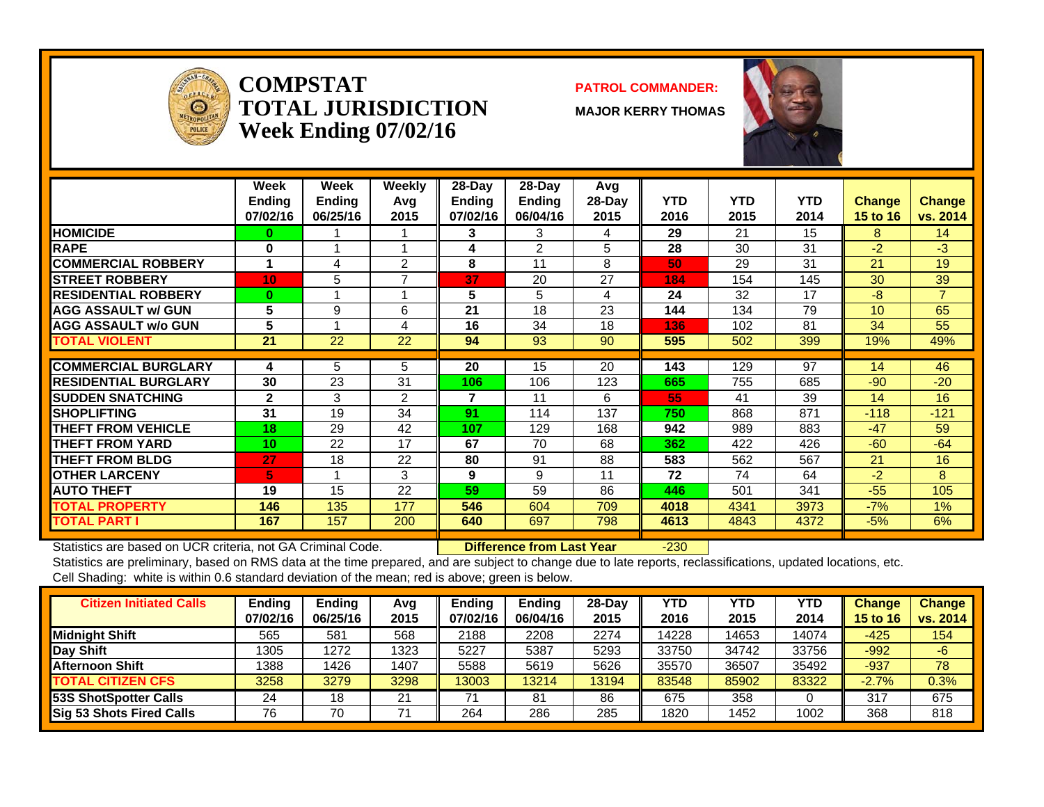# COMPSTAT TOTAL JURISDICTION Week Ending 07/02/16

**PATROL COMMANDER:**

**MAJOR KERRY THOMAS**

| | Week Ending 07/02/16 | Week Ending 06/25/16 | Weekly Avg 2015 | 28-Day Ending 07/02/16 | 28-Day Ending 06/04/16 | Avg 28-Day 2015 | YTD 2016 | YTD 2015 | YTD 2014 | Change 15 to 16 | Change vs. 2014 |
|---|---|---|---|---|---|---|---|---|---|---|---|
| HOMICIDE | 0 | 1 | 1 | 3 | 3 | 4 | 29 | 21 | 15 | 8 | 14 |
| RAPE | 0 | 1 | 1 | 4 | 2 | 5 | 28 | 30 | 31 | -2 | -3 |
| COMMERCIAL ROBBERY | 1 | 4 | 2 | 8 | 11 | 8 | 50 | 29 | 31 | 21 | 19 |
| STREET ROBBERY | 10 | 5 | 7 | 37 | 20 | 27 | 184 | 154 | 145 | 30 | 39 |
| RESIDENTIAL ROBBERY | 0 | 1 | 1 | 5 | 5 | 4 | 24 | 32 | 17 | -8 | 7 |
| AGG ASSAULT w/ GUN | 5 | 9 | 6 | 21 | 18 | 23 | 144 | 134 | 79 | 10 | 65 |
| AGG ASSAULT w/o GUN | 5 | 1 | 4 | 16 | 34 | 18 | 136 | 102 | 81 | 34 | 55 |
| TOTAL VIOLENT | 21 | 22 | 22 | 94 | 93 | 90 | 595 | 502 | 399 | 19% | 49% |
| COMMERCIAL BURGLARY | 4 | 5 | 5 | 20 | 15 | 20 | 143 | 129 | 97 | 14 | 46 |
| RESIDENTIAL BURGLARY | 30 | 23 | 31 | 106 | 106 | 123 | 665 | 755 | 685 | -90 | -20 |
| SUDDEN SNATCHING | 2 | 3 | 2 | 7 | 11 | 6 | 55 | 41 | 39 | 14 | 16 |
| SHOPLIFTING | 31 | 19 | 34 | 91 | 114 | 137 | 750 | 868 | 871 | -118 | -121 |
| THEFT FROM VEHICLE | 18 | 29 | 42 | 107 | 129 | 168 | 942 | 989 | 883 | -47 | 59 |
| THEFT FROM YARD | 10 | 22 | 17 | 67 | 70 | 68 | 362 | 422 | 426 | -60 | -64 |
| THEFT FROM BLDG | 27 | 18 | 22 | 80 | 91 | 88 | 583 | 562 | 567 | 21 | 16 |
| OTHER LARCENY | 5 | 1 | 3 | 9 | 9 | 11 | 72 | 74 | 64 | -2 | 8 |
| AUTO THEFT | 19 | 15 | 22 | 59 | 59 | 86 | 446 | 501 | 341 | -55 | 105 |
| TOTAL PROPERTY | 146 | 135 | 177 | 546 | 604 | 709 | 4018 | 4341 | 3973 | -7% | 1% |
| TOTAL PART I | 167 | 157 | 200 | 640 | 697 | 798 | 4613 | 4843 | 4372 | -5% | 6% |

Statistics are based on UCR criteria, not GA Criminal Code. **Difference from Last Year** -230

Statistics are preliminary, based on RMS data at the time prepared, and are subject to change due to late reports, reclassifications, updated locations, etc.

Cell Shading: white is within 0.6 standard deviation of the mean; red is above; green is below.

| Citizen Initiated Calls | Ending 07/02/16 | Ending 06/25/16 | Avg 2015 | Ending 07/02/16 | Ending 06/04/16 | 28-Day 2015 | YTD 2016 | YTD 2015 | YTD 2014 | Change 15 to 16 | Change vs. 2014 |
|---|---|---|---|---|---|---|---|---|---|---|---|
| Midnight Shift | 565 | 581 | 568 | 2188 | 2208 | 2274 | 14228 | 14653 | 14074 | -425 | 154 |
| Day Shift | 1305 | 1272 | 1323 | 5227 | 5387 | 5293 | 33750 | 34742 | 33756 | -992 | -6 |
| Afternoon Shift | 1388 | 1426 | 1407 | 5588 | 5619 | 5626 | 35570 | 36507 | 35492 | -937 | 78 |
| TOTAL CITIZEN CFS | 3258 | 3279 | 3298 | 13003 | 13214 | 13194 | 83548 | 85902 | 83322 | -2.7% | 0.3% |
| 53S ShotSpotter Calls | 24 | 18 | 21 | 71 | 81 | 86 | 675 | 358 | 0 | 317 | 675 |
| Sig 53 Shots Fired Calls | 76 | 70 | 71 | 264 | 286 | 285 | 1820 | 1452 | 1002 | 368 | 818 |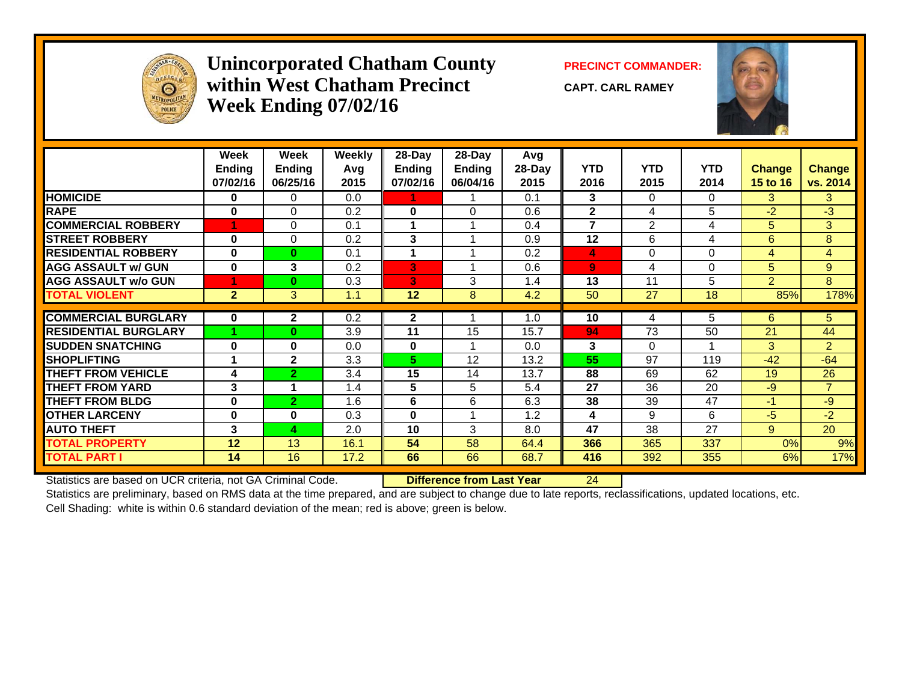# Unincorporated Chatham County within West Chatham Precinct Week Ending 07/02/16

**PRECINCT COMMANDER:**

**CAPT. CARL RAMEY**

| | Week Ending 07/02/16 | Week Ending 06/25/16 | Weekly Avg 2015 | 28-Day Ending 07/02/16 | 28-Day Ending 06/04/16 | Avg 28-Day 2015 | YTD 2016 | YTD 2015 | YTD 2014 | Change 15 to 16 | Change vs. 2014 |
|---|---|---|---|---|---|---|---|---|---|---|---|
| HOMICIDE | 0 | 0 | 0.0 | 1 | 1 | 0.1 | 3 | 0 | 0 | 3 | 3 |
| RAPE | 0 | 0 | 0.2 | 0 | 0 | 0.6 | 2 | 4 | 5 | -2 | -3 |
| COMMERCIAL ROBBERY | 1 | 0 | 0.1 | 1 | 1 | 0.4 | 7 | 2 | 4 | 5 | 3 |
| STREET ROBBERY | 0 | 0 | 0.2 | 3 | 1 | 0.9 | 12 | 6 | 4 | 6 | 8 |
| RESIDENTIAL ROBBERY | 0 | 0 | 0.1 | 1 | 1 | 0.2 | 4 | 0 | 0 | 4 | 4 |
| AGG ASSAULT w/ GUN | 0 | 3 | 0.2 | 3 | 1 | 0.6 | 9 | 4 | 0 | 5 | 9 |
| AGG ASSAULT w/o GUN | 1 | 0 | 0.3 | 3 | 3 | 1.4 | 13 | 11 | 5 | 2 | 8 |
| TOTAL VIOLENT | 2 | 3 | 1.1 | 12 | 8 | 4.2 | 50 | 27 | 18 | 85% | 178% |
| COMMERCIAL BURGLARY | 0 | 2 | 0.2 | 2 | 1 | 1.0 | 10 | 4 | 5 | 6 | 5 |
| RESIDENTIAL BURGLARY | 1 | 0 | 3.9 | 11 | 15 | 15.7 | 94 | 73 | 50 | 21 | 44 |
| SUDDEN SNATCHING | 0 | 0 | 0.0 | 0 | 1 | 0.0 | 3 | 0 | 1 | 3 | 2 |
| SHOPLIFTING | 1 | 2 | 3.3 | 5 | 12 | 13.2 | 55 | 97 | 119 | -42 | -64 |
| THEFT FROM VEHICLE | 4 | 2 | 3.4 | 15 | 14 | 13.7 | 88 | 69 | 62 | 19 | 26 |
| THEFT FROM YARD | 3 | 1 | 1.4 | 5 | 5 | 5.4 | 27 | 36 | 20 | -9 | 7 |
| THEFT FROM BLDG | 0 | 2 | 1.6 | 6 | 6 | 6.3 | 38 | 39 | 47 | -1 | -9 |
| OTHER LARCENY | 0 | 0 | 0.3 | 0 | 1 | 1.2 | 4 | 9 | 6 | -5 | -2 |
| AUTO THEFT | 3 | 4 | 2.0 | 10 | 3 | 8.0 | 47 | 38 | 27 | 9 | 20 |
| TOTAL PROPERTY | 12 | 13 | 16.1 | 54 | 58 | 64.4 | 366 | 365 | 337 | 0% | 9% |
| TOTAL PART I | 14 | 16 | 17.2 | 66 | 66 | 68.7 | 416 | 392 | 355 | 6% | 17% |

Statistics are based on UCR criteria, not GA Criminal Code. **Difference from Last Year** 24

Statistics are preliminary, based on RMS data at the time prepared, and are subject to change due to late reports, reclassifications, updated locations, etc.

Cell Shading: white is within 0.6 standard deviation of the mean; red is above; green is below.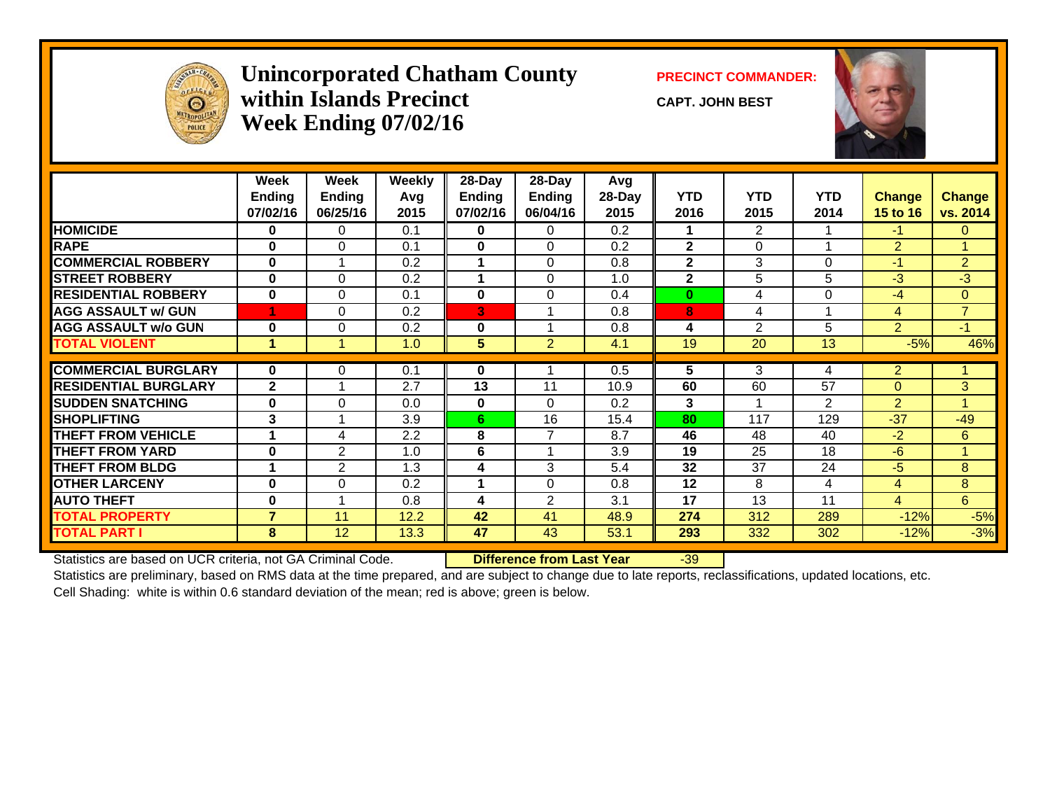# Unincorporated Chatham County within Islands Precinct Week Ending 07/02/16

**PRECINCT COMMANDER:**

**CAPT. JOHN BEST**

| | Week Ending 07/02/16 | Week Ending 06/25/16 | Weekly Avg 2015 | 28-Day Ending 07/02/16 | 28-Day Ending 06/04/16 | Avg 28-Day 2015 | YTD 2016 | YTD 2015 | YTD 2014 | Change 15 to 16 | Change vs. 2014 |
|---|---|---|---|---|---|---|---|---|---|---|---|
| HOMICIDE | 0 | 0 | 0.1 | 0 | 0 | 0.2 | 1 | 2 | 1 | -1 | 0 |
| RAPE | 0 | 0 | 0.1 | 0 | 0 | 0.2 | 2 | 0 | 1 | 2 | 1 |
| COMMERCIAL ROBBERY | 0 | 1 | 0.2 | 1 | 0 | 0.8 | 2 | 3 | 0 | -1 | 2 |
| STREET ROBBERY | 0 | 0 | 0.2 | 1 | 0 | 1.0 | 2 | 5 | 5 | -3 | -3 |
| RESIDENTIAL ROBBERY | 0 | 0 | 0.1 | 0 | 0 | 0.4 | 0 | 4 | 0 | -4 | 0 |
| AGG ASSAULT w/ GUN | 1 | 0 | 0.2 | 3 | 1 | 0.8 | 8 | 4 | 1 | 4 | 7 |
| AGG ASSAULT w/o GUN | 0 | 0 | 0.2 | 0 | 1 | 0.8 | 4 | 2 | 5 | 2 | -1 |
| TOTAL VIOLENT | 1 | 1 | 1.0 | 5 | 2 | 4.1 | 19 | 20 | 13 | -5% | 46% |
| COMMERCIAL BURGLARY | 0 | 0 | 0.1 | 0 | 1 | 0.5 | 5 | 3 | 4 | 2 | 1 |
| RESIDENTIAL BURGLARY | 2 | 1 | 2.7 | 13 | 11 | 10.9 | 60 | 60 | 57 | 0 | 3 |
| SUDDEN SNATCHING | 0 | 0 | 0.0 | 0 | 0 | 0.2 | 3 | 1 | 2 | 2 | 1 |
| SHOPLIFTING | 3 | 1 | 3.9 | 6 | 16 | 15.4 | 80 | 117 | 129 | -37 | -49 |
| THEFT FROM VEHICLE | 1 | 4 | 2.2 | 8 | 7 | 8.7 | 46 | 48 | 40 | -2 | 6 |
| THEFT FROM YARD | 0 | 2 | 1.0 | 6 | 1 | 3.9 | 19 | 25 | 18 | -6 | 1 |
| THEFT FROM BLDG | 1 | 2 | 1.3 | 4 | 3 | 5.4 | 32 | 37 | 24 | -5 | 8 |
| OTHER LARCENY | 0 | 0 | 0.2 | 1 | 0 | 0.8 | 12 | 8 | 4 | 4 | 8 |
| AUTO THEFT | 0 | 1 | 0.8 | 4 | 2 | 3.1 | 17 | 13 | 11 | 4 | 6 |
| TOTAL PROPERTY | 7 | 11 | 12.2 | 42 | 41 | 48.9 | 274 | 312 | 289 | -12% | -5% |
| TOTAL PART I | 8 | 12 | 13.3 | 47 | 43 | 53.1 | 293 | 332 | 302 | -12% | -3% |

Statistics are based on UCR criteria, not GA Criminal Code. **Difference from Last Year** -39

Statistics are preliminary, based on RMS data at the time prepared, and are subject to change due to late reports, reclassifications, updated locations, etc.

Cell Shading: white is within 0.6 standard deviation of the mean; red is above; green is below.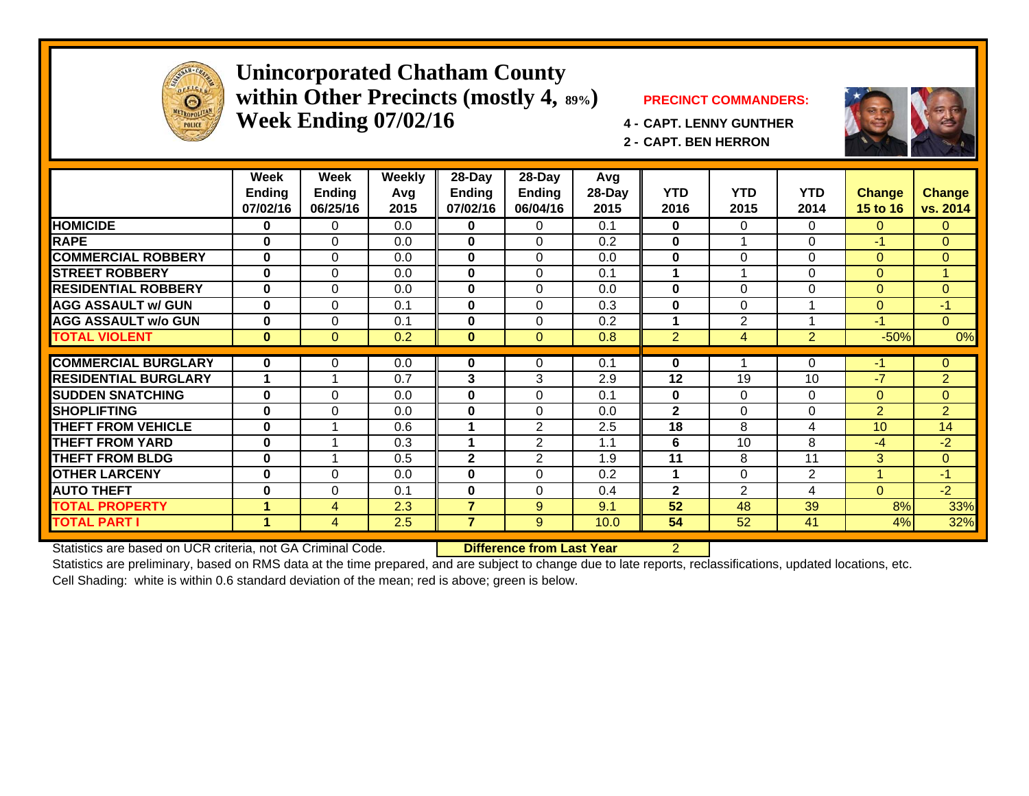# Unincorporated Chatham County within Other Precincts (mostly 4, 89%)
# Week Ending 07/02/16

**PRECINCT COMMANDERS:**

**4 - CAPT. LENNY GUNTHER**

**2 - CAPT. BEN HERRON**

| | Week Ending 07/02/16 | Week Ending 06/25/16 | Weekly Avg 2015 | 28-Day Ending 07/02/16 | 28-Day Ending 06/04/16 | Avg 28-Day 2015 | YTD 2016 | YTD 2015 | YTD 2014 | Change 15 to 16 | Change vs. 2014 |
|---|---|---|---|---|---|---|---|---|---|---|---|
| HOMICIDE | 0 | 0 | 0.0 | 0 | 0 | 0.1 | 0 | 0 | 0 | 0 | 0 |
| RAPE | 0 | 0 | 0.0 | 0 | 0 | 0.2 | 0 | 1 | 0 | -1 | 0 |
| COMMERCIAL ROBBERY | 0 | 0 | 0.0 | 0 | 0 | 0.0 | 0 | 0 | 0 | 0 | 0 |
| STREET ROBBERY | 0 | 0 | 0.0 | 0 | 0 | 0.1 | 1 | 1 | 0 | 0 | 1 |
| RESIDENTIAL ROBBERY | 0 | 0 | 0.0 | 0 | 0 | 0.0 | 0 | 0 | 0 | 0 | 0 |
| AGG ASSAULT w/ GUN | 0 | 0 | 0.1 | 0 | 0 | 0.3 | 0 | 0 | 1 | 0 | -1 |
| AGG ASSAULT w/o GUN | 0 | 0 | 0.1 | 0 | 0 | 0.2 | 1 | 2 | 1 | -1 | 0 |
| TOTAL VIOLENT | 0 | 0 | 0.2 | 0 | 0 | 0.8 | 2 | 4 | 2 | -50% | 0% |
| COMMERCIAL BURGLARY | 0 | 0 | 0.0 | 0 | 0 | 0.1 | 0 | 1 | 0 | -1 | 0 |
| RESIDENTIAL BURGLARY | 1 | 1 | 0.7 | 3 | 3 | 2.9 | 12 | 19 | 10 | -7 | 2 |
| SUDDEN SNATCHING | 0 | 0 | 0.0 | 0 | 0 | 0.1 | 0 | 0 | 0 | 0 | 0 |
| SHOPLIFTING | 0 | 0 | 0.0 | 0 | 0 | 0.0 | 2 | 0 | 0 | 2 | 2 |
| THEFT FROM VEHICLE | 0 | 1 | 0.6 | 1 | 2 | 2.5 | 18 | 8 | 4 | 10 | 14 |
| THEFT FROM YARD | 0 | 1 | 0.3 | 1 | 2 | 1.1 | 6 | 10 | 8 | -4 | -2 |
| THEFT FROM BLDG | 0 | 1 | 0.5 | 2 | 2 | 1.9 | 11 | 8 | 11 | 3 | 0 |
| OTHER LARCENY | 0 | 0 | 0.0 | 0 | 0 | 0.2 | 1 | 0 | 2 | 1 | -1 |
| AUTO THEFT | 0 | 0 | 0.1 | 0 | 0 | 0.4 | 2 | 2 | 4 | 0 | -2 |
| TOTAL PROPERTY | 1 | 4 | 2.3 | 7 | 9 | 9.1 | 52 | 48 | 39 | 8% | 33% |
| TOTAL PART I | 1 | 4 | 2.5 | 7 | 9 | 10.0 | 54 | 52 | 41 | 4% | 32% |

Statistics are based on UCR criteria, not GA Criminal Code. **Difference from Last Year** 2

Statistics are preliminary, based on RMS data at the time prepared, and are subject to change due to late reports, reclassifications, updated locations, etc.

Cell Shading: white is within 0.6 standard deviation of the mean; red is above; green is below.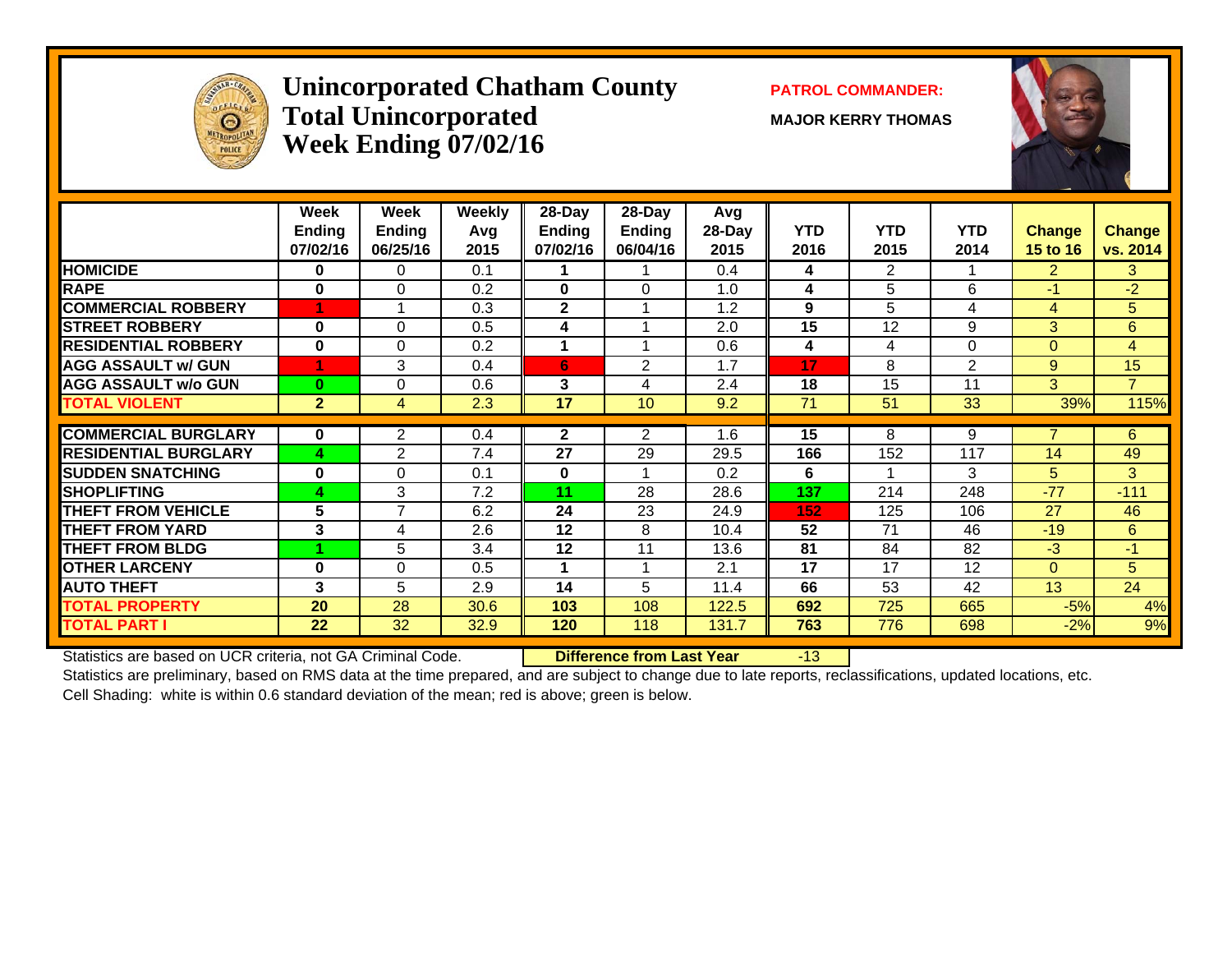# Unincorporated Chatham County
## Total Unincorporated
## Week Ending 07/02/16

**PATROL COMMANDER:**

**MAJOR KERRY THOMAS**

| | Week Ending 07/02/16 | Week Ending 06/25/16 | Weekly Avg 2015 | 28-Day Ending 07/02/16 | 28-Day Ending 06/04/16 | Avg 28-Day 2015 | YTD 2016 | YTD 2015 | YTD 2014 | Change 15 to 16 | Change vs. 2014 |
|---|---|---|---|---|---|---|---|---|---|---|---|
| HOMICIDE | 0 | 0 | 0.1 | 1 | 1 | 0.4 | 4 | 2 | 1 | 2 | 3 |
| RAPE | 0 | 0 | 0.2 | 0 | 0 | 1.0 | 4 | 5 | 6 | -1 | -2 |
| COMMERCIAL ROBBERY | 1 | 1 | 0.3 | 2 | 1 | 1.2 | 9 | 5 | 4 | 4 | 5 |
| STREET ROBBERY | 0 | 0 | 0.5 | 4 | 1 | 2.0 | 15 | 12 | 9 | 3 | 6 |
| RESIDENTIAL ROBBERY | 0 | 0 | 0.2 | 1 | 1 | 0.6 | 4 | 4 | 0 | 0 | 4 |
| AGG ASSAULT w/ GUN | 1 | 3 | 0.4 | 6 | 2 | 1.7 | 17 | 8 | 2 | 9 | 15 |
| AGG ASSAULT w/o GUN | 0 | 0 | 0.6 | 3 | 4 | 2.4 | 18 | 15 | 11 | 3 | 7 |
| TOTAL VIOLENT | 2 | 4 | 2.3 | 17 | 10 | 9.2 | 71 | 51 | 33 | 39% | 115% |
| COMMERCIAL BURGLARY | 0 | 2 | 0.4 | 2 | 2 | 1.6 | 15 | 8 | 9 | 7 | 6 |
| RESIDENTIAL BURGLARY | 4 | 2 | 7.4 | 27 | 29 | 29.5 | 166 | 152 | 117 | 14 | 49 |
| SUDDEN SNATCHING | 0 | 0 | 0.1 | 0 | 1 | 0.2 | 6 | 1 | 3 | 5 | 3 |
| SHOPLIFTING | 4 | 3 | 7.2 | 11 | 28 | 28.6 | 137 | 214 | 248 | -77 | -111 |
| THEFT FROM VEHICLE | 5 | 7 | 6.2 | 24 | 23 | 24.9 | 152 | 125 | 106 | 27 | 46 |
| THEFT FROM YARD | 3 | 4 | 2.6 | 12 | 8 | 10.4 | 52 | 71 | 46 | -19 | 6 |
| THEFT FROM BLDG | 1 | 5 | 3.4 | 12 | 11 | 13.6 | 81 | 84 | 82 | -3 | -1 |
| OTHER LARCENY | 0 | 0 | 0.5 | 1 | 1 | 2.1 | 17 | 17 | 12 | 0 | 5 |
| AUTO THEFT | 3 | 5 | 2.9 | 14 | 5 | 11.4 | 66 | 53 | 42 | 13 | 24 |
| TOTAL PROPERTY | 20 | 28 | 30.6 | 103 | 108 | 122.5 | 692 | 725 | 665 | -5% | 4% |
| TOTAL PART I | 22 | 32 | 32.9 | 120 | 118 | 131.7 | 763 | 776 | 698 | -2% | 9% |

Statistics are based on UCR criteria, not GA Criminal Code. **Difference from Last Year** -13

Statistics are preliminary, based on RMS data at the time prepared, and are subject to change due to late reports, reclassifications, updated locations, etc.

Cell Shading: white is within 0.6 standard deviation of the mean; red is above; green is below.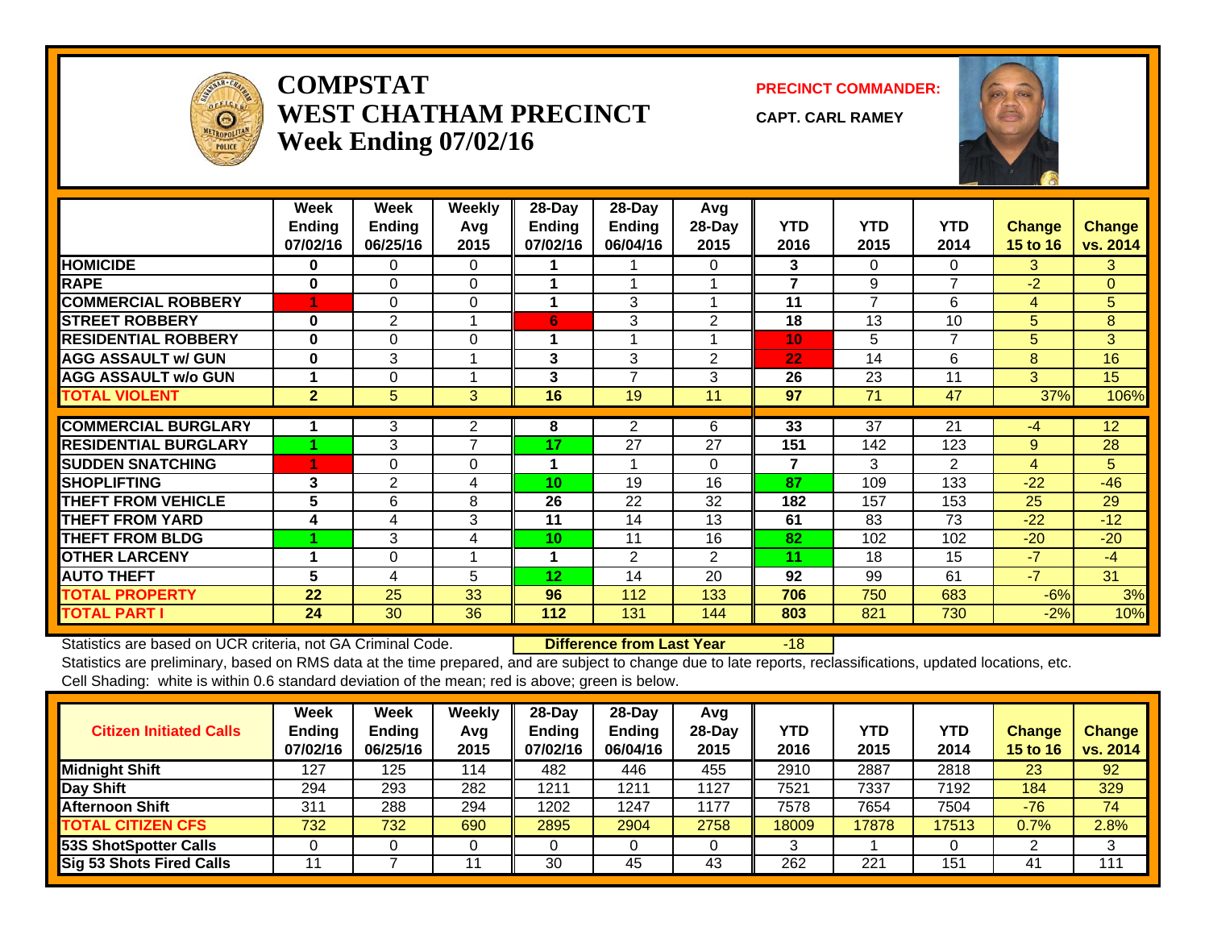# COMPSTAT
## WEST CHATHAM PRECINCT
### Week Ending 07/02/16

**PRECINCT COMMANDER:**

**CAPT. CARL RAMEY**

| | Week Ending 07/02/16 | Week Ending 06/25/16 | Weekly Avg 2015 | 28-Day Ending 07/02/16 | 28-Day Ending 06/04/16 | Avg 28-Day 2015 | YTD 2016 | YTD 2015 | YTD 2014 | Change 15 to 16 | Change vs. 2014 |
|---|---|---|---|---|---|---|---|---|---|---|---|
| HOMICIDE | 0 | 0 | 0 | 1 | 1 | 0 | 3 | 0 | 0 | 3 | 3 |
| RAPE | 0 | 0 | 0 | 1 | 1 | 1 | 7 | 9 | 7 | -2 | 0 |
| COMMERCIAL ROBBERY | 1 | 0 | 0 | 1 | 3 | 1 | 11 | 7 | 6 | 4 | 5 |
| STREET ROBBERY | 0 | 2 | 1 | 6 | 3 | 2 | 18 | 13 | 10 | 5 | 8 |
| RESIDENTIAL ROBBERY | 0 | 0 | 0 | 1 | 1 | 1 | 10 | 5 | 7 | 5 | 3 |
| AGG ASSAULT w/ GUN | 0 | 3 | 1 | 3 | 3 | 2 | 22 | 14 | 6 | 8 | 16 |
| AGG ASSAULT w/o GUN | 1 | 0 | 1 | 3 | 7 | 3 | 26 | 23 | 11 | 3 | 15 |
| TOTAL VIOLENT | 2 | 5 | 3 | 16 | 19 | 11 | 97 | 71 | 47 | 37% | 106% |
| COMMERCIAL BURGLARY | 1 | 3 | 2 | 8 | 2 | 6 | 33 | 37 | 21 | -4 | 12 |
| RESIDENTIAL BURGLARY | 1 | 3 | 7 | 17 | 27 | 27 | 151 | 142 | 123 | 9 | 28 |
| SUDDEN SNATCHING | 1 | 0 | 0 | 1 | 1 | 0 | 7 | 3 | 2 | 4 | 5 |
| SHOPLIFTING | 3 | 2 | 4 | 10 | 19 | 16 | 87 | 109 | 133 | -22 | -46 |
| THEFT FROM VEHICLE | 5 | 6 | 8 | 26 | 22 | 32 | 182 | 157 | 153 | 25 | 29 |
| THEFT FROM YARD | 4 | 4 | 3 | 11 | 14 | 13 | 61 | 83 | 73 | -22 | -12 |
| THEFT FROM BLDG | 1 | 3 | 4 | 10 | 11 | 16 | 82 | 102 | 102 | -20 | -20 |
| OTHER LARCENY | 1 | 0 | 1 | 1 | 2 | 2 | 11 | 18 | 15 | -7 | -4 |
| AUTO THEFT | 5 | 4 | 5 | 12 | 14 | 20 | 92 | 99 | 61 | -7 | 31 |
| TOTAL PROPERTY | 22 | 25 | 33 | 96 | 112 | 133 | 706 | 750 | 683 | -6% | 3% |
| TOTAL PART I | 24 | 30 | 36 | 112 | 131 | 144 | 803 | 821 | 730 | -2% | 10% |

Statistics are based on UCR criteria, not GA Criminal Code. **Difference from Last Year** -18

Statistics are preliminary, based on RMS data at the time prepared, and are subject to change due to late reports, reclassifications, updated locations, etc.

Cell Shading: white is within 0.6 standard deviation of the mean; red is above; green is below.

| Citizen Initiated Calls | Week Ending 07/02/16 | Week Ending 06/25/16 | Weekly Avg 2015 | 28-Day Ending 07/02/16 | 28-Day Ending 06/04/16 | Avg 28-Day 2015 | YTD 2016 | YTD 2015 | YTD 2014 | Change 15 to 16 | Change vs. 2014 |
|---|---|---|---|---|---|---|---|---|---|---|---|
| Midnight Shift | 127 | 125 | 114 | 482 | 446 | 455 | 2910 | 2887 | 2818 | 23 | 92 |
| Day Shift | 294 | 293 | 282 | 1211 | 1211 | 1127 | 7521 | 7337 | 7192 | 184 | 329 |
| Afternoon Shift | 311 | 288 | 294 | 1202 | 1247 | 1177 | 7578 | 7654 | 7504 | -76 | 74 |
| TOTAL CITIZEN CFS | 732 | 732 | 690 | 2895 | 2904 | 2758 | 18009 | 17878 | 17513 | 0.7% | 2.8% |
| 53S ShotSpotter Calls | 0 | 0 | 0 | 0 | 0 | 0 | 3 | 1 | 0 | 2 | 3 |
| Sig 53 Shots Fired Calls | 11 | 7 | 11 | 30 | 45 | 43 | 262 | 221 | 151 | 41 | 111 |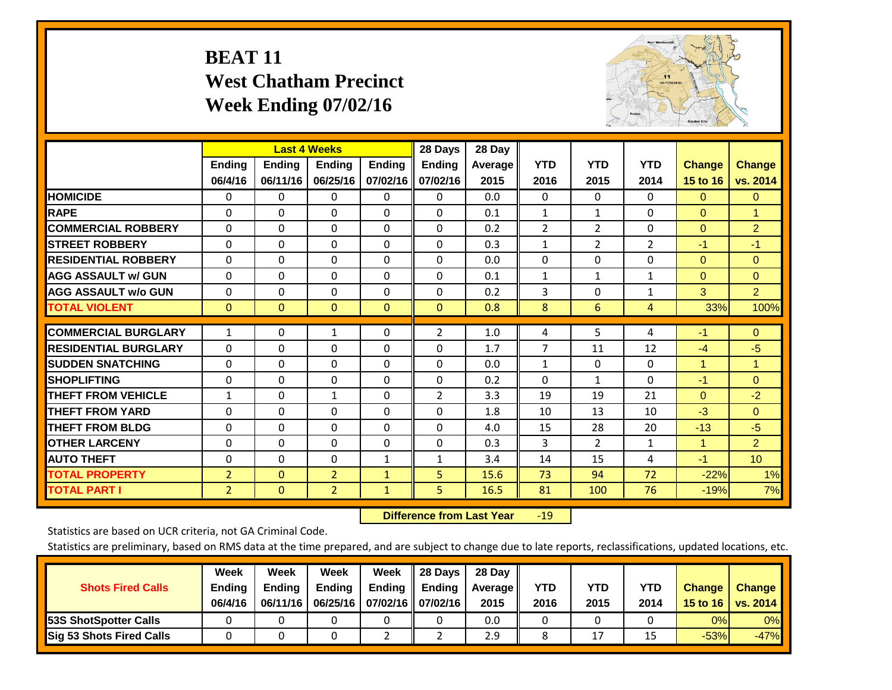# BEAT 11
## West Chatham Precinct
## Week Ending 07/02/16

| | Last 4 Weeks | | | | 28 Days | 28 Day | | | | | |
|---|---|---|---|---|---|---|---|---|---|---|---|
| | Ending 06/4/16 | Ending 06/11/16 | Ending 06/25/16 | Ending 07/02/16 | Ending 07/02/16 | Average 2015 | YTD 2016 | YTD 2015 | YTD 2014 | Change 15 to 16 | Change vs. 2014 |
| HOMICIDE | 0 | 0 | 0 | 0 | 0 | 0.0 | 0 | 0 | 0 | 0 | 0 |
| RAPE | 0 | 0 | 0 | 0 | 0 | 0.1 | 1 | 1 | 0 | 0 | 1 |
| COMMERCIAL ROBBERY | 0 | 0 | 0 | 0 | 0 | 0.2 | 2 | 2 | 0 | 0 | 2 |
| STREET ROBBERY | 0 | 0 | 0 | 0 | 0 | 0.3 | 1 | 2 | 2 | -1 | -1 |
| RESIDENTIAL ROBBERY | 0 | 0 | 0 | 0 | 0 | 0.0 | 0 | 0 | 0 | 0 | 0 |
| AGG ASSAULT w/ GUN | 0 | 0 | 0 | 0 | 0 | 0.1 | 1 | 1 | 1 | 0 | 0 |
| AGG ASSAULT w/o GUN | 0 | 0 | 0 | 0 | 0 | 0.2 | 3 | 0 | 1 | 3 | 2 |
| TOTAL VIOLENT | 0 | 0 | 0 | 0 | 0 | 0.8 | 8 | 6 | 4 | 33% | 100% |
| COMMERCIAL BURGLARY | 1 | 0 | 1 | 0 | 2 | 1.0 | 4 | 5 | 4 | -1 | 0 |
| RESIDENTIAL BURGLARY | 0 | 0 | 0 | 0 | 0 | 1.7 | 7 | 11 | 12 | -4 | -5 |
| SUDDEN SNATCHING | 0 | 0 | 0 | 0 | 0 | 0.0 | 1 | 0 | 0 | 1 | 1 |
| SHOPLIFTING | 0 | 0 | 0 | 0 | 0 | 0.2 | 0 | 1 | 0 | -1 | 0 |
| THEFT FROM VEHICLE | 1 | 0 | 1 | 0 | 2 | 3.3 | 19 | 19 | 21 | 0 | -2 |
| THEFT FROM YARD | 0 | 0 | 0 | 0 | 0 | 1.8 | 10 | 13 | 10 | -3 | 0 |
| THEFT FROM BLDG | 0 | 0 | 0 | 0 | 0 | 4.0 | 15 | 28 | 20 | -13 | -5 |
| OTHER LARCENY | 0 | 0 | 0 | 0 | 0 | 0.3 | 3 | 2 | 1 | 1 | 2 |
| AUTO THEFT | 0 | 0 | 0 | 1 | 1 | 3.4 | 14 | 15 | 4 | -1 | 10 |
| TOTAL PROPERTY | 2 | 0 | 2 | 1 | 5 | 15.6 | 73 | 94 | 72 | -22% | 1% |
| TOTAL PART I | 2 | 0 | 2 | 1 | 5 | 16.5 | 81 | 100 | 76 | -19% | 7% |

**Difference from Last Year** -19

Statistics are based on UCR criteria, not GA Criminal Code.

Statistics are preliminary, based on RMS data at the time prepared, and are subject to change due to late reports, reclassifications, updated locations, etc.

| Shots Fired Calls | Week Ending 06/4/16 | Week Ending 06/11/16 | Week Ending 06/25/16 | Week Ending 07/02/16 | 28 Days Ending 07/02/16 | 28 Day Average 2015 | YTD 2016 | YTD 2015 | YTD 2014 | Change 15 to 16 | Change vs. 2014 |
|---|---|---|---|---|---|---|---|---|---|---|---|
| 53S ShotSpotter Calls | 0 | 0 | 0 | 0 | 0 | 0.0 | 0 | 0 | 0 | 0% | 0% |
| Sig 53 Shots Fired Calls | 0 | 0 | 0 | 2 | 2 | 2.9 | 8 | 17 | 15 | -53% | -47% |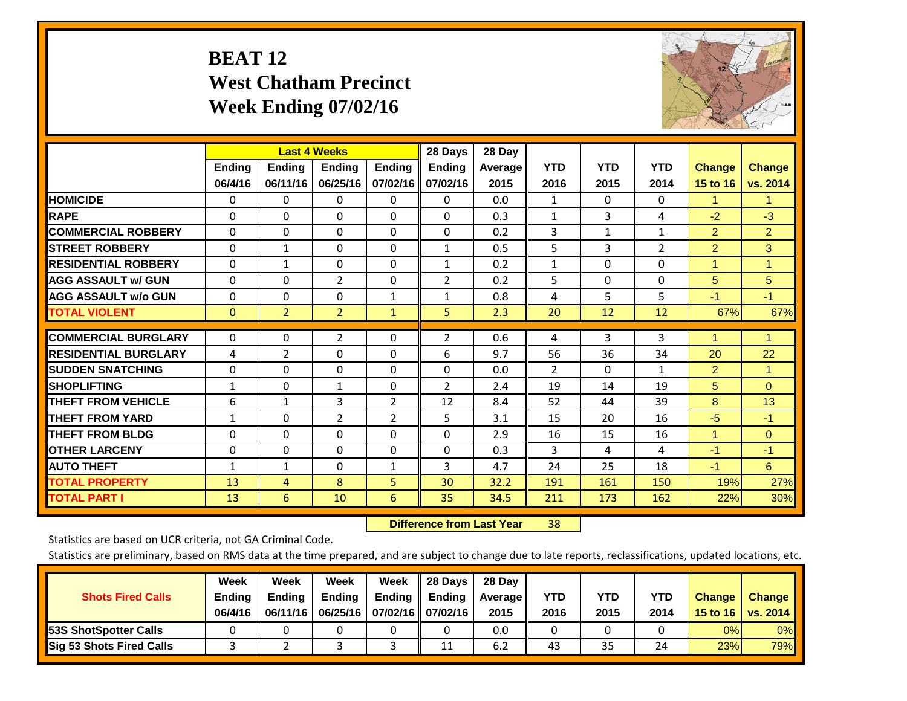# BEAT 12
## West Chatham Precinct
## Week Ending 07/02/16

| | Last 4 Weeks | | | | 28 Days | 28 Day | | | | | |
|---|---|---|---|---|---|---|---|---|---|---|---|
| | Ending 06/4/16 | Ending 06/11/16 | Ending 06/25/16 | Ending 07/02/16 | Ending 07/02/16 | Average 2015 | YTD 2016 | YTD 2015 | YTD 2014 | Change 15 to 16 | Change vs. 2014 |
| **HOMICIDE** | 0 | 0 | 0 | 0 | 0 | 0.0 | 1 | 0 | 0 | 1 | 1 |
| **RAPE** | 0 | 0 | 0 | 0 | 0 | 0.3 | 1 | 3 | 4 | -2 | -3 |
| **COMMERCIAL ROBBERY** | 0 | 0 | 0 | 0 | 0 | 0.2 | 3 | 1 | 1 | 2 | 2 |
| **STREET ROBBERY** | 0 | 1 | 0 | 0 | 1 | 0.5 | 5 | 3 | 2 | 2 | 3 |
| **RESIDENTIAL ROBBERY** | 0 | 1 | 0 | 0 | 1 | 0.2 | 1 | 0 | 0 | 1 | 1 |
| **AGG ASSAULT w/ GUN** | 0 | 0 | 2 | 0 | 2 | 0.2 | 5 | 0 | 0 | 5 | 5 |
| **AGG ASSAULT w/o GUN** | 0 | 0 | 0 | 1 | 1 | 0.8 | 4 | 5 | 5 | -1 | -1 |
| **TOTAL VIOLENT** | 0 | 2 | 2 | 1 | 5 | 2.3 | 20 | 12 | 12 | 67% | 67% |
| **COMMERCIAL BURGLARY** | 0 | 0 | 2 | 0 | 2 | 0.6 | 4 | 3 | 3 | 1 | 1 |
| **RESIDENTIAL BURGLARY** | 4 | 2 | 0 | 0 | 6 | 9.7 | 56 | 36 | 34 | 20 | 22 |
| **SUDDEN SNATCHING** | 0 | 0 | 0 | 0 | 0 | 0.0 | 2 | 0 | 1 | 2 | 1 |
| **SHOPLIFTING** | 1 | 0 | 1 | 0 | 2 | 2.4 | 19 | 14 | 19 | 5 | 0 |
| **THEFT FROM VEHICLE** | 6 | 1 | 3 | 2 | 12 | 8.4 | 52 | 44 | 39 | 8 | 13 |
| **THEFT FROM YARD** | 1 | 0 | 2 | 2 | 5 | 3.1 | 15 | 20 | 16 | -5 | -1 |
| **THEFT FROM BLDG** | 0 | 0 | 0 | 0 | 0 | 2.9 | 16 | 15 | 16 | 1 | 0 |
| **OTHER LARCENY** | 0 | 0 | 0 | 0 | 0 | 0.3 | 3 | 4 | 4 | -1 | -1 |
| **AUTO THEFT** | 1 | 1 | 0 | 1 | 3 | 4.7 | 24 | 25 | 18 | -1 | 6 |
| **TOTAL PROPERTY** | 13 | 4 | 8 | 5 | 30 | 32.2 | 191 | 161 | 150 | 19% | 27% |
| **TOTAL PART I** | 13 | 6 | 10 | 6 | 35 | 34.5 | 211 | 173 | 162 | 22% | 30% |

**Difference from Last Year** 38

Statistics are based on UCR criteria, not GA Criminal Code.

Statistics are preliminary, based on RMS data at the time prepared, and are subject to change due to late reports, reclassifications, updated locations, etc.

| Shots Fired Calls | Week Ending 06/4/16 | Week Ending 06/11/16 | Week Ending 06/25/16 | Week Ending 07/02/16 | 28 Days Ending 07/02/16 | 28 Day Average 2015 | YTD 2016 | YTD 2015 | YTD 2014 | Change 15 to 16 | Change vs. 2014 |
|---|---|---|---|---|---|---|---|---|---|---|---|
| **53S ShotSpotter Calls** | 0 | 0 | 0 | 0 | 0 | 0.0 | 0 | 0 | 0 | 0% | 0% |
| **Sig 53 Shots Fired Calls** | 3 | 2 | 3 | 3 | 11 | 6.2 | 43 | 35 | 24 | 23% | 79% |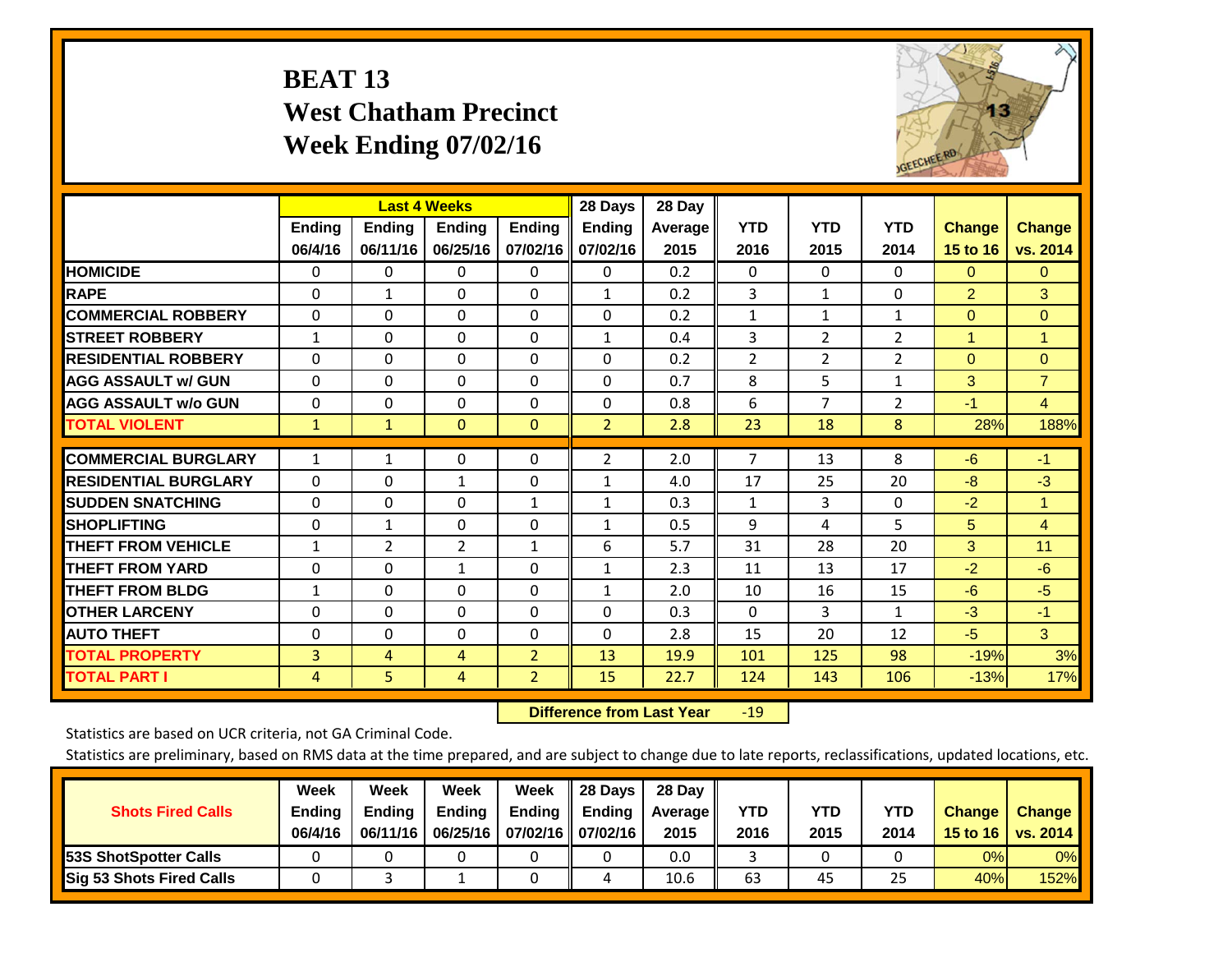# BEAT 13
# West Chatham Precinct
# Week Ending 07/02/16

| | Last 4 Weeks | | | | 28 Days | 28 Day | | | | | |
|---|---|---|---|---|---|---|---|---|---|---|---|
| | Ending 06/4/16 | Ending 06/11/16 | Ending 06/25/16 | Ending 07/02/16 | Ending 07/02/16 | Average 2015 | YTD 2016 | YTD 2015 | YTD 2014 | Change 15 to 16 | Change vs. 2014 |
| HOMICIDE | 0 | 0 | 0 | 0 | 0 | 0.2 | 0 | 0 | 0 | 0 | 0 |
| RAPE | 0 | 1 | 0 | 0 | 1 | 0.2 | 3 | 1 | 0 | 2 | 3 |
| COMMERCIAL ROBBERY | 0 | 0 | 0 | 0 | 0 | 0.2 | 1 | 1 | 1 | 0 | 0 |
| STREET ROBBERY | 1 | 0 | 0 | 0 | 1 | 0.4 | 3 | 2 | 2 | 1 | 1 |
| RESIDENTIAL ROBBERY | 0 | 0 | 0 | 0 | 0 | 0.2 | 2 | 2 | 2 | 0 | 0 |
| AGG ASSAULT w/ GUN | 0 | 0 | 0 | 0 | 0 | 0.7 | 8 | 5 | 1 | 3 | 7 |
| AGG ASSAULT w/o GUN | 0 | 0 | 0 | 0 | 0 | 0.8 | 6 | 7 | 2 | -1 | 4 |
| TOTAL VIOLENT | 1 | 1 | 0 | 0 | 2 | 2.8 | 23 | 18 | 8 | 28% | 188% |
| COMMERCIAL BURGLARY | 1 | 1 | 0 | 0 | 2 | 2.0 | 7 | 13 | 8 | -6 | -1 |
| RESIDENTIAL BURGLARY | 0 | 0 | 1 | 0 | 1 | 4.0 | 17 | 25 | 20 | -8 | -3 |
| SUDDEN SNATCHING | 0 | 0 | 0 | 1 | 1 | 0.3 | 1 | 3 | 0 | -2 | 1 |
| SHOPLIFTING | 0 | 1 | 0 | 0 | 1 | 0.5 | 9 | 4 | 5 | 5 | 4 |
| THEFT FROM VEHICLE | 1 | 2 | 2 | 1 | 6 | 5.7 | 31 | 28 | 20 | 3 | 11 |
| THEFT FROM YARD | 0 | 0 | 1 | 0 | 1 | 2.3 | 11 | 13 | 17 | -2 | -6 |
| THEFT FROM BLDG | 1 | 0 | 0 | 0 | 1 | 2.0 | 10 | 16 | 15 | -6 | -5 |
| OTHER LARCENY | 0 | 0 | 0 | 0 | 0 | 0.3 | 0 | 3 | 1 | -3 | -1 |
| AUTO THEFT | 0 | 0 | 0 | 0 | 0 | 2.8 | 15 | 20 | 12 | -5 | 3 |
| TOTAL PROPERTY | 3 | 4 | 4 | 2 | 13 | 19.9 | 101 | 125 | 98 | -19% | 3% |
| TOTAL PART I | 4 | 5 | 4 | 2 | 15 | 22.7 | 124 | 143 | 106 | -13% | 17% |

**Difference from Last Year** -19

Statistics are based on UCR criteria, not GA Criminal Code.

Statistics are preliminary, based on RMS data at the time prepared, and are subject to change due to late reports, reclassifications, updated locations, etc.

| Shots Fired Calls | Week Ending 06/4/16 | Week Ending 06/11/16 | Week Ending 06/25/16 | Week Ending 07/02/16 | 28 Days Ending 07/02/16 | 28 Day Average 2015 | YTD 2016 | YTD 2015 | YTD 2014 | Change 15 to 16 | Change vs. 2014 |
|---|---|---|---|---|---|---|---|---|---|---|---|
| 53S ShotSpotter Calls | 0 | 0 | 0 | 0 | 0 | 0.0 | 3 | 0 | 0 | 0% | 0% |
| Sig 53 Shots Fired Calls | 0 | 3 | 1 | 0 | 4 | 10.6 | 63 | 45 | 25 | 40% | 152% |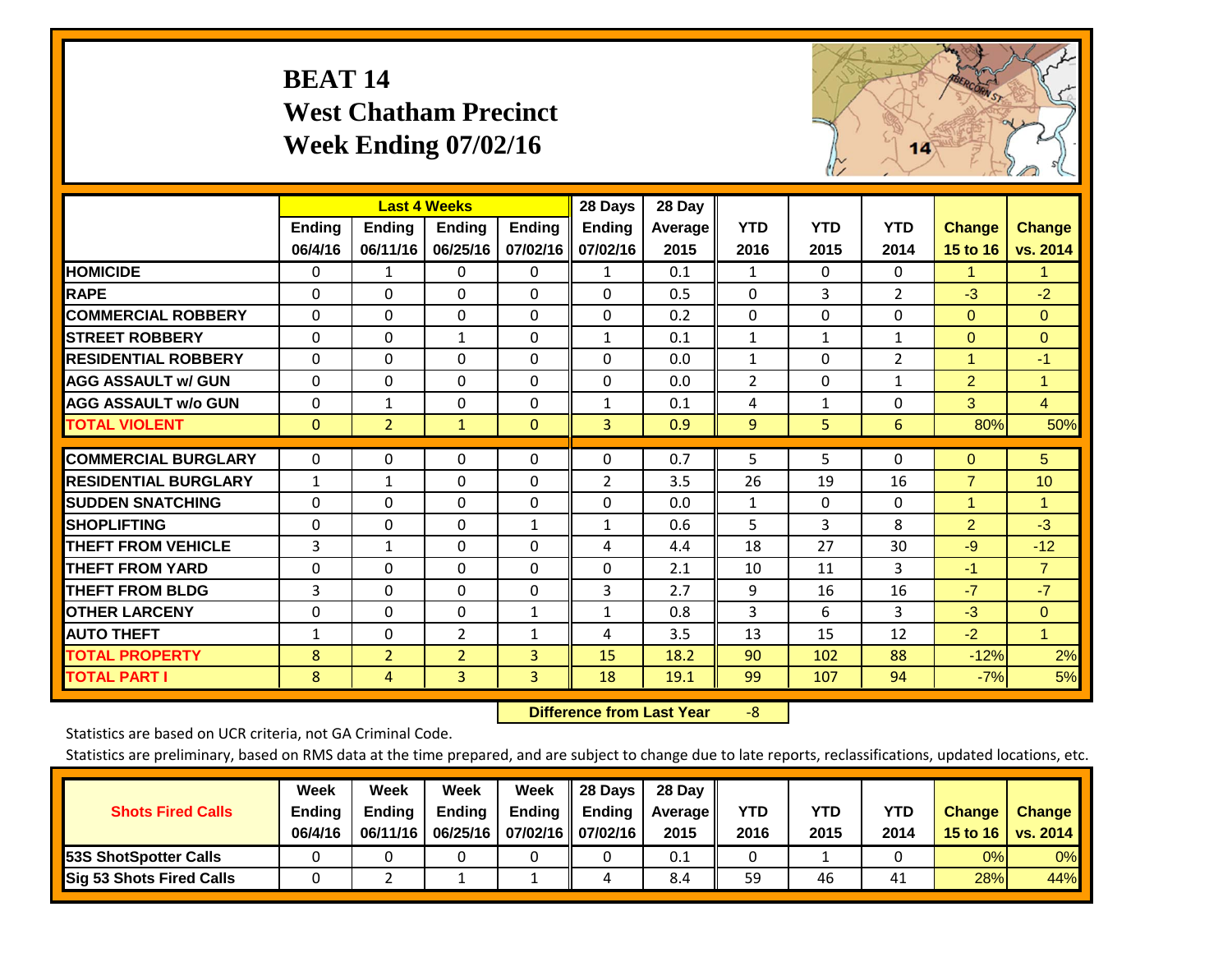# BEAT 14
## West Chatham Precinct
## Week Ending 07/02/16

| | Last 4 Weeks | | | | 28 Days | 28 Day | YTD | YTD | YTD | Change | Change |
|---|---|---|---|---|---|---|---|---|---|---|---|
| | Ending 06/4/16 | Ending 06/11/16 | Ending 06/25/16 | Ending 07/02/16 | Ending 07/02/16 | Average 2015 | 2016 | 2015 | 2014 | 15 to 16 | vs. 2014 |
| **HOMICIDE** | 0 | 1 | 0 | 0 | 1 | 0.1 | 1 | 0 | 0 | 1 | 1 |
| **RAPE** | 0 | 0 | 0 | 0 | 0 | 0.5 | 0 | 3 | 2 | -3 | -2 |
| **COMMERCIAL ROBBERY** | 0 | 0 | 0 | 0 | 0 | 0.2 | 0 | 0 | 0 | 0 | 0 |
| **STREET ROBBERY** | 0 | 0 | 1 | 0 | 1 | 0.1 | 1 | 1 | 1 | 0 | 0 |
| **RESIDENTIAL ROBBERY** | 0 | 0 | 0 | 0 | 0 | 0.0 | 1 | 0 | 2 | 1 | -1 |
| **AGG ASSAULT w/ GUN** | 0 | 0 | 0 | 0 | 0 | 0.0 | 2 | 0 | 1 | 2 | 1 |
| **AGG ASSAULT w/o GUN** | 0 | 1 | 0 | 0 | 1 | 0.1 | 4 | 1 | 0 | 3 | 4 |
| **TOTAL VIOLENT** | 0 | 2 | 1 | 0 | 3 | 0.9 | 9 | 5 | 6 | 80% | 50% |
| **COMMERCIAL BURGLARY** | 0 | 0 | 0 | 0 | 0 | 0.7 | 5 | 5 | 0 | 0 | 5 |
| **RESIDENTIAL BURGLARY** | 1 | 1 | 0 | 0 | 2 | 3.5 | 26 | 19 | 16 | 7 | 10 |
| **SUDDEN SNATCHING** | 0 | 0 | 0 | 0 | 0 | 0.0 | 1 | 0 | 0 | 1 | 1 |
| **SHOPLIFTING** | 0 | 0 | 0 | 1 | 1 | 0.6 | 5 | 3 | 8 | 2 | -3 |
| **THEFT FROM VEHICLE** | 3 | 1 | 0 | 0 | 4 | 4.4 | 18 | 27 | 30 | -9 | -12 |
| **THEFT FROM YARD** | 0 | 0 | 0 | 0 | 0 | 2.1 | 10 | 11 | 3 | -1 | 7 |
| **THEFT FROM BLDG** | 3 | 0 | 0 | 0 | 3 | 2.7 | 9 | 16 | 16 | -7 | -7 |
| **OTHER LARCENY** | 0 | 0 | 0 | 1 | 1 | 0.8 | 3 | 6 | 3 | -3 | 0 |
| **AUTO THEFT** | 1 | 0 | 2 | 1 | 4 | 3.5 | 13 | 15 | 12 | -2 | 1 |
| **TOTAL PROPERTY** | 8 | 2 | 2 | 3 | 15 | 18.2 | 90 | 102 | 88 | -12% | 2% |
| **TOTAL PART I** | 8 | 4 | 3 | 3 | 18 | 19.1 | 99 | 107 | 94 | -7% | 5% |

**Difference from Last Year** -8

Statistics are based on UCR criteria, not GA Criminal Code.

Statistics are preliminary, based on RMS data at the time prepared, and are subject to change due to late reports, reclassifications, updated locations, etc.

| Shots Fired Calls | Week Ending 06/4/16 | Week Ending 06/11/16 | Week Ending 06/25/16 | Week Ending 07/02/16 | 28 Days Ending 07/02/16 | 28 Day Average 2015 | YTD 2016 | YTD 2015 | YTD 2014 | Change 15 to 16 | Change vs. 2014 |
|---|---|---|---|---|---|---|---|---|---|---|---|
| **53S ShotSpotter Calls** | 0 | 0 | 0 | 0 | 0 | 0.1 | 0 | 1 | 0 | 0% | 0% |
| **Sig 53 Shots Fired Calls** | 0 | 2 | 1 | 1 | 4 | 8.4 | 59 | 46 | 41 | 28% | 44% |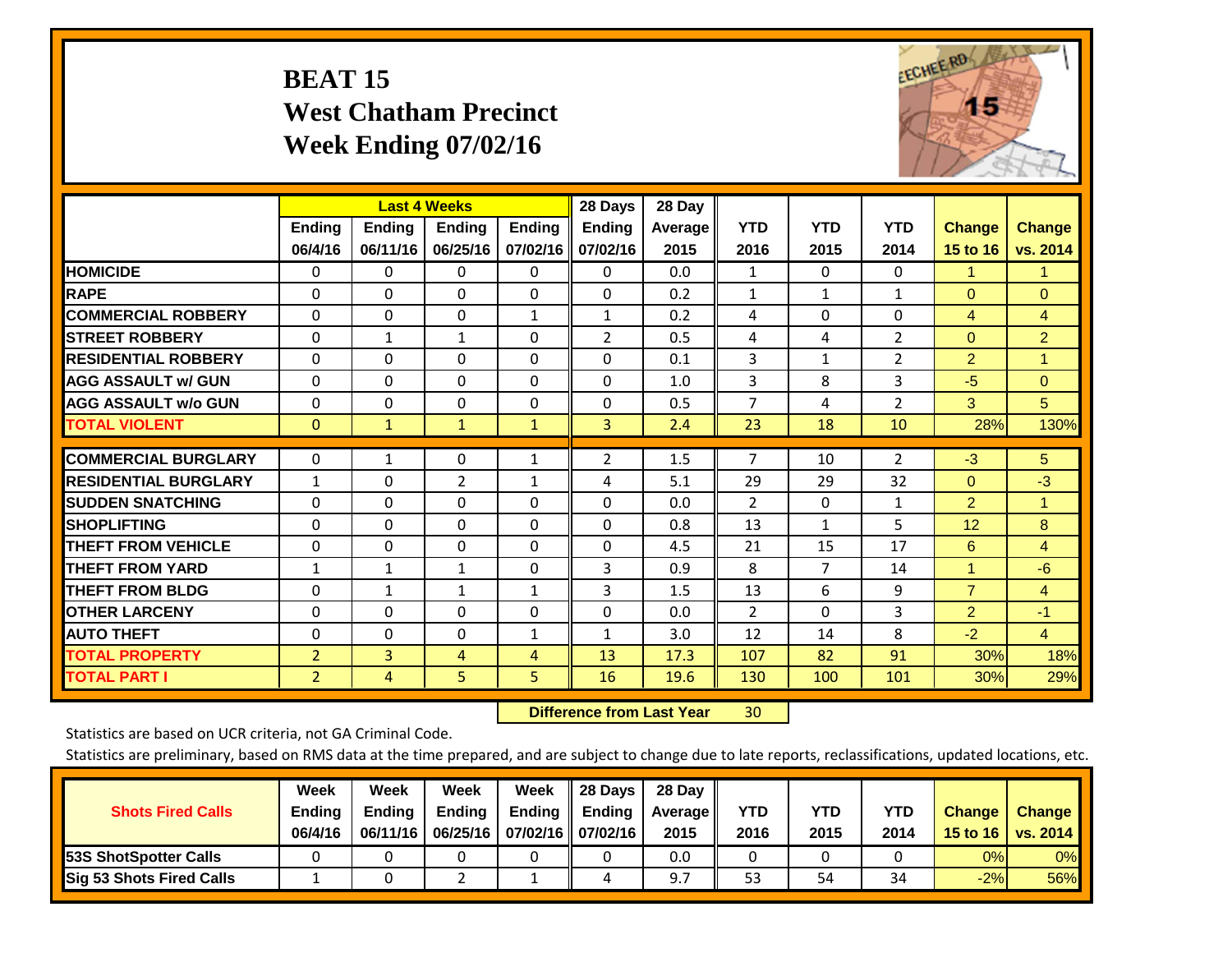# BEAT 15
## West Chatham Precinct
## Week Ending 07/02/16

| | Last 4 Weeks | | | | 28 Days | 28 Day | | | | | |
|---|---|---|---|---|---|---|---|---|---|---|---|
| | Ending 06/4/16 | Ending 06/11/16 | Ending 06/25/16 | Ending 07/02/16 | Ending 07/02/16 | Average 2015 | YTD 2016 | YTD 2015 | YTD 2014 | Change 15 to 16 | Change vs. 2014 |
| HOMICIDE | 0 | 0 | 0 | 0 | 0 | 0.0 | 1 | 0 | 0 | 1 | 1 |
| RAPE | 0 | 0 | 0 | 0 | 0 | 0.2 | 1 | 1 | 1 | 0 | 0 |
| COMMERCIAL ROBBERY | 0 | 0 | 0 | 1 | 1 | 0.2 | 4 | 0 | 0 | 4 | 4 |
| STREET ROBBERY | 0 | 1 | 1 | 0 | 2 | 0.5 | 4 | 4 | 2 | 0 | 2 |
| RESIDENTIAL ROBBERY | 0 | 0 | 0 | 0 | 0 | 0.1 | 3 | 1 | 2 | 2 | 1 |
| AGG ASSAULT w/ GUN | 0 | 0 | 0 | 0 | 0 | 1.0 | 3 | 8 | 3 | -5 | 0 |
| AGG ASSAULT w/o GUN | 0 | 0 | 0 | 0 | 0 | 0.5 | 7 | 4 | 2 | 3 | 5 |
| TOTAL VIOLENT | 0 | 1 | 1 | 1 | 3 | 2.4 | 23 | 18 | 10 | 28% | 130% |
| COMMERCIAL BURGLARY | 0 | 1 | 0 | 1 | 2 | 1.5 | 7 | 10 | 2 | -3 | 5 |
| RESIDENTIAL BURGLARY | 1 | 0 | 2 | 1 | 4 | 5.1 | 29 | 29 | 32 | 0 | -3 |
| SUDDEN SNATCHING | 0 | 0 | 0 | 0 | 0 | 0.0 | 2 | 0 | 1 | 2 | 1 |
| SHOPLIFTING | 0 | 0 | 0 | 0 | 0 | 0.8 | 13 | 1 | 5 | 12 | 8 |
| THEFT FROM VEHICLE | 0 | 0 | 0 | 0 | 0 | 4.5 | 21 | 15 | 17 | 6 | 4 |
| THEFT FROM YARD | 1 | 1 | 1 | 0 | 3 | 0.9 | 8 | 7 | 14 | 1 | -6 |
| THEFT FROM BLDG | 0 | 1 | 1 | 1 | 3 | 1.5 | 13 | 6 | 9 | 7 | 4 |
| OTHER LARCENY | 0 | 0 | 0 | 0 | 0 | 0.0 | 2 | 0 | 3 | 2 | -1 |
| AUTO THEFT | 0 | 0 | 0 | 1 | 1 | 3.0 | 12 | 14 | 8 | -2 | 4 |
| TOTAL PROPERTY | 2 | 3 | 4 | 4 | 13 | 17.3 | 107 | 82 | 91 | 30% | 18% |
| TOTAL PART I | 2 | 4 | 5 | 5 | 16 | 19.6 | 130 | 100 | 101 | 30% | 29% |

**Difference from Last Year** 30

Statistics are based on UCR criteria, not GA Criminal Code.

Statistics are preliminary, based on RMS data at the time prepared, and are subject to change due to late reports, reclassifications, updated locations, etc.

| Shots Fired Calls | Week Ending 06/4/16 | Week Ending 06/11/16 | Week Ending 06/25/16 | Week Ending 07/02/16 | 28 Days Ending 07/02/16 | 28 Day Average 2015 | YTD 2016 | YTD 2015 | YTD 2014 | Change 15 to 16 | Change vs. 2014 |
|---|---|---|---|---|---|---|---|---|---|---|---|
| 53S ShotSpotter Calls | 0 | 0 | 0 | 0 | 0 | 0.0 | 0 | 0 | 0 | 0% | 0% |
| Sig 53 Shots Fired Calls | 1 | 0 | 2 | 1 | 4 | 9.7 | 53 | 54 | 34 | -2% | 56% |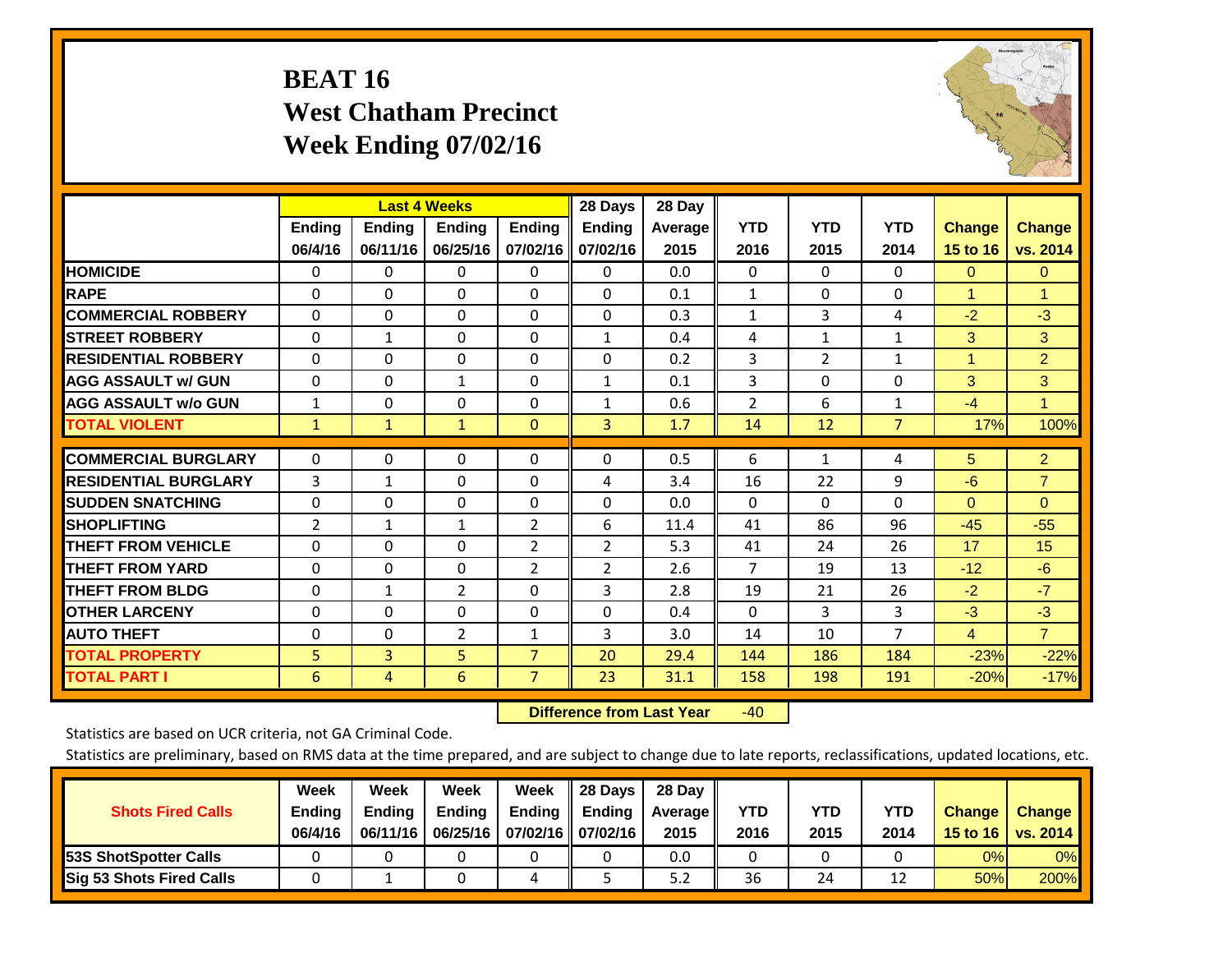# BEAT 16
## West Chatham Precinct
## Week Ending 07/02/16

| | Last 4 Weeks | | | | 28 Days | 28 Day | | | | | |
|---|---|---|---|---|---|---|---|---|---|---|---|
| | Ending 06/4/16 | Ending 06/11/16 | Ending 06/25/16 | Ending 07/02/16 | Ending 07/02/16 | Average 2015 | YTD 2016 | YTD 2015 | YTD 2014 | Change 15 to 16 | Change vs. 2014 |
| HOMICIDE | 0 | 0 | 0 | 0 | 0 | 0.0 | 0 | 0 | 0 | 0 | 0 |
| RAPE | 0 | 0 | 0 | 0 | 0 | 0.1 | 1 | 0 | 0 | 1 | 1 |
| COMMERCIAL ROBBERY | 0 | 0 | 0 | 0 | 0 | 0.3 | 1 | 3 | 4 | -2 | -3 |
| STREET ROBBERY | 0 | 1 | 0 | 0 | 1 | 0.4 | 4 | 1 | 1 | 3 | 3 |
| RESIDENTIAL ROBBERY | 0 | 0 | 0 | 0 | 0 | 0.2 | 3 | 2 | 1 | 1 | 2 |
| AGG ASSAULT w/ GUN | 0 | 0 | 1 | 0 | 1 | 0.1 | 3 | 0 | 0 | 3 | 3 |
| AGG ASSAULT w/o GUN | 1 | 0 | 0 | 0 | 1 | 0.6 | 2 | 6 | 1 | -4 | 1 |
| TOTAL VIOLENT | 1 | 1 | 1 | 0 | 3 | 1.7 | 14 | 12 | 7 | 17% | 100% |
| COMMERCIAL BURGLARY | 0 | 0 | 0 | 0 | 0 | 0.5 | 6 | 1 | 4 | 5 | 2 |
| RESIDENTIAL BURGLARY | 3 | 1 | 0 | 0 | 4 | 3.4 | 16 | 22 | 9 | -6 | 7 |
| SUDDEN SNATCHING | 0 | 0 | 0 | 0 | 0 | 0.0 | 0 | 0 | 0 | 0 | 0 |
| SHOPLIFTING | 2 | 1 | 1 | 2 | 6 | 11.4 | 41 | 86 | 96 | -45 | -55 |
| THEFT FROM VEHICLE | 0 | 0 | 0 | 2 | 2 | 5.3 | 41 | 24 | 26 | 17 | 15 |
| THEFT FROM YARD | 0 | 0 | 0 | 2 | 2 | 2.6 | 7 | 19 | 13 | -12 | -6 |
| THEFT FROM BLDG | 0 | 1 | 2 | 0 | 3 | 2.8 | 19 | 21 | 26 | -2 | -7 |
| OTHER LARCENY | 0 | 0 | 0 | 0 | 0 | 0.4 | 0 | 3 | 3 | -3 | -3 |
| AUTO THEFT | 0 | 0 | 2 | 1 | 3 | 3.0 | 14 | 10 | 7 | 4 | 7 |
| TOTAL PROPERTY | 5 | 3 | 5 | 7 | 20 | 29.4 | 144 | 186 | 184 | -23% | -22% |
| TOTAL PART I | 6 | 4 | 6 | 7 | 23 | 31.1 | 158 | 198 | 191 | -20% | -17% |

**Difference from Last Year** -40

Statistics are based on UCR criteria, not GA Criminal Code.

Statistics are preliminary, based on RMS data at the time prepared, and are subject to change due to late reports, reclassifications, updated locations, etc.

| Shots Fired Calls | Week Ending 06/4/16 | Week Ending 06/11/16 | Week Ending 06/25/16 | Week Ending 07/02/16 | 28 Days Ending 07/02/16 | 28 Day Average 2015 | YTD 2016 | YTD 2015 | YTD 2014 | Change 15 to 16 | Change vs. 2014 |
|---|---|---|---|---|---|---|---|---|---|---|---|
| 53S ShotSpotter Calls | 0 | 0 | 0 | 0 | 0 | 0.0 | 0 | 0 | 0 | 0% | 0% |
| Sig 53 Shots Fired Calls | 0 | 1 | 0 | 4 | 5 | 5.2 | 36 | 24 | 12 | 50% | 200% |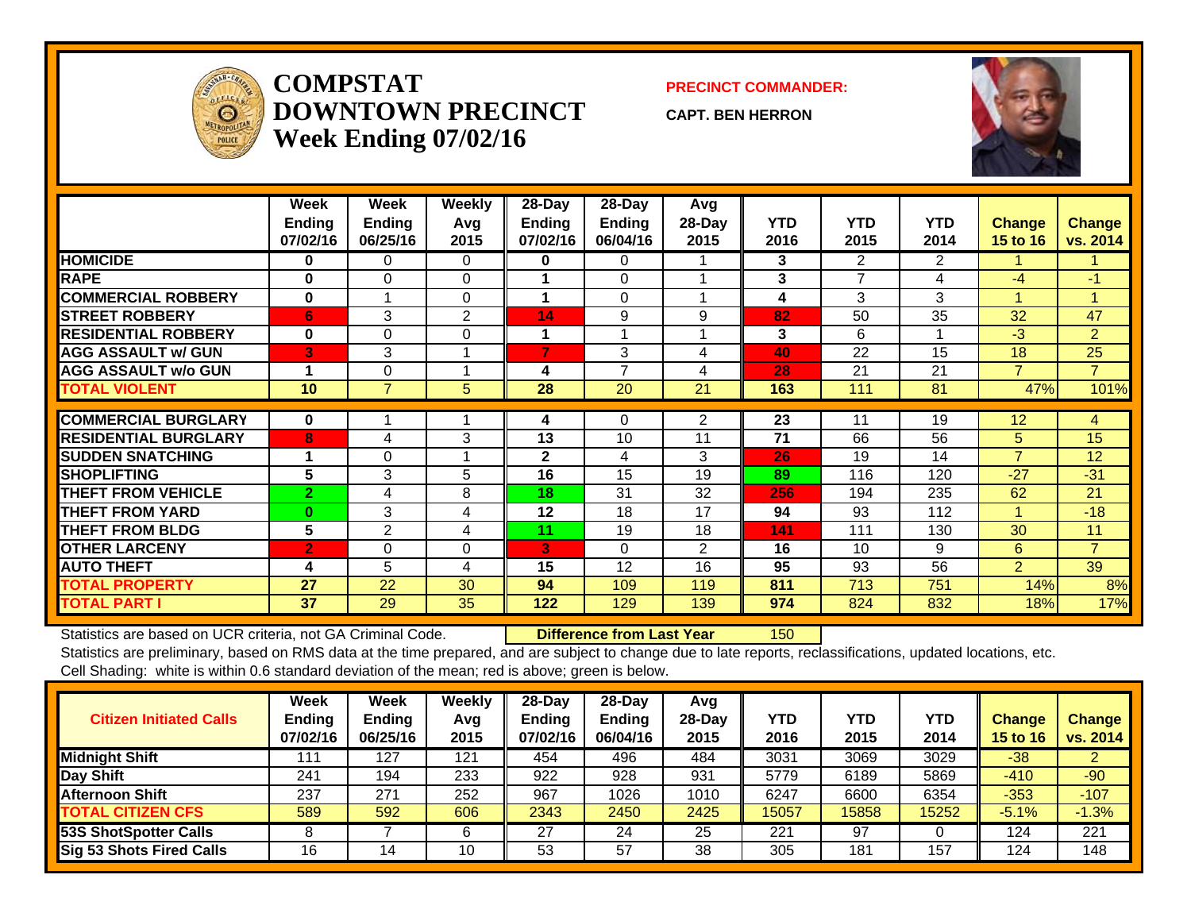# COMPSTAT DOWNTOWN PRECINCT
## Week Ending 07/02/16

**PRECINCT COMMANDER:**

**CAPT. BEN HERRON**

| | Week Ending 07/02/16 | Week Ending 06/25/16 | Weekly Avg 2015 | 28-Day Ending 07/02/16 | 28-Day Ending 06/04/16 | Avg 28-Day 2015 | YTD 2016 | YTD 2015 | YTD 2014 | Change 15 to 16 | Change vs. 2014 |
|---|---|---|---|---|---|---|---|---|---|---|---|
| HOMICIDE | 0 | 0 | 0 | 0 | 0 | 1 | 3 | 2 | 2 | 1 | 1 |
| RAPE | 0 | 0 | 0 | 1 | 0 | 1 | 3 | 7 | 4 | -4 | -1 |
| COMMERCIAL ROBBERY | 0 | 1 | 0 | 1 | 0 | 1 | 4 | 3 | 3 | 1 | 1 |
| STREET ROBBERY | 6 | 3 | 2 | 14 | 9 | 9 | 82 | 50 | 35 | 32 | 47 |
| RESIDENTIAL ROBBERY | 0 | 0 | 0 | 1 | 1 | 1 | 3 | 6 | 1 | -3 | 2 |
| AGG ASSAULT w/ GUN | 3 | 3 | 1 | 7 | 3 | 4 | 40 | 22 | 15 | 18 | 25 |
| AGG ASSAULT w/o GUN | 1 | 0 | 1 | 4 | 7 | 4 | 28 | 21 | 21 | 7 | 7 |
| TOTAL VIOLENT | 10 | 7 | 5 | 28 | 20 | 21 | 163 | 111 | 81 | 47% | 101% |
| COMMERCIAL BURGLARY | 0 | 1 | 1 | 4 | 0 | 2 | 23 | 11 | 19 | 12 | 4 |
| RESIDENTIAL BURGLARY | 8 | 4 | 3 | 13 | 10 | 11 | 71 | 66 | 56 | 5 | 15 |
| SUDDEN SNATCHING | 1 | 0 | 1 | 2 | 4 | 3 | 26 | 19 | 14 | 7 | 12 |
| SHOPLIFTING | 5 | 3 | 5 | 16 | 15 | 19 | 89 | 116 | 120 | -27 | -31 |
| THEFT FROM VEHICLE | 2 | 4 | 8 | 18 | 31 | 32 | 256 | 194 | 235 | 62 | 21 |
| THEFT FROM YARD | 0 | 3 | 4 | 12 | 18 | 17 | 94 | 93 | 112 | 1 | -18 |
| THEFT FROM BLDG | 5 | 2 | 4 | 11 | 19 | 18 | 141 | 111 | 130 | 30 | 11 |
| OTHER LARCENY | 2 | 0 | 0 | 3 | 0 | 2 | 16 | 10 | 9 | 6 | 7 |
| AUTO THEFT | 4 | 5 | 4 | 15 | 12 | 16 | 95 | 93 | 56 | 2 | 39 |
| TOTAL PROPERTY | 27 | 22 | 30 | 94 | 109 | 119 | 811 | 713 | 751 | 14% | 8% |
| TOTAL PART I | 37 | 29 | 35 | 122 | 129 | 139 | 974 | 824 | 832 | 18% | 17% |

Statistics are based on UCR criteria, not GA Criminal Code. **Difference from Last Year** 150

Statistics are preliminary, based on RMS data at the time prepared, and are subject to change due to late reports, reclassifications, updated locations, etc.

Cell Shading: white is within 0.6 standard deviation of the mean; red is above; green is below.

| Citizen Initiated Calls | Week Ending 07/02/16 | Week Ending 06/25/16 | Weekly Avg 2015 | 28-Day Ending 07/02/16 | 28-Day Ending 06/04/16 | Avg 28-Day 2015 | YTD 2016 | YTD 2015 | YTD 2014 | Change 15 to 16 | Change vs. 2014 |
|---|---|---|---|---|---|---|---|---|---|---|---|
| Midnight Shift | 111 | 127 | 121 | 454 | 496 | 484 | 3031 | 3069 | 3029 | -38 | 2 |
| Day Shift | 241 | 194 | 233 | 922 | 928 | 931 | 5779 | 6189 | 5869 | -410 | -90 |
| Afternoon Shift | 237 | 271 | 252 | 967 | 1026 | 1010 | 6247 | 6600 | 6354 | -353 | -107 |
| TOTAL CITIZEN CFS | 589 | 592 | 606 | 2343 | 2450 | 2425 | 15057 | 15858 | 15252 | -5.1% | -1.3% |
| 53S ShotSpotter Calls | 8 | 7 | 6 | 27 | 24 | 25 | 221 | 97 | 0 | 124 | 221 |
| Sig 53 Shots Fired Calls | 16 | 14 | 10 | 53 | 57 | 38 | 305 | 181 | 157 | 124 | 148 |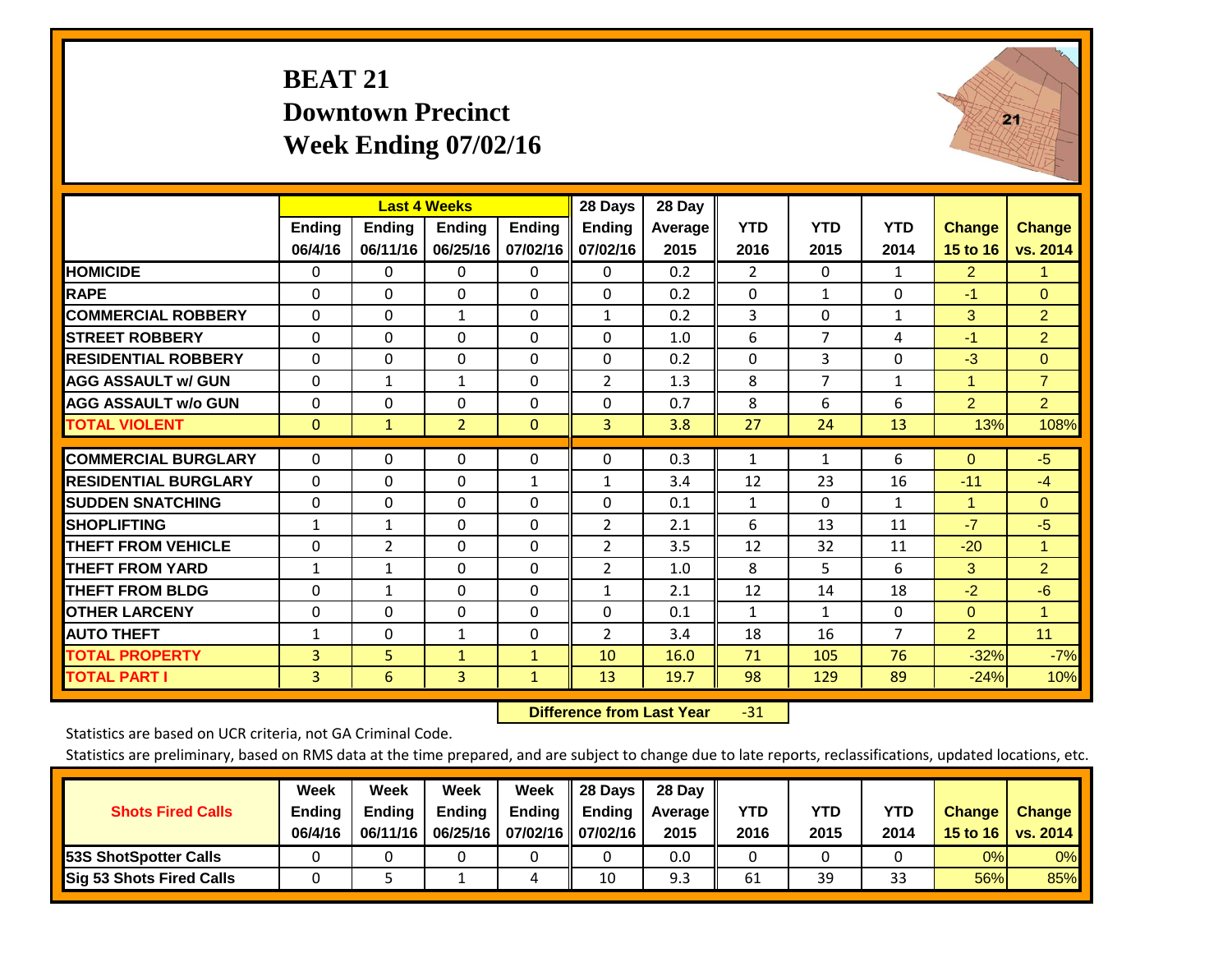# BEAT 21
## Downtown Precinct
## Week Ending 07/02/16

| | Last 4 Weeks | | | | 28 Days | 28 Day | | | | | |
|---|---|---|---|---|---|---|---|---|---|---|---|
| | Ending 06/4/16 | Ending 06/11/16 | Ending 06/25/16 | Ending 07/02/16 | Ending 07/02/16 | Average 2015 | YTD 2016 | YTD 2015 | YTD 2014 | Change 15 to 16 | Change vs. 2014 |
| HOMICIDE | 0 | 0 | 0 | 0 | 0 | 0.2 | 2 | 0 | 1 | 2 | 1 |
| RAPE | 0 | 0 | 0 | 0 | 0 | 0.2 | 0 | 1 | 0 | -1 | 0 |
| COMMERCIAL ROBBERY | 0 | 0 | 1 | 0 | 1 | 0.2 | 3 | 0 | 1 | 3 | 2 |
| STREET ROBBERY | 0 | 0 | 0 | 0 | 0 | 1.0 | 6 | 7 | 4 | -1 | 2 |
| RESIDENTIAL ROBBERY | 0 | 0 | 0 | 0 | 0 | 0.2 | 0 | 3 | 0 | -3 | 0 |
| AGG ASSAULT w/ GUN | 0 | 1 | 1 | 0 | 2 | 1.3 | 8 | 7 | 1 | 1 | 7 |
| AGG ASSAULT w/o GUN | 0 | 0 | 0 | 0 | 0 | 0.7 | 8 | 6 | 6 | 2 | 2 |
| TOTAL VIOLENT | 0 | 1 | 2 | 0 | 3 | 3.8 | 27 | 24 | 13 | 13% | 108% |
| COMMERCIAL BURGLARY | 0 | 0 | 0 | 0 | 0 | 0.3 | 1 | 1 | 6 | 0 | -5 |
| RESIDENTIAL BURGLARY | 0 | 0 | 0 | 1 | 1 | 3.4 | 12 | 23 | 16 | -11 | -4 |
| SUDDEN SNATCHING | 0 | 0 | 0 | 0 | 0 | 0.1 | 1 | 0 | 1 | 1 | 0 |
| SHOPLIFTING | 1 | 1 | 0 | 0 | 2 | 2.1 | 6 | 13 | 11 | -7 | -5 |
| THEFT FROM VEHICLE | 0 | 2 | 0 | 0 | 2 | 3.5 | 12 | 32 | 11 | -20 | 1 |
| THEFT FROM YARD | 1 | 1 | 0 | 0 | 2 | 1.0 | 8 | 5 | 6 | 3 | 2 |
| THEFT FROM BLDG | 0 | 1 | 0 | 0 | 1 | 2.1 | 12 | 14 | 18 | -2 | -6 |
| OTHER LARCENY | 0 | 0 | 0 | 0 | 0 | 0.1 | 1 | 1 | 0 | 0 | 1 |
| AUTO THEFT | 1 | 0 | 1 | 0 | 2 | 3.4 | 18 | 16 | 7 | 2 | 11 |
| TOTAL PROPERTY | 3 | 5 | 1 | 1 | 10 | 16.0 | 71 | 105 | 76 | -32% | -7% |
| TOTAL PART I | 3 | 6 | 3 | 1 | 13 | 19.7 | 98 | 129 | 89 | -24% | 10% |

**Difference from Last Year** -31

Statistics are based on UCR criteria, not GA Criminal Code.

Statistics are preliminary, based on RMS data at the time prepared, and are subject to change due to late reports, reclassifications, updated locations, etc.

| Shots Fired Calls | Week Ending 06/4/16 | Week Ending 06/11/16 | Week Ending 06/25/16 | Week Ending 07/02/16 | 28 Days Ending 07/02/16 | 28 Day Average 2015 | YTD 2016 | YTD 2015 | YTD 2014 | Change 15 to 16 | Change vs. 2014 |
|---|---|---|---|---|---|---|---|---|---|---|---|
| 53S ShotSpotter Calls | 0 | 0 | 0 | 0 | 0 | 0.0 | 0 | 0 | 0 | 0% | 0% |
| Sig 53 Shots Fired Calls | 0 | 5 | 1 | 4 | 10 | 9.3 | 61 | 39 | 33 | 56% | 85% |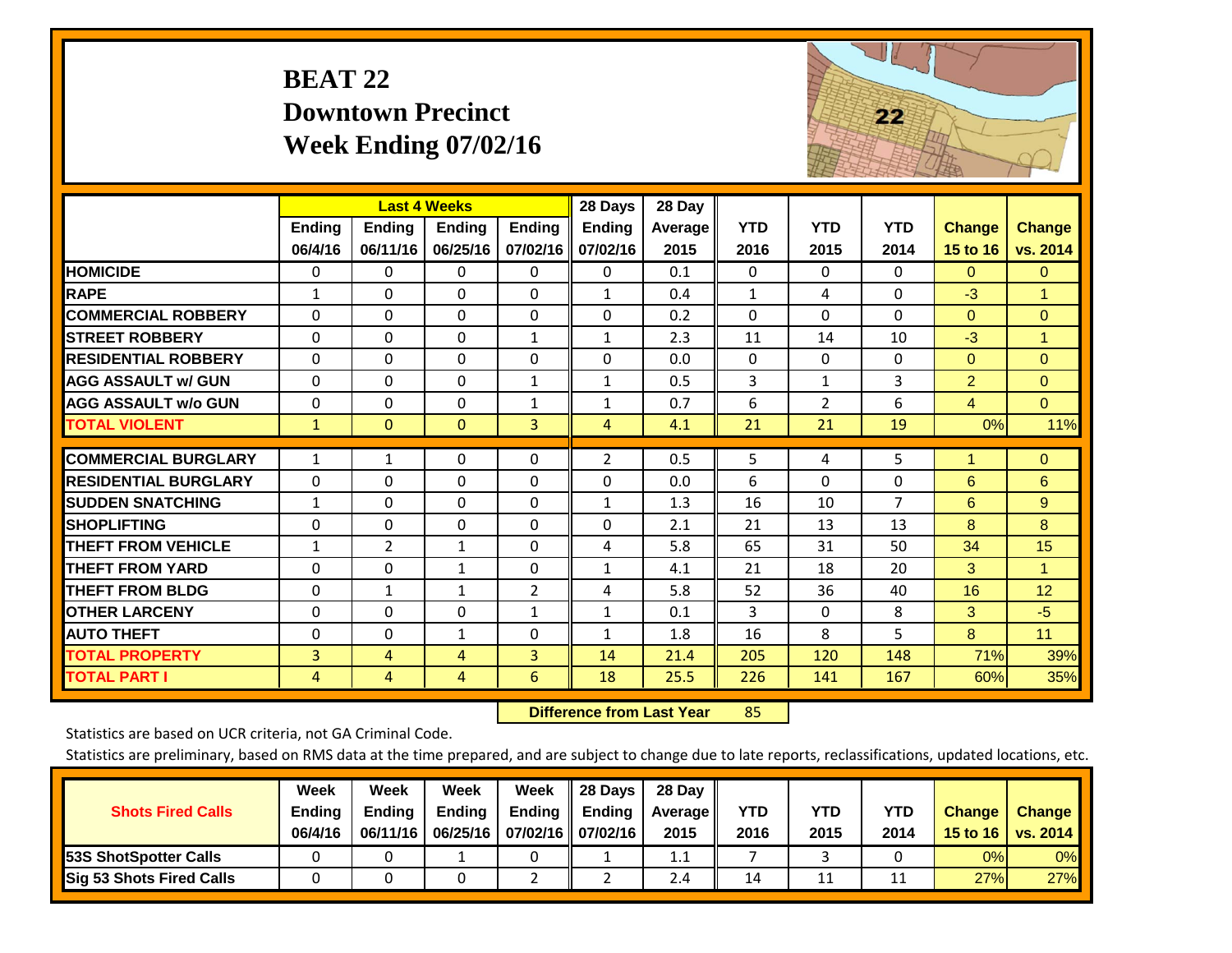# BEAT 22
## Downtown Precinct
## Week Ending 07/02/16

| | Last 4 Weeks | | | | 28 Days | 28 Day | YTD | YTD | YTD | Change | Change |
|---|---|---|---|---|---|---|---|---|---|---|---|
| | Ending 06/4/16 | Ending 06/11/16 | Ending 06/25/16 | Ending 07/02/16 | Ending 07/02/16 | Average 2015 | 2016 | 2015 | 2014 | 15 to 16 | vs. 2014 |
| HOMICIDE | 0 | 0 | 0 | 0 | 0 | 0.1 | 0 | 0 | 0 | 0 | 0 |
| RAPE | 1 | 0 | 0 | 0 | 1 | 0.4 | 1 | 4 | 0 | -3 | 1 |
| COMMERCIAL ROBBERY | 0 | 0 | 0 | 0 | 0 | 0.2 | 0 | 0 | 0 | 0 | 0 |
| STREET ROBBERY | 0 | 0 | 0 | 1 | 1 | 2.3 | 11 | 14 | 10 | -3 | 1 |
| RESIDENTIAL ROBBERY | 0 | 0 | 0 | 0 | 0 | 0.0 | 0 | 0 | 0 | 0 | 0 |
| AGG ASSAULT w/ GUN | 0 | 0 | 0 | 1 | 1 | 0.5 | 3 | 1 | 3 | 2 | 0 |
| AGG ASSAULT w/o GUN | 0 | 0 | 0 | 1 | 1 | 0.7 | 6 | 2 | 6 | 4 | 0 |
| TOTAL VIOLENT | 1 | 0 | 0 | 3 | 4 | 4.1 | 21 | 21 | 19 | 0% | 11% |
| COMMERCIAL BURGLARY | 1 | 1 | 0 | 0 | 2 | 0.5 | 5 | 4 | 5 | 1 | 0 |
| RESIDENTIAL BURGLARY | 0 | 0 | 0 | 0 | 0 | 0.0 | 6 | 0 | 0 | 6 | 6 |
| SUDDEN SNATCHING | 1 | 0 | 0 | 0 | 1 | 1.3 | 16 | 10 | 7 | 6 | 9 |
| SHOPLIFTING | 0 | 0 | 0 | 0 | 0 | 2.1 | 21 | 13 | 13 | 8 | 8 |
| THEFT FROM VEHICLE | 1 | 2 | 1 | 0 | 4 | 5.8 | 65 | 31 | 50 | 34 | 15 |
| THEFT FROM YARD | 0 | 0 | 1 | 0 | 1 | 4.1 | 21 | 18 | 20 | 3 | 1 |
| THEFT FROM BLDG | 0 | 1 | 1 | 2 | 4 | 5.8 | 52 | 36 | 40 | 16 | 12 |
| OTHER LARCENY | 0 | 0 | 0 | 1 | 1 | 0.1 | 3 | 0 | 8 | 3 | -5 |
| AUTO THEFT | 0 | 0 | 1 | 0 | 1 | 1.8 | 16 | 8 | 5 | 8 | 11 |
| TOTAL PROPERTY | 3 | 4 | 4 | 3 | 14 | 21.4 | 205 | 120 | 148 | 71% | 39% |
| TOTAL PART I | 4 | 4 | 4 | 6 | 18 | 25.5 | 226 | 141 | 167 | 60% | 35% |

**Difference from Last Year** 85

Statistics are based on UCR criteria, not GA Criminal Code.

Statistics are preliminary, based on RMS data at the time prepared, and are subject to change due to late reports, reclassifications, updated locations, etc.

| Shots Fired Calls | Week Ending 06/4/16 | Week Ending 06/11/16 | Week Ending 06/25/16 | Week Ending 07/02/16 | 28 Days Ending 07/02/16 | 28 Day Average 2015 | YTD 2016 | YTD 2015 | YTD 2014 | Change 15 to 16 | Change vs. 2014 |
|---|---|---|---|---|---|---|---|---|---|---|---|
| 53S ShotSpotter Calls | 0 | 0 | 1 | 0 | 1 | 1.1 | 7 | 3 | 0 | 0% | 0% |
| Sig 53 Shots Fired Calls | 0 | 0 | 0 | 2 | 2 | 2.4 | 14 | 11 | 11 | 27% | 27% |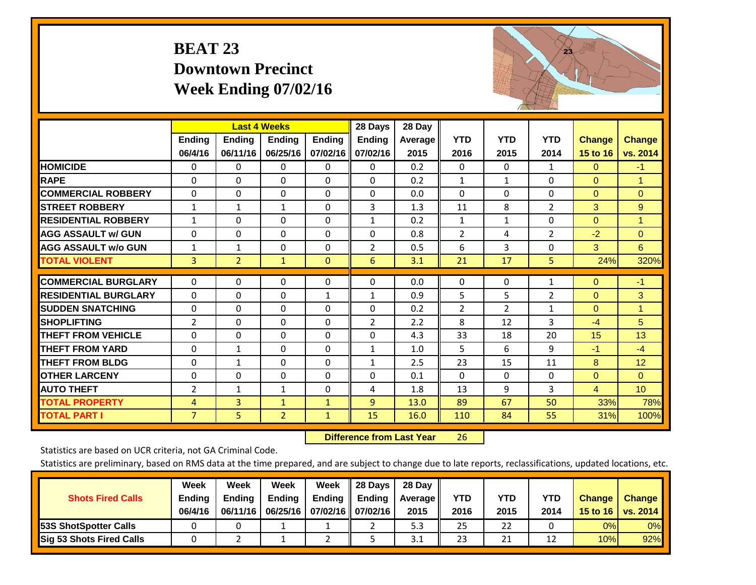# BEAT 23
## Downtown Precinct
## Week Ending 07/02/16

| | Last 4 Weeks | | | | 28 Days | 28 Day | | | | | |
|---|---|---|---|---|---|---|---|---|---|---|---|
| | Ending 06/4/16 | Ending 06/11/16 | Ending 06/25/16 | Ending 07/02/16 | Ending 07/02/16 | Average 2015 | YTD 2016 | YTD 2015 | YTD 2014 | Change 15 to 16 | Change vs. 2014 |
| HOMICIDE | 0 | 0 | 0 | 0 | 0 | 0.2 | 0 | 0 | 1 | 0 | -1 |
| RAPE | 0 | 0 | 0 | 0 | 0 | 0.2 | 1 | 1 | 0 | 0 | 1 |
| COMMERCIAL ROBBERY | 0 | 0 | 0 | 0 | 0 | 0.0 | 0 | 0 | 0 | 0 | 0 |
| STREET ROBBERY | 1 | 1 | 1 | 0 | 3 | 1.3 | 11 | 8 | 2 | 3 | 9 |
| RESIDENTIAL ROBBERY | 1 | 0 | 0 | 0 | 1 | 0.2 | 1 | 1 | 0 | 0 | 1 |
| AGG ASSAULT w/ GUN | 0 | 0 | 0 | 0 | 0 | 0.8 | 2 | 4 | 2 | -2 | 0 |
| AGG ASSAULT w/o GUN | 1 | 1 | 0 | 0 | 2 | 0.5 | 6 | 3 | 0 | 3 | 6 |
| TOTAL VIOLENT | 3 | 2 | 1 | 0 | 6 | 3.1 | 21 | 17 | 5 | 24% | 320% |
| COMMERCIAL BURGLARY | 0 | 0 | 0 | 0 | 0 | 0.0 | 0 | 0 | 1 | 0 | -1 |
| RESIDENTIAL BURGLARY | 0 | 0 | 0 | 1 | 1 | 0.9 | 5 | 5 | 2 | 0 | 3 |
| SUDDEN SNATCHING | 0 | 0 | 0 | 0 | 0 | 0.2 | 2 | 2 | 1 | 0 | 1 |
| SHOPLIFTING | 2 | 0 | 0 | 0 | 2 | 2.2 | 8 | 12 | 3 | -4 | 5 |
| THEFT FROM VEHICLE | 0 | 0 | 0 | 0 | 0 | 4.3 | 33 | 18 | 20 | 15 | 13 |
| THEFT FROM YARD | 0 | 1 | 0 | 0 | 1 | 1.0 | 5 | 6 | 9 | -1 | -4 |
| THEFT FROM BLDG | 0 | 1 | 0 | 0 | 1 | 2.5 | 23 | 15 | 11 | 8 | 12 |
| OTHER LARCENY | 0 | 0 | 0 | 0 | 0 | 0.1 | 0 | 0 | 0 | 0 | 0 |
| AUTO THEFT | 2 | 1 | 1 | 0 | 4 | 1.8 | 13 | 9 | 3 | 4 | 10 |
| TOTAL PROPERTY | 4 | 3 | 1 | 1 | 9 | 13.0 | 89 | 67 | 50 | 33% | 78% |
| TOTAL PART I | 7 | 5 | 2 | 1 | 15 | 16.0 | 110 | 84 | 55 | 31% | 100% |

**Difference from Last Year** 26

Statistics are based on UCR criteria, not GA Criminal Code.

Statistics are preliminary, based on RMS data at the time prepared, and are subject to change due to late reports, reclassifications, updated locations, etc.

| Shots Fired Calls | Week Ending 06/4/16 | Week Ending 06/11/16 | Week Ending 06/25/16 | Week Ending 07/02/16 | 28 Days Ending 07/02/16 | 28 Day Average 2015 | YTD 2016 | YTD 2015 | YTD 2014 | Change 15 to 16 | Change vs. 2014 |
|---|---|---|---|---|---|---|---|---|---|---|---|
| 53S ShotSpotter Calls | 0 | 0 | 1 | 1 | 2 | 5.3 | 25 | 22 | 0 | 0% | 0% |
| Sig 53 Shots Fired Calls | 0 | 2 | 1 | 2 | 5 | 3.1 | 23 | 21 | 12 | 10% | 92% |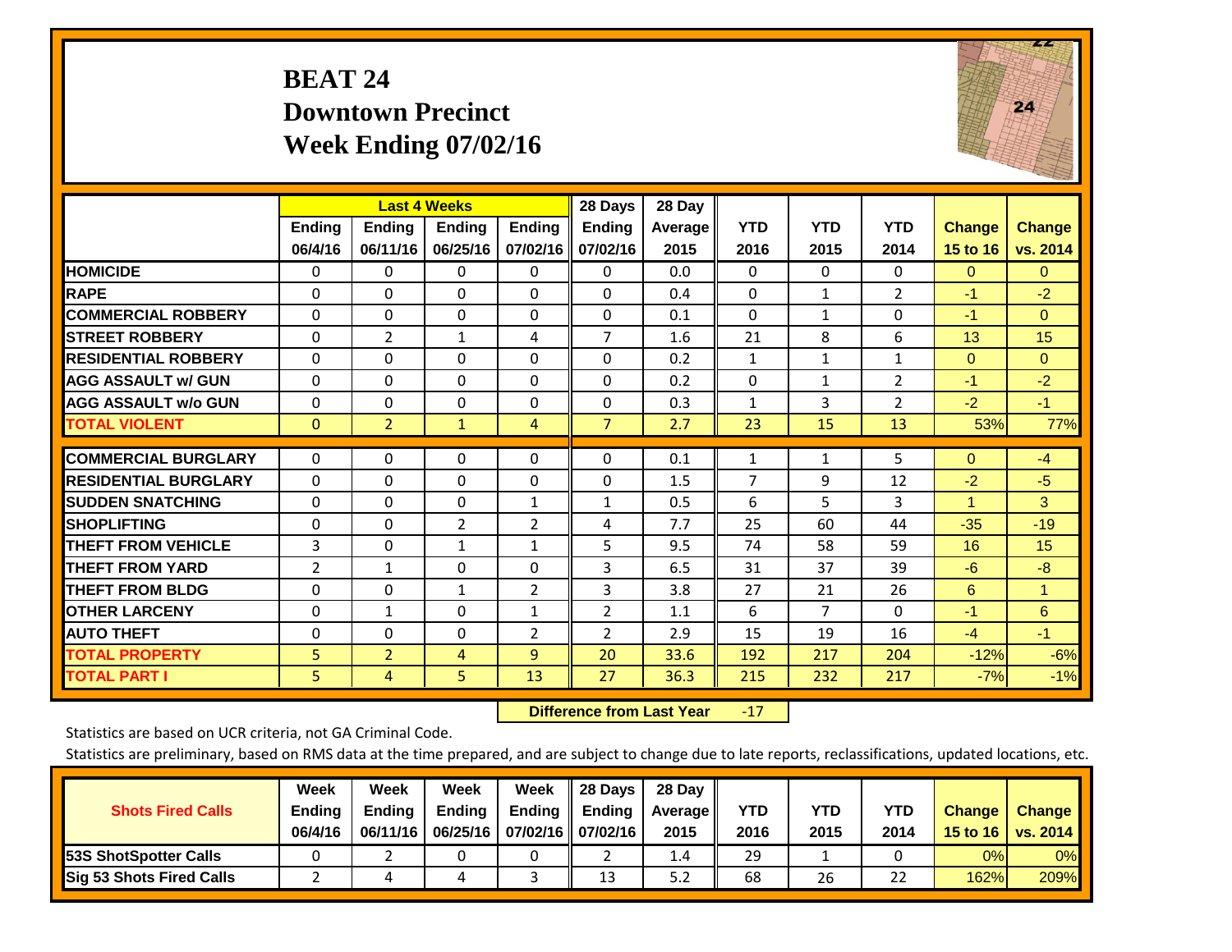# BEAT 24
## Downtown Precinct
## Week Ending 07/02/16

| | Last 4 Weeks | | | | 28 Days | 28 Day | | | | | |
|---|---|---|---|---|---|---|---|---|---|---|---|
| | Ending 06/4/16 | Ending 06/11/16 | Ending 06/25/16 | Ending 07/02/16 | Ending 07/02/16 | Average 2015 | YTD 2016 | YTD 2015 | YTD 2014 | Change 15 to 16 | Change vs. 2014 |
| HOMICIDE | 0 | 0 | 0 | 0 | 0 | 0.0 | 0 | 0 | 0 | 0 | 0 |
| RAPE | 0 | 0 | 0 | 0 | 0 | 0.4 | 0 | 1 | 2 | -1 | -2 |
| COMMERCIAL ROBBERY | 0 | 0 | 0 | 0 | 0 | 0.1 | 0 | 1 | 0 | -1 | 0 |
| STREET ROBBERY | 0 | 2 | 1 | 4 | 7 | 1.6 | 21 | 8 | 6 | 13 | 15 |
| RESIDENTIAL ROBBERY | 0 | 0 | 0 | 0 | 0 | 0.2 | 1 | 1 | 1 | 0 | 0 |
| AGG ASSAULT w/ GUN | 0 | 0 | 0 | 0 | 0 | 0.2 | 0 | 1 | 2 | -1 | -2 |
| AGG ASSAULT w/o GUN | 0 | 0 | 0 | 0 | 0 | 0.3 | 1 | 3 | 2 | -2 | -1 |
| TOTAL VIOLENT | 0 | 2 | 1 | 4 | 7 | 2.7 | 23 | 15 | 13 | 53% | 77% |
| COMMERCIAL BURGLARY | 0 | 0 | 0 | 0 | 0 | 0.1 | 1 | 1 | 5 | 0 | -4 |
| RESIDENTIAL BURGLARY | 0 | 0 | 0 | 0 | 0 | 1.5 | 7 | 9 | 12 | -2 | -5 |
| SUDDEN SNATCHING | 0 | 0 | 0 | 1 | 1 | 0.5 | 6 | 5 | 3 | 1 | 3 |
| SHOPLIFTING | 0 | 0 | 2 | 2 | 4 | 7.7 | 25 | 60 | 44 | -35 | -19 |
| THEFT FROM VEHICLE | 3 | 0 | 1 | 1 | 5 | 9.5 | 74 | 58 | 59 | 16 | 15 |
| THEFT FROM YARD | 2 | 1 | 0 | 0 | 3 | 6.5 | 31 | 37 | 39 | -6 | -8 |
| THEFT FROM BLDG | 0 | 0 | 1 | 2 | 3 | 3.8 | 27 | 21 | 26 | 6 | 1 |
| OTHER LARCENY | 0 | 1 | 0 | 1 | 2 | 1.1 | 6 | 7 | 0 | -1 | 6 |
| AUTO THEFT | 0 | 0 | 0 | 2 | 2 | 2.9 | 15 | 19 | 16 | -4 | -1 |
| TOTAL PROPERTY | 5 | 2 | 4 | 9 | 20 | 33.6 | 192 | 217 | 204 | -12% | -6% |
| TOTAL PART I | 5 | 4 | 5 | 13 | 27 | 36.3 | 215 | 232 | 217 | -7% | -1% |

**Difference from Last Year** -17

Statistics are based on UCR criteria, not GA Criminal Code.

Statistics are preliminary, based on RMS data at the time prepared, and are subject to change due to late reports, reclassifications, updated locations, etc.

| Shots Fired Calls | Week Ending 06/4/16 | Week Ending 06/11/16 | Week Ending 06/25/16 | Week Ending 07/02/16 | 28 Days Ending 07/02/16 | 28 Day Average 2015 | YTD 2016 | YTD 2015 | YTD 2014 | Change 15 to 16 | Change vs. 2014 |
|---|---|---|---|---|---|---|---|---|---|---|---|
| 53S ShotSpotter Calls | 0 | 2 | 0 | 0 | 2 | 1.4 | 29 | 1 | 0 | 0% | 0% |
| Sig 53 Shots Fired Calls | 2 | 4 | 4 | 3 | 13 | 5.2 | 68 | 26 | 22 | 162% | 209% |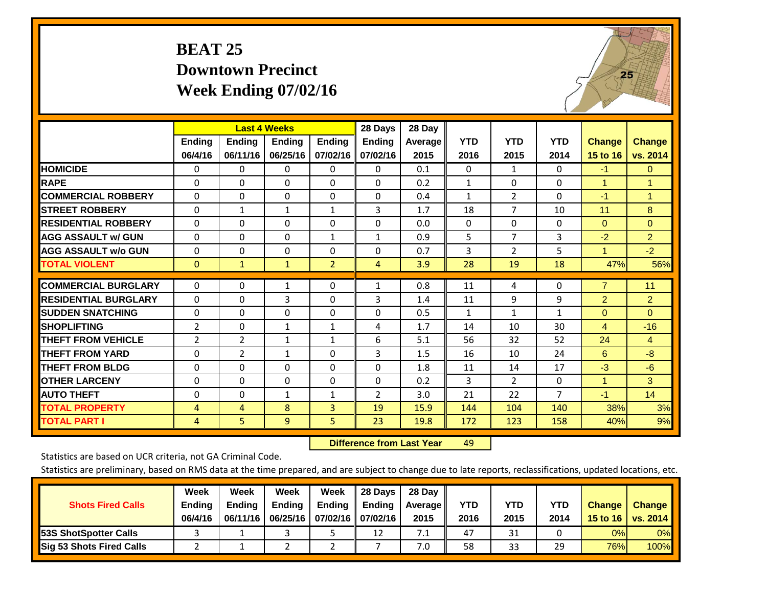# BEAT 25
## Downtown Precinct
## Week Ending 07/02/16

| | Last 4 Weeks | | | | 28 Days | 28 Day | | | | | |
|---|---|---|---|---|---|---|---|---|---|---|---|
| | Ending 06/4/16 | Ending 06/11/16 | Ending 06/25/16 | Ending 07/02/16 | Ending 07/02/16 | Average 2015 | YTD 2016 | YTD 2015 | YTD 2014 | Change 15 to 16 | Change vs. 2014 |
| HOMICIDE | 0 | 0 | 0 | 0 | 0 | 0.1 | 0 | 1 | 0 | -1 | 0 |
| RAPE | 0 | 0 | 0 | 0 | 0 | 0.2 | 1 | 0 | 0 | 1 | 1 |
| COMMERCIAL ROBBERY | 0 | 0 | 0 | 0 | 0 | 0.4 | 1 | 2 | 0 | -1 | 1 |
| STREET ROBBERY | 0 | 1 | 1 | 1 | 3 | 1.7 | 18 | 7 | 10 | 11 | 8 |
| RESIDENTIAL ROBBERY | 0 | 0 | 0 | 0 | 0 | 0.0 | 0 | 0 | 0 | 0 | 0 |
| AGG ASSAULT w/ GUN | 0 | 0 | 0 | 1 | 1 | 0.9 | 5 | 7 | 3 | -2 | 2 |
| AGG ASSAULT w/o GUN | 0 | 0 | 0 | 0 | 0 | 0.7 | 3 | 2 | 5 | 1 | -2 |
| TOTAL VIOLENT | 0 | 1 | 1 | 2 | 4 | 3.9 | 28 | 19 | 18 | 47% | 56% |
| COMMERCIAL BURGLARY | 0 | 0 | 1 | 0 | 1 | 0.8 | 11 | 4 | 0 | 7 | 11 |
| RESIDENTIAL BURGLARY | 0 | 0 | 3 | 0 | 3 | 1.4 | 11 | 9 | 9 | 2 | 2 |
| SUDDEN SNATCHING | 0 | 0 | 0 | 0 | 0 | 0.5 | 1 | 1 | 1 | 0 | 0 |
| SHOPLIFTING | 2 | 0 | 1 | 1 | 4 | 1.7 | 14 | 10 | 30 | 4 | -16 |
| THEFT FROM VEHICLE | 2 | 2 | 1 | 1 | 6 | 5.1 | 56 | 32 | 52 | 24 | 4 |
| THEFT FROM YARD | 0 | 2 | 1 | 0 | 3 | 1.5 | 16 | 10 | 24 | 6 | -8 |
| THEFT FROM BLDG | 0 | 0 | 0 | 0 | 0 | 1.8 | 11 | 14 | 17 | -3 | -6 |
| OTHER LARCENY | 0 | 0 | 0 | 0 | 0 | 0.2 | 3 | 2 | 0 | 1 | 3 |
| AUTO THEFT | 0 | 0 | 1 | 1 | 2 | 3.0 | 21 | 22 | 7 | -1 | 14 |
| TOTAL PROPERTY | 4 | 4 | 8 | 3 | 19 | 15.9 | 144 | 104 | 140 | 38% | 3% |
| TOTAL PART I | 4 | 5 | 9 | 5 | 23 | 19.8 | 172 | 123 | 158 | 40% | 9% |

**Difference from Last Year** 49

Statistics are based on UCR criteria, not GA Criminal Code.

Statistics are preliminary, based on RMS data at the time prepared, and are subject to change due to late reports, reclassifications, updated locations, etc.

| Shots Fired Calls | Week Ending 06/4/16 | Week Ending 06/11/16 | Week Ending 06/25/16 | Week Ending 07/02/16 | 28 Days Ending 07/02/16 | 28 Day Average 2015 | YTD 2016 | YTD 2015 | YTD 2014 | Change 15 to 16 | Change vs. 2014 |
|---|---|---|---|---|---|---|---|---|---|---|---|
| 53S ShotSpotter Calls | 3 | 1 | 3 | 5 | 12 | 7.1 | 47 | 31 | 0 | 0% | 0% |
| Sig 53 Shots Fired Calls | 2 | 1 | 2 | 2 | 7 | 7.0 | 58 | 33 | 29 | 76% | 100% |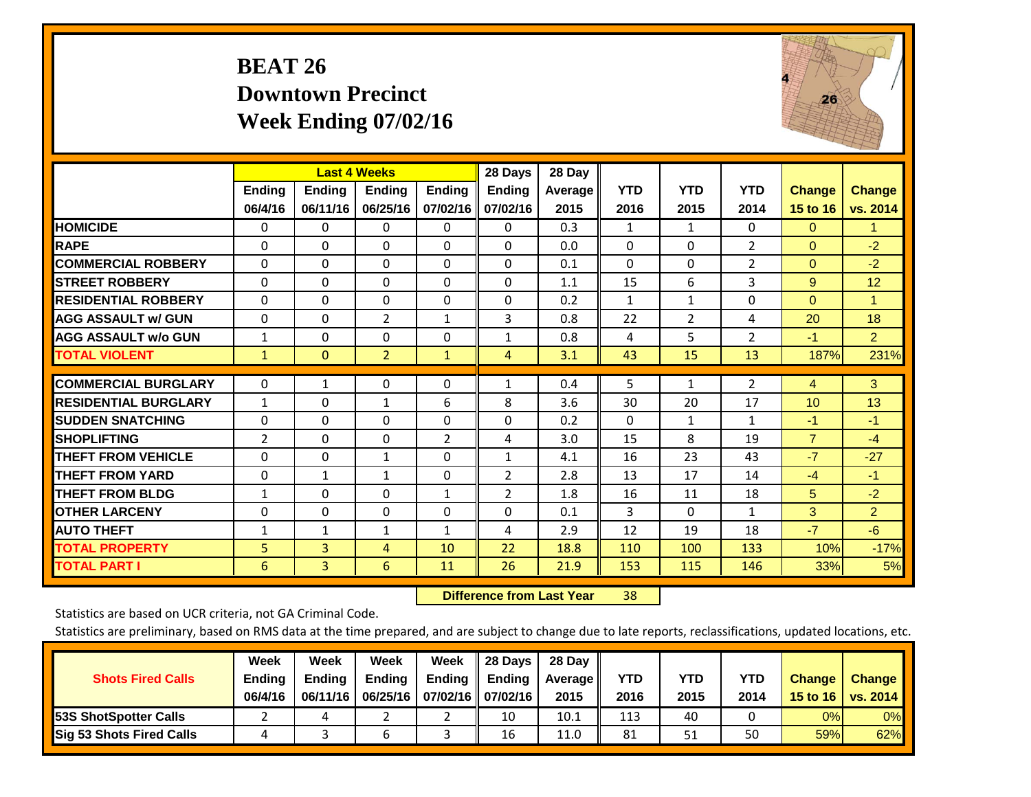# BEAT 26
## Downtown Precinct
## Week Ending 07/02/16

| | Last 4 Weeks | | | | 28 Days | 28 Day | | | | | |
|---|---|---|---|---|---|---|---|---|---|---|---|
| | Ending 06/4/16 | Ending 06/11/16 | Ending 06/25/16 | Ending 07/02/16 | Ending 07/02/16 | Average 2015 | YTD 2016 | YTD 2015 | YTD 2014 | Change 15 to 16 | Change vs. 2014 |
| HOMICIDE | 0 | 0 | 0 | 0 | 0 | 0.3 | 1 | 1 | 0 | 0 | 1 |
| RAPE | 0 | 0 | 0 | 0 | 0 | 0.0 | 0 | 0 | 2 | 0 | -2 |
| COMMERCIAL ROBBERY | 0 | 0 | 0 | 0 | 0 | 0.1 | 0 | 0 | 2 | 0 | -2 |
| STREET ROBBERY | 0 | 0 | 0 | 0 | 0 | 1.1 | 15 | 6 | 3 | 9 | 12 |
| RESIDENTIAL ROBBERY | 0 | 0 | 0 | 0 | 0 | 0.2 | 1 | 1 | 0 | 0 | 1 |
| AGG ASSAULT w/ GUN | 0 | 0 | 2 | 1 | 3 | 0.8 | 22 | 2 | 4 | 20 | 18 |
| AGG ASSAULT w/o GUN | 1 | 0 | 0 | 0 | 1 | 0.8 | 4 | 5 | 2 | -1 | 2 |
| TOTAL VIOLENT | 1 | 0 | 2 | 1 | 4 | 3.1 | 43 | 15 | 13 | 187% | 231% |
| COMMERCIAL BURGLARY | 0 | 1 | 0 | 0 | 1 | 0.4 | 5 | 1 | 2 | 4 | 3 |
| RESIDENTIAL BURGLARY | 1 | 0 | 1 | 6 | 8 | 3.6 | 30 | 20 | 17 | 10 | 13 |
| SUDDEN SNATCHING | 0 | 0 | 0 | 0 | 0 | 0.2 | 0 | 1 | 1 | -1 | -1 |
| SHOPLIFTING | 2 | 0 | 0 | 2 | 4 | 3.0 | 15 | 8 | 19 | 7 | -4 |
| THEFT FROM VEHICLE | 0 | 0 | 1 | 0 | 1 | 4.1 | 16 | 23 | 43 | -7 | -27 |
| THEFT FROM YARD | 0 | 1 | 1 | 0 | 2 | 2.8 | 13 | 17 | 14 | -4 | -1 |
| THEFT FROM BLDG | 1 | 0 | 0 | 1 | 2 | 1.8 | 16 | 11 | 18 | 5 | -2 |
| OTHER LARCENY | 0 | 0 | 0 | 0 | 0 | 0.1 | 3 | 0 | 1 | 3 | 2 |
| AUTO THEFT | 1 | 1 | 1 | 1 | 4 | 2.9 | 12 | 19 | 18 | -7 | -6 |
| TOTAL PROPERTY | 5 | 3 | 4 | 10 | 22 | 18.8 | 110 | 100 | 133 | 10% | -17% |
| TOTAL PART I | 6 | 3 | 6 | 11 | 26 | 21.9 | 153 | 115 | 146 | 33% | 5% |

**Difference from Last Year** 38

Statistics are based on UCR criteria, not GA Criminal Code.

Statistics are preliminary, based on RMS data at the time prepared, and are subject to change due to late reports, reclassifications, updated locations, etc.

| Shots Fired Calls | Week Ending 06/4/16 | Week Ending 06/11/16 | Week Ending 06/25/16 | Week Ending 07/02/16 | 28 Days Ending 07/02/16 | 28 Day Average 2015 | YTD 2016 | YTD 2015 | YTD 2014 | Change 15 to 16 | Change vs. 2014 |
|---|---|---|---|---|---|---|---|---|---|---|---|
| 53S ShotSpotter Calls | 2 | 4 | 2 | 2 | 10 | 10.1 | 113 | 40 | 0 | 0% | 0% |
| Sig 53 Shots Fired Calls | 4 | 3 | 6 | 3 | 16 | 11.0 | 81 | 51 | 50 | 59% | 62% |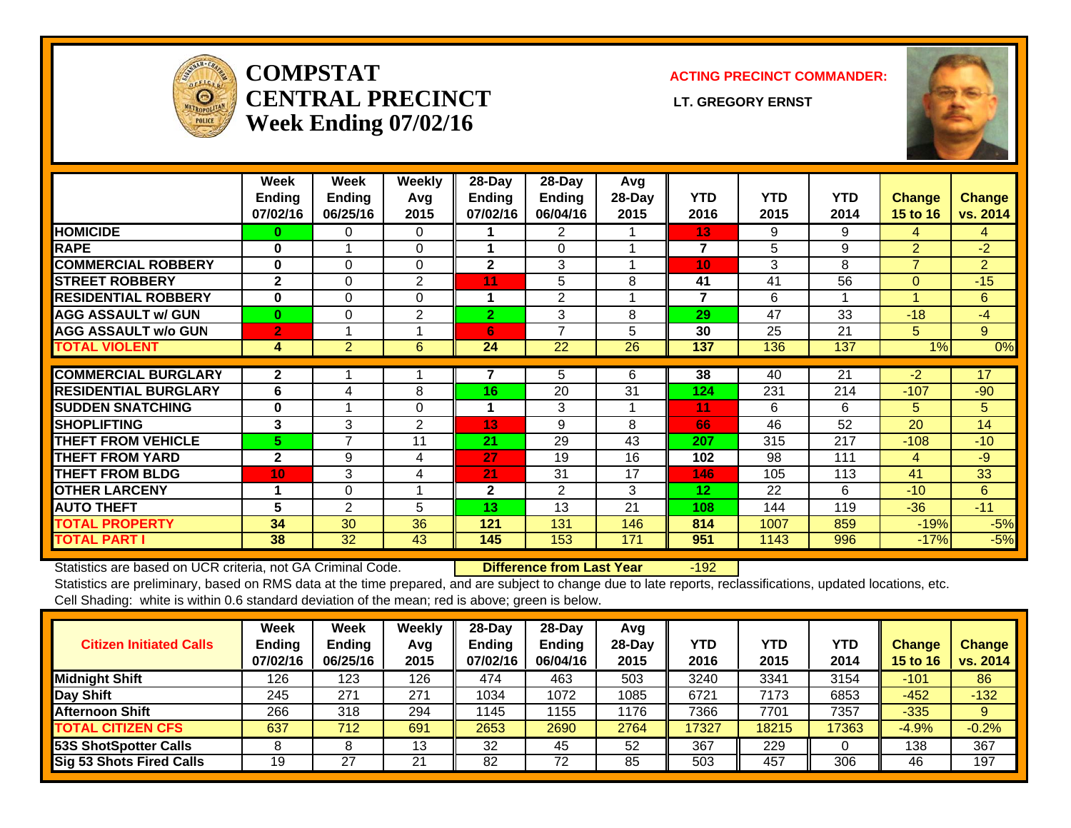# COMPSTAT CENTRAL PRECINCT Week Ending 07/02/16

**ACTING PRECINCT COMMANDER:**

**LT. GREGORY ERNST**

| | Week Ending 07/02/16 | Week Ending 06/25/16 | Weekly Avg 2015 | 28-Day Ending 07/02/16 | 28-Day Ending 06/04/16 | Avg 28-Day 2015 | YTD 2016 | YTD 2015 | YTD 2014 | Change 15 to 16 | Change vs. 2014 |
|---|---|---|---|---|---|---|---|---|---|---|---|
| HOMICIDE | 0 | 0 | 0 | 1 | 2 | 1 | 13 | 9 | 9 | 4 | 4 |
| RAPE | 0 | 1 | 0 | 1 | 0 | 1 | 7 | 5 | 9 | 2 | -2 |
| COMMERCIAL ROBBERY | 0 | 0 | 0 | 2 | 3 | 1 | 10 | 3 | 8 | 7 | 2 |
| STREET ROBBERY | 2 | 0 | 2 | 11 | 5 | 8 | 41 | 41 | 56 | 0 | -15 |
| RESIDENTIAL ROBBERY | 0 | 0 | 0 | 1 | 2 | 1 | 7 | 6 | 1 | 1 | 6 |
| AGG ASSAULT w/ GUN | 0 | 0 | 2 | 2 | 3 | 8 | 29 | 47 | 33 | -18 | -4 |
| AGG ASSAULT w/o GUN | 2 | 1 | 1 | 6 | 7 | 5 | 30 | 25 | 21 | 5 | 9 |
| TOTAL VIOLENT | 4 | 2 | 6 | 24 | 22 | 26 | 137 | 136 | 137 | 1% | 0% |
| COMMERCIAL BURGLARY | 2 | 1 | 1 | 7 | 5 | 6 | 38 | 40 | 21 | -2 | 17 |
| RESIDENTIAL BURGLARY | 6 | 4 | 8 | 16 | 20 | 31 | 124 | 231 | 214 | -107 | -90 |
| SUDDEN SNATCHING | 0 | 1 | 0 | 1 | 3 | 1 | 11 | 6 | 6 | 5 | 5 |
| SHOPLIFTING | 3 | 3 | 2 | 13 | 9 | 8 | 66 | 46 | 52 | 20 | 14 |
| THEFT FROM VEHICLE | 5 | 7 | 11 | 21 | 29 | 43 | 207 | 315 | 217 | -108 | -10 |
| THEFT FROM YARD | 2 | 9 | 4 | 27 | 19 | 16 | 102 | 98 | 111 | 4 | -9 |
| THEFT FROM BLDG | 10 | 3 | 4 | 21 | 31 | 17 | 146 | 105 | 113 | 41 | 33 |
| OTHER LARCENY | 1 | 0 | 1 | 2 | 2 | 3 | 12 | 22 | 6 | -10 | 6 |
| AUTO THEFT | 5 | 2 | 5 | 13 | 13 | 21 | 108 | 144 | 119 | -36 | -11 |
| TOTAL PROPERTY | 34 | 30 | 36 | 121 | 131 | 146 | 814 | 1007 | 859 | -19% | -5% |
| TOTAL PART I | 38 | 32 | 43 | 145 | 153 | 171 | 951 | 1143 | 996 | -17% | -5% |

Statistics are based on UCR criteria, not GA Criminal Code. **Difference from Last Year** -192

Statistics are preliminary, based on RMS data at the time prepared, and are subject to change due to late reports, reclassifications, updated locations, etc.
Cell Shading: white is within 0.6 standard deviation of the mean; red is above; green is below.

| Citizen Initiated Calls | Week Ending 07/02/16 | Week Ending 06/25/16 | Weekly Avg 2015 | 28-Day Ending 07/02/16 | 28-Day Ending 06/04/16 | Avg 28-Day 2015 | YTD 2016 | YTD 2015 | YTD 2014 | Change 15 to 16 | Change vs. 2014 |
|---|---|---|---|---|---|---|---|---|---|---|---|
| Midnight Shift | 126 | 123 | 126 | 474 | 463 | 503 | 3240 | 3341 | 3154 | -101 | 86 |
| Day Shift | 245 | 271 | 271 | 1034 | 1072 | 1085 | 6721 | 7173 | 6853 | -452 | -132 |
| Afternoon Shift | 266 | 318 | 294 | 1145 | 1155 | 1176 | 7366 | 7701 | 7357 | -335 | 9 |
| TOTAL CITIZEN CFS | 637 | 712 | 691 | 2653 | 2690 | 2764 | 17327 | 18215 | 17363 | -4.9% | -0.2% |
| 53S ShotSpotter Calls | 8 | 8 | 13 | 32 | 45 | 52 | 367 | 229 | 0 | 138 | 367 |
| Sig 53 Shots Fired Calls | 19 | 27 | 21 | 82 | 72 | 85 | 503 | 457 | 306 | 46 | 197 |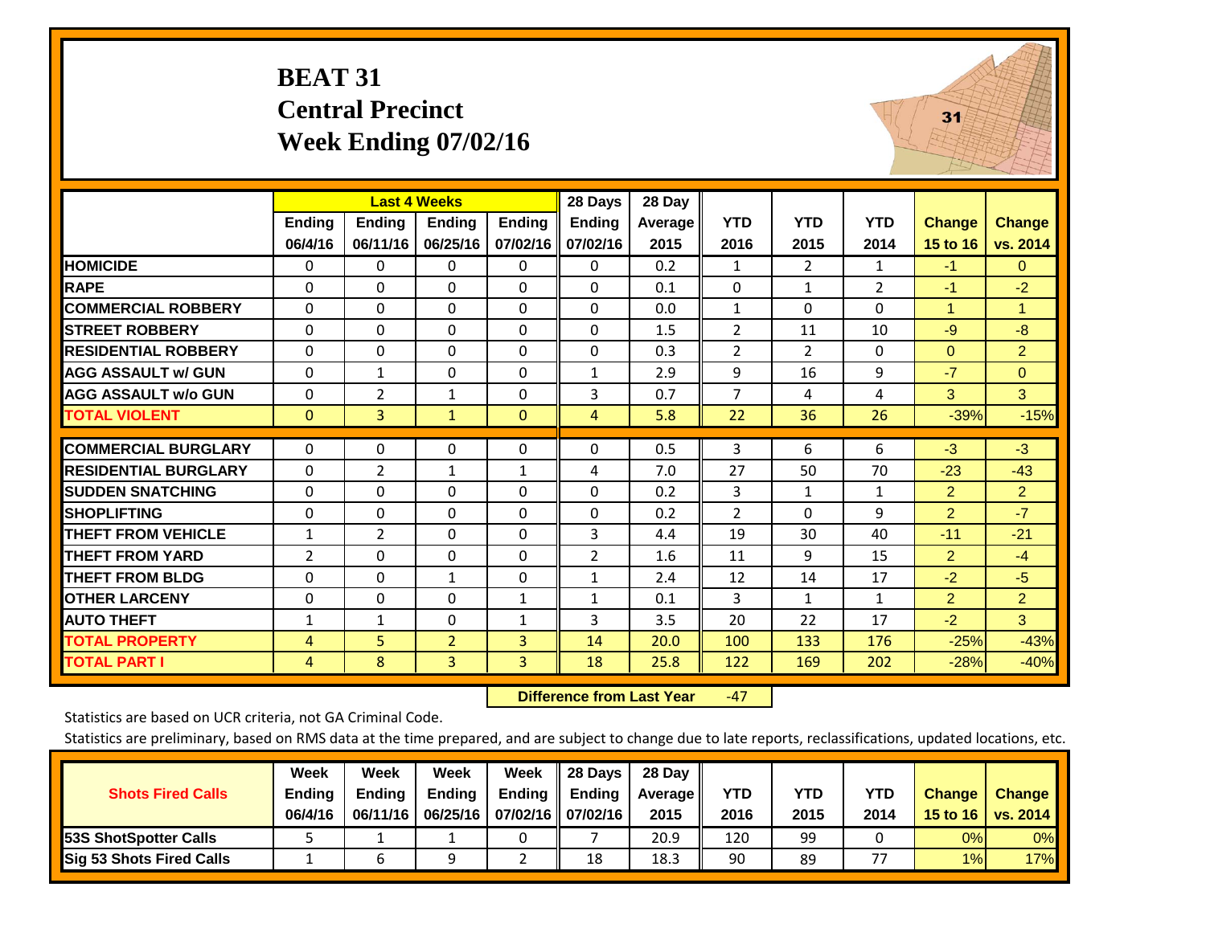# BEAT 31
## Central Precinct
## Week Ending 07/02/16

| | Last 4 Weeks | | | | 28 Days | 28 Day | | | | | |
|---|---|---|---|---|---|---|---|---|---|---|---|
| | Ending 06/4/16 | Ending 06/11/16 | Ending 06/25/16 | Ending 07/02/16 | Ending 07/02/16 | Average 2015 | YTD 2016 | YTD 2015 | YTD 2014 | Change 15 to 16 | Change vs. 2014 |
| HOMICIDE | 0 | 0 | 0 | 0 | 0 | 0.2 | 1 | 2 | 1 | -1 | 0 |
| RAPE | 0 | 0 | 0 | 0 | 0 | 0.1 | 0 | 1 | 2 | -1 | -2 |
| COMMERCIAL ROBBERY | 0 | 0 | 0 | 0 | 0 | 0.0 | 1 | 0 | 0 | 1 | 1 |
| STREET ROBBERY | 0 | 0 | 0 | 0 | 0 | 1.5 | 2 | 11 | 10 | -9 | -8 |
| RESIDENTIAL ROBBERY | 0 | 0 | 0 | 0 | 0 | 0.3 | 2 | 2 | 0 | 0 | 2 |
| AGG ASSAULT w/ GUN | 0 | 1 | 0 | 0 | 1 | 2.9 | 9 | 16 | 9 | -7 | 0 |
| AGG ASSAULT w/o GUN | 0 | 2 | 1 | 0 | 3 | 0.7 | 7 | 4 | 4 | 3 | 3 |
| TOTAL VIOLENT | 0 | 3 | 1 | 0 | 4 | 5.8 | 22 | 36 | 26 | -39% | -15% |
| COMMERCIAL BURGLARY | 0 | 0 | 0 | 0 | 0 | 0.5 | 3 | 6 | 6 | -3 | -3 |
| RESIDENTIAL BURGLARY | 0 | 2 | 1 | 1 | 4 | 7.0 | 27 | 50 | 70 | -23 | -43 |
| SUDDEN SNATCHING | 0 | 0 | 0 | 0 | 0 | 0.2 | 3 | 1 | 1 | 2 | 2 |
| SHOPLIFTING | 0 | 0 | 0 | 0 | 0 | 0.2 | 2 | 0 | 9 | 2 | -7 |
| THEFT FROM VEHICLE | 1 | 2 | 0 | 0 | 3 | 4.4 | 19 | 30 | 40 | -11 | -21 |
| THEFT FROM YARD | 2 | 0 | 0 | 0 | 2 | 1.6 | 11 | 9 | 15 | 2 | -4 |
| THEFT FROM BLDG | 0 | 0 | 1 | 0 | 1 | 2.4 | 12 | 14 | 17 | -2 | -5 |
| OTHER LARCENY | 0 | 0 | 0 | 1 | 1 | 0.1 | 3 | 1 | 1 | 2 | 2 |
| AUTO THEFT | 1 | 1 | 0 | 1 | 3 | 3.5 | 20 | 22 | 17 | -2 | 3 |
| TOTAL PROPERTY | 4 | 5 | 2 | 3 | 14 | 20.0 | 100 | 133 | 176 | -25% | -43% |
| TOTAL PART I | 4 | 8 | 3 | 3 | 18 | 25.8 | 122 | 169 | 202 | -28% | -40% |

**Difference from Last Year** -47

Statistics are based on UCR criteria, not GA Criminal Code.

Statistics are preliminary, based on RMS data at the time prepared, and are subject to change due to late reports, reclassifications, updated locations, etc.

| Shots Fired Calls | Week Ending 06/4/16 | Week Ending 06/11/16 | Week Ending 06/25/16 | Week Ending 07/02/16 | 28 Days Ending 07/02/16 | 28 Day Average 2015 | YTD 2016 | YTD 2015 | YTD 2014 | Change 15 to 16 | Change vs. 2014 |
|---|---|---|---|---|---|---|---|---|---|---|---|
| 53S ShotSpotter Calls | 5 | 1 | 1 | 0 | 7 | 20.9 | 120 | 99 | 0 | 0% | 0% |
| Sig 53 Shots Fired Calls | 1 | 6 | 9 | 2 | 18 | 18.3 | 90 | 89 | 77 | 1% | 17% |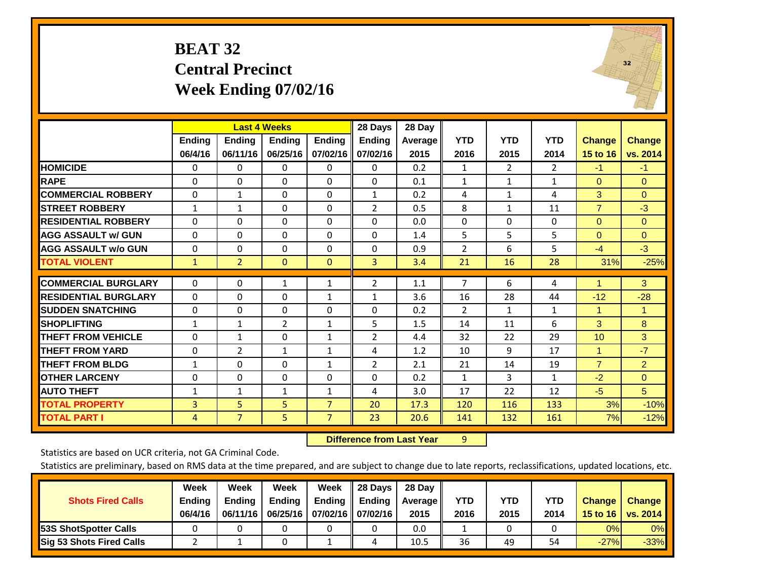# BEAT 32
## Central Precinct
## Week Ending 07/02/16

| | Last 4 Weeks | | | | 28 Days | 28 Day | | | | | |
|---|---|---|---|---|---|---|---|---|---|---|---|
| | Ending 06/4/16 | Ending 06/11/16 | Ending 06/25/16 | Ending 07/02/16 | Ending 07/02/16 | Average 2015 | YTD 2016 | YTD 2015 | YTD 2014 | Change 15 to 16 | Change vs. 2014 |
| HOMICIDE | 0 | 0 | 0 | 0 | 0 | 0.2 | 1 | 2 | 2 | -1 | -1 |
| RAPE | 0 | 0 | 0 | 0 | 0 | 0.1 | 1 | 1 | 1 | 0 | 0 |
| COMMERCIAL ROBBERY | 0 | 1 | 0 | 0 | 1 | 0.2 | 4 | 1 | 4 | 3 | 0 |
| STREET ROBBERY | 1 | 1 | 0 | 0 | 2 | 0.5 | 8 | 1 | 11 | 7 | -3 |
| RESIDENTIAL ROBBERY | 0 | 0 | 0 | 0 | 0 | 0.0 | 0 | 0 | 0 | 0 | 0 |
| AGG ASSAULT w/ GUN | 0 | 0 | 0 | 0 | 0 | 1.4 | 5 | 5 | 5 | 0 | 0 |
| AGG ASSAULT w/o GUN | 0 | 0 | 0 | 0 | 0 | 0.9 | 2 | 6 | 5 | -4 | -3 |
| TOTAL VIOLENT | 1 | 2 | 0 | 0 | 3 | 3.4 | 21 | 16 | 28 | 31% | -25% |
| COMMERCIAL BURGLARY | 0 | 0 | 1 | 1 | 2 | 1.1 | 7 | 6 | 4 | 1 | 3 |
| RESIDENTIAL BURGLARY | 0 | 0 | 0 | 1 | 1 | 3.6 | 16 | 28 | 44 | -12 | -28 |
| SUDDEN SNATCHING | 0 | 0 | 0 | 0 | 0 | 0.2 | 2 | 1 | 1 | 1 | 1 |
| SHOPLIFTING | 1 | 1 | 2 | 1 | 5 | 1.5 | 14 | 11 | 6 | 3 | 8 |
| THEFT FROM VEHICLE | 0 | 1 | 0 | 1 | 2 | 4.4 | 32 | 22 | 29 | 10 | 3 |
| THEFT FROM YARD | 0 | 2 | 1 | 1 | 4 | 1.2 | 10 | 9 | 17 | 1 | -7 |
| THEFT FROM BLDG | 1 | 0 | 0 | 1 | 2 | 2.1 | 21 | 14 | 19 | 7 | 2 |
| OTHER LARCENY | 0 | 0 | 0 | 0 | 0 | 0.2 | 1 | 3 | 1 | -2 | 0 |
| AUTO THEFT | 1 | 1 | 1 | 1 | 4 | 3.0 | 17 | 22 | 12 | -5 | 5 |
| TOTAL PROPERTY | 3 | 5 | 5 | 7 | 20 | 17.3 | 120 | 116 | 133 | 3% | -10% |
| TOTAL PART I | 4 | 7 | 5 | 7 | 23 | 20.6 | 141 | 132 | 161 | 7% | -12% |

**Difference from Last Year** 9

Statistics are based on UCR criteria, not GA Criminal Code.

Statistics are preliminary, based on RMS data at the time prepared, and are subject to change due to late reports, reclassifications, updated locations, etc.

| Shots Fired Calls | Week Ending 06/4/16 | Week Ending 06/11/16 | Week Ending 06/25/16 | Week Ending 07/02/16 | 28 Days Ending 07/02/16 | 28 Day Average 2015 | YTD 2016 | YTD 2015 | YTD 2014 | Change 15 to 16 | Change vs. 2014 |
|---|---|---|---|---|---|---|---|---|---|---|---|
| 53S ShotSpotter Calls | 0 | 0 | 0 | 0 | 0 | 0.0 | 1 | 0 | 0 | 0% | 0% |
| Sig 53 Shots Fired Calls | 2 | 1 | 0 | 1 | 4 | 10.5 | 36 | 49 | 54 | -27% | -33% |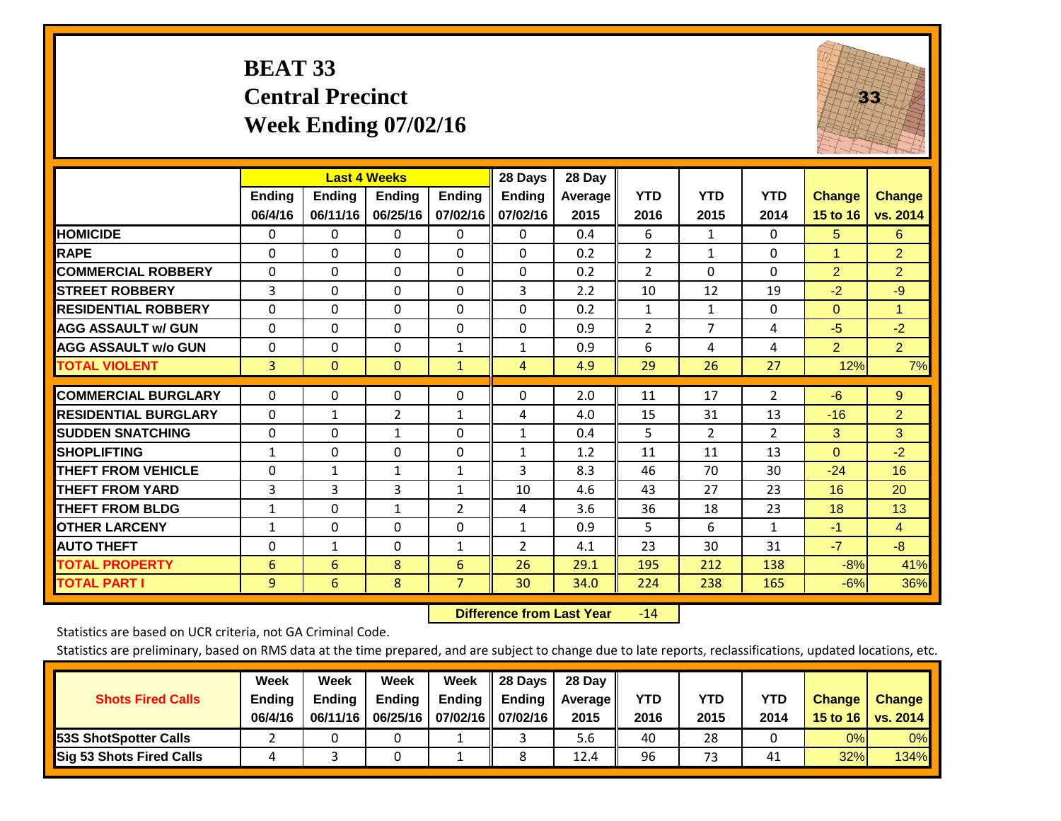# BEAT 33
## Central Precinct
## Week Ending 07/02/16

| | Last 4 Weeks | | | | 28 Days | 28 Day | | | | | |
|---|---|---|---|---|---|---|---|---|---|---|---|
| | Ending 06/4/16 | Ending 06/11/16 | Ending 06/25/16 | Ending 07/02/16 | Ending 07/02/16 | Average 2015 | YTD 2016 | YTD 2015 | YTD 2014 | Change 15 to 16 | Change vs. 2014 |
| HOMICIDE | 0 | 0 | 0 | 0 | 0 | 0.4 | 6 | 1 | 0 | 5 | 6 |
| RAPE | 0 | 0 | 0 | 0 | 0 | 0.2 | 2 | 1 | 0 | 1 | 2 |
| COMMERCIAL ROBBERY | 0 | 0 | 0 | 0 | 0 | 0.2 | 2 | 0 | 0 | 2 | 2 |
| STREET ROBBERY | 3 | 0 | 0 | 0 | 3 | 2.2 | 10 | 12 | 19 | -2 | -9 |
| RESIDENTIAL ROBBERY | 0 | 0 | 0 | 0 | 0 | 0.2 | 1 | 1 | 0 | 0 | 1 |
| AGG ASSAULT w/ GUN | 0 | 0 | 0 | 0 | 0 | 0.9 | 2 | 7 | 4 | -5 | -2 |
| AGG ASSAULT w/o GUN | 0 | 0 | 0 | 1 | 1 | 0.9 | 6 | 4 | 4 | 2 | 2 |
| TOTAL VIOLENT | 3 | 0 | 0 | 1 | 4 | 4.9 | 29 | 26 | 27 | 12% | 7% |
| COMMERCIAL BURGLARY | 0 | 0 | 0 | 0 | 0 | 2.0 | 11 | 17 | 2 | -6 | 9 |
| RESIDENTIAL BURGLARY | 0 | 1 | 2 | 1 | 4 | 4.0 | 15 | 31 | 13 | -16 | 2 |
| SUDDEN SNATCHING | 0 | 0 | 1 | 0 | 1 | 0.4 | 5 | 2 | 2 | 3 | 3 |
| SHOPLIFTING | 1 | 0 | 0 | 0 | 1 | 1.2 | 11 | 11 | 13 | 0 | -2 |
| THEFT FROM VEHICLE | 0 | 1 | 1 | 1 | 3 | 8.3 | 46 | 70 | 30 | -24 | 16 |
| THEFT FROM YARD | 3 | 3 | 3 | 1 | 10 | 4.6 | 43 | 27 | 23 | 16 | 20 |
| THEFT FROM BLDG | 1 | 0 | 1 | 2 | 4 | 3.6 | 36 | 18 | 23 | 18 | 13 |
| OTHER LARCENY | 1 | 0 | 0 | 0 | 1 | 0.9 | 5 | 6 | 1 | -1 | 4 |
| AUTO THEFT | 0 | 1 | 0 | 1 | 2 | 4.1 | 23 | 30 | 31 | -7 | -8 |
| TOTAL PROPERTY | 6 | 6 | 8 | 6 | 26 | 29.1 | 195 | 212 | 138 | -8% | 41% |
| TOTAL PART I | 9 | 6 | 8 | 7 | 30 | 34.0 | 224 | 238 | 165 | -6% | 36% |

**Difference from Last Year** -14

Statistics are based on UCR criteria, not GA Criminal Code.

Statistics are preliminary, based on RMS data at the time prepared, and are subject to change due to late reports, reclassifications, updated locations, etc.

| Shots Fired Calls | Week Ending 06/4/16 | Week Ending 06/11/16 | Week Ending 06/25/16 | Week Ending 07/02/16 | 28 Days Ending 07/02/16 | 28 Day Average 2015 | YTD 2016 | YTD 2015 | YTD 2014 | Change 15 to 16 | Change vs. 2014 |
|---|---|---|---|---|---|---|---|---|---|---|---|
| 53S ShotSpotter Calls | 2 | 0 | 0 | 1 | 3 | 5.6 | 40 | 28 | 0 | 0% | 0% |
| Sig 53 Shots Fired Calls | 4 | 3 | 0 | 1 | 8 | 12.4 | 96 | 73 | 41 | 32% | 134% |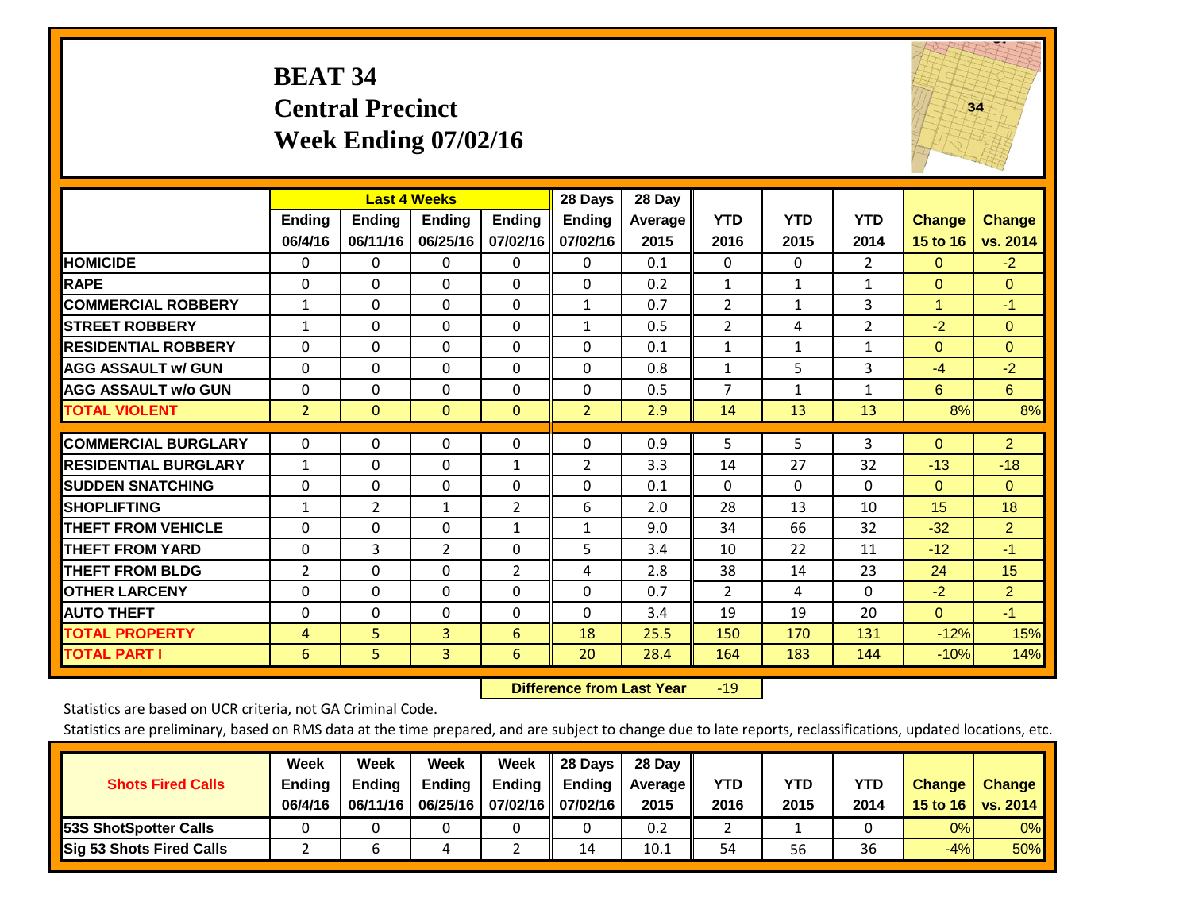# BEAT 34
## Central Precinct
## Week Ending 07/02/16

| | Last 4 Weeks | | | | 28 Days | 28 Day | | | | | |
|---|---|---|---|---|---|---|---|---|---|---|---|
| | Ending 06/4/16 | Ending 06/11/16 | Ending 06/25/16 | Ending 07/02/16 | Ending 07/02/16 | Average 2015 | YTD 2016 | YTD 2015 | YTD 2014 | Change 15 to 16 | Change vs. 2014 |
| HOMICIDE | 0 | 0 | 0 | 0 | 0 | 0.1 | 0 | 0 | 2 | 0 | -2 |
| RAPE | 0 | 0 | 0 | 0 | 0 | 0.2 | 1 | 1 | 1 | 0 | 0 |
| COMMERCIAL ROBBERY | 1 | 0 | 0 | 0 | 1 | 0.7 | 2 | 1 | 3 | 1 | -1 |
| STREET ROBBERY | 1 | 0 | 0 | 0 | 1 | 0.5 | 2 | 4 | 2 | -2 | 0 |
| RESIDENTIAL ROBBERY | 0 | 0 | 0 | 0 | 0 | 0.1 | 1 | 1 | 1 | 0 | 0 |
| AGG ASSAULT w/ GUN | 0 | 0 | 0 | 0 | 0 | 0.8 | 1 | 5 | 3 | -4 | -2 |
| AGG ASSAULT w/o GUN | 0 | 0 | 0 | 0 | 0 | 0.5 | 7 | 1 | 1 | 6 | 6 |
| TOTAL VIOLENT | 2 | 0 | 0 | 0 | 2 | 2.9 | 14 | 13 | 13 | 8% | 8% |
| COMMERCIAL BURGLARY | 0 | 0 | 0 | 0 | 0 | 0.9 | 5 | 5 | 3 | 0 | 2 |
| RESIDENTIAL BURGLARY | 1 | 0 | 0 | 1 | 2 | 3.3 | 14 | 27 | 32 | -13 | -18 |
| SUDDEN SNATCHING | 0 | 0 | 0 | 0 | 0 | 0.1 | 0 | 0 | 0 | 0 | 0 |
| SHOPLIFTING | 1 | 2 | 1 | 2 | 6 | 2.0 | 28 | 13 | 10 | 15 | 18 |
| THEFT FROM VEHICLE | 0 | 0 | 0 | 1 | 1 | 9.0 | 34 | 66 | 32 | -32 | 2 |
| THEFT FROM YARD | 0 | 3 | 2 | 0 | 5 | 3.4 | 10 | 22 | 11 | -12 | -1 |
| THEFT FROM BLDG | 2 | 0 | 0 | 2 | 4 | 2.8 | 38 | 14 | 23 | 24 | 15 |
| OTHER LARCENY | 0 | 0 | 0 | 0 | 0 | 0.7 | 2 | 4 | 0 | -2 | 2 |
| AUTO THEFT | 0 | 0 | 0 | 0 | 0 | 3.4 | 19 | 19 | 20 | 0 | -1 |
| TOTAL PROPERTY | 4 | 5 | 3 | 6 | 18 | 25.5 | 150 | 170 | 131 | -12% | 15% |
| TOTAL PART I | 6 | 5 | 3 | 6 | 20 | 28.4 | 164 | 183 | 144 | -10% | 14% |

**Difference from Last Year** -19

Statistics are based on UCR criteria, not GA Criminal Code.

Statistics are preliminary, based on RMS data at the time prepared, and are subject to change due to late reports, reclassifications, updated locations, etc.

| Shots Fired Calls | Week Ending 06/4/16 | Week Ending 06/11/16 | Week Ending 06/25/16 | Week Ending 07/02/16 | 28 Days Ending 07/02/16 | 28 Day Average 2015 | YTD 2016 | YTD 2015 | YTD 2014 | Change 15 to 16 | Change vs. 2014 |
|---|---|---|---|---|---|---|---|---|---|---|---|
| 53S ShotSpotter Calls | 0 | 0 | 0 | 0 | 0 | 0.2 | 2 | 1 | 0 | 0% | 0% |
| Sig 53 Shots Fired Calls | 2 | 6 | 4 | 2 | 14 | 10.1 | 54 | 56 | 36 | -4% | 50% |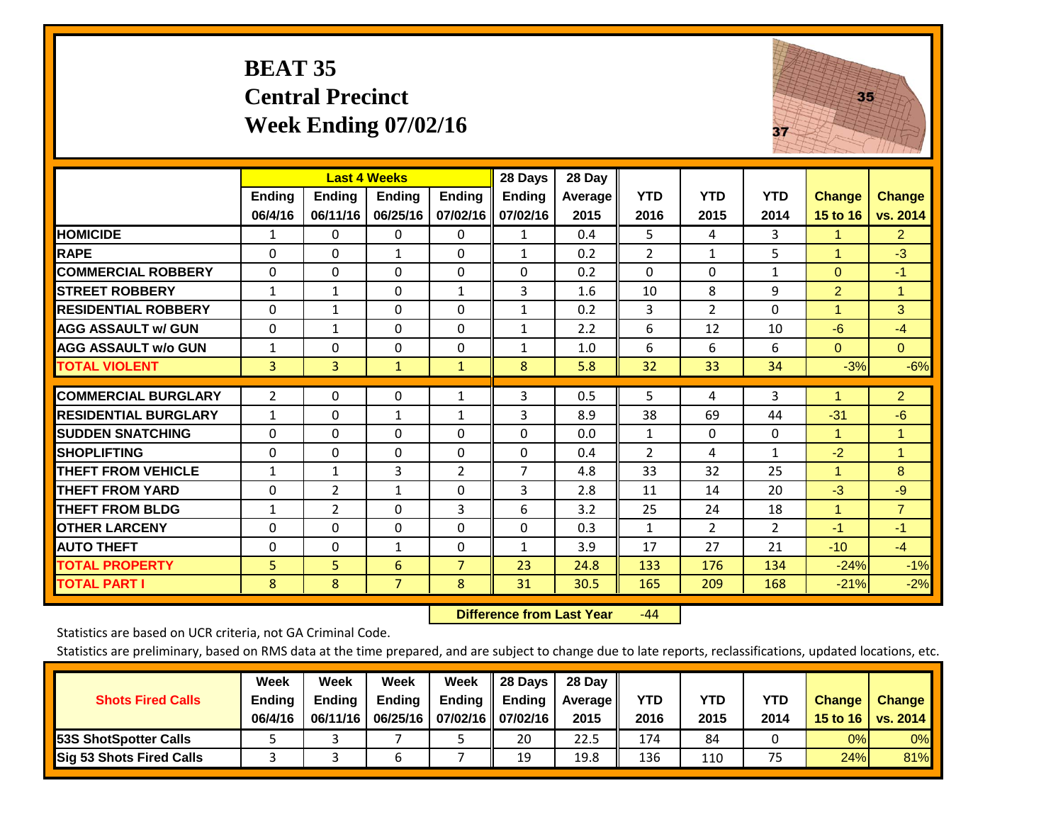# BEAT 35
## Central Precinct
## Week Ending 07/02/16

| | Last 4 Weeks | | | | 28 Days | 28 Day | | | | | |
|---|---|---|---|---|---|---|---|---|---|---|---|
| | Ending 06/4/16 | Ending 06/11/16 | Ending 06/25/16 | Ending 07/02/16 | Ending 07/02/16 | Average 2015 | YTD 2016 | YTD 2015 | YTD 2014 | Change 15 to 16 | Change vs. 2014 |
| HOMICIDE | 1 | 0 | 0 | 0 | 1 | 0.4 | 5 | 4 | 3 | 1 | 2 |
| RAPE | 0 | 0 | 1 | 0 | 1 | 0.2 | 2 | 1 | 5 | 1 | -3 |
| COMMERCIAL ROBBERY | 0 | 0 | 0 | 0 | 0 | 0.2 | 0 | 0 | 1 | 0 | -1 |
| STREET ROBBERY | 1 | 1 | 0 | 1 | 3 | 1.6 | 10 | 8 | 9 | 2 | 1 |
| RESIDENTIAL ROBBERY | 0 | 1 | 0 | 0 | 1 | 0.2 | 3 | 2 | 0 | 1 | 3 |
| AGG ASSAULT w/ GUN | 0 | 1 | 0 | 0 | 1 | 2.2 | 6 | 12 | 10 | -6 | -4 |
| AGG ASSAULT w/o GUN | 1 | 0 | 0 | 0 | 1 | 1.0 | 6 | 6 | 6 | 0 | 0 |
| TOTAL VIOLENT | 3 | 3 | 1 | 1 | 8 | 5.8 | 32 | 33 | 34 | -3% | -6% |
| COMMERCIAL BURGLARY | 2 | 0 | 0 | 1 | 3 | 0.5 | 5 | 4 | 3 | 1 | 2 |
| RESIDENTIAL BURGLARY | 1 | 0 | 1 | 1 | 3 | 8.9 | 38 | 69 | 44 | -31 | -6 |
| SUDDEN SNATCHING | 0 | 0 | 0 | 0 | 0 | 0.0 | 1 | 0 | 0 | 1 | 1 |
| SHOPLIFTING | 0 | 0 | 0 | 0 | 0 | 0.4 | 2 | 4 | 1 | -2 | 1 |
| THEFT FROM VEHICLE | 1 | 1 | 3 | 2 | 7 | 4.8 | 33 | 32 | 25 | 1 | 8 |
| THEFT FROM YARD | 0 | 2 | 1 | 0 | 3 | 2.8 | 11 | 14 | 20 | -3 | -9 |
| THEFT FROM BLDG | 1 | 2 | 0 | 3 | 6 | 3.2 | 25 | 24 | 18 | 1 | 7 |
| OTHER LARCENY | 0 | 0 | 0 | 0 | 0 | 0.3 | 1 | 2 | 2 | -1 | -1 |
| AUTO THEFT | 0 | 0 | 1 | 0 | 1 | 3.9 | 17 | 27 | 21 | -10 | -4 |
| TOTAL PROPERTY | 5 | 5 | 6 | 7 | 23 | 24.8 | 133 | 176 | 134 | -24% | -1% |
| TOTAL PART I | 8 | 8 | 7 | 8 | 31 | 30.5 | 165 | 209 | 168 | -21% | -2% |

**Difference from Last Year** -44

Statistics are based on UCR criteria, not GA Criminal Code.

Statistics are preliminary, based on RMS data at the time prepared, and are subject to change due to late reports, reclassifications, updated locations, etc.

| Shots Fired Calls | Week Ending 06/4/16 | Week Ending 06/11/16 | Week Ending 06/25/16 | Week Ending 07/02/16 | 28 Days Ending 07/02/16 | 28 Day Average 2015 | YTD 2016 | YTD 2015 | YTD 2014 | Change 15 to 16 | Change vs. 2014 |
|---|---|---|---|---|---|---|---|---|---|---|---|
| 53S ShotSpotter Calls | 5 | 3 | 7 | 5 | 20 | 22.5 | 174 | 84 | 0 | 0% | 0% |
| Sig 53 Shots Fired Calls | 3 | 3 | 6 | 7 | 19 | 19.8 | 136 | 110 | 75 | 24% | 81% |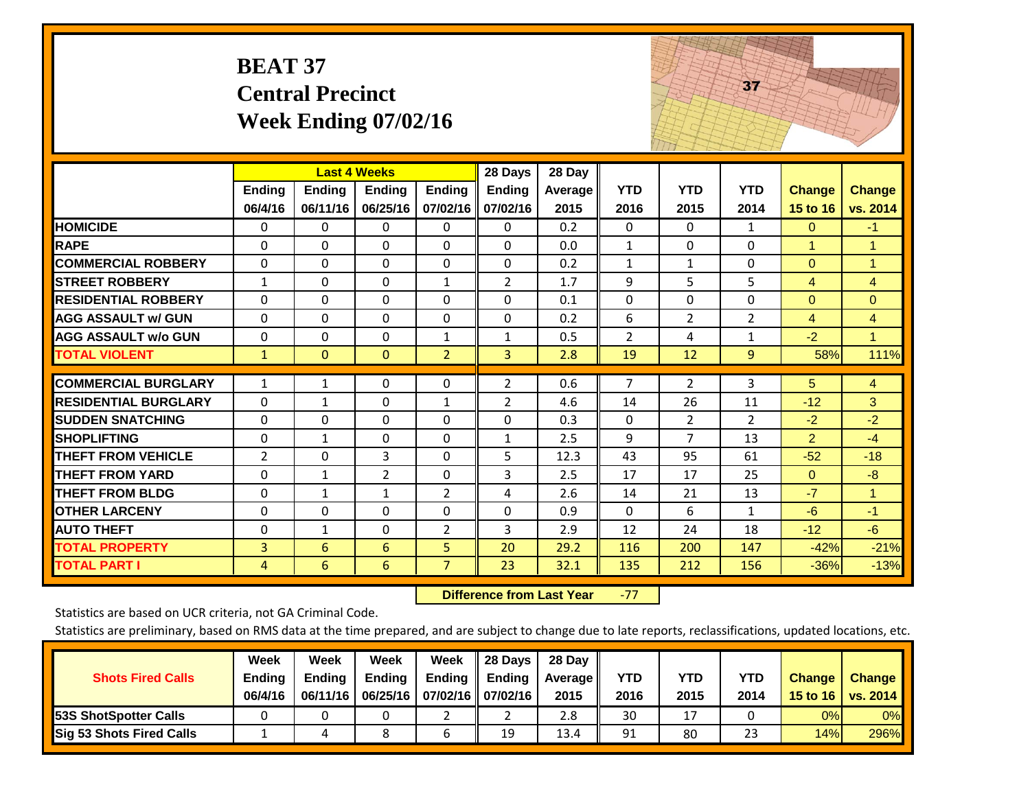# BEAT 37
## Central Precinct
## Week Ending 07/02/16

| | Last 4 Weeks | | | | 28 Days | 28 Day | | | | | |
|---|---|---|---|---|---|---|---|---|---|---|---|
| | Ending 06/4/16 | Ending 06/11/16 | Ending 06/25/16 | Ending 07/02/16 | Ending 07/02/16 | Average 2015 | YTD 2016 | YTD 2015 | YTD 2014 | Change 15 to 16 | Change vs. 2014 |
| HOMICIDE | 0 | 0 | 0 | 0 | 0 | 0.2 | 0 | 0 | 1 | 0 | -1 |
| RAPE | 0 | 0 | 0 | 0 | 0 | 0.0 | 1 | 0 | 0 | 1 | 1 |
| COMMERCIAL ROBBERY | 0 | 0 | 0 | 0 | 0 | 0.2 | 1 | 1 | 0 | 0 | 1 |
| STREET ROBBERY | 1 | 0 | 0 | 1 | 2 | 1.7 | 9 | 5 | 5 | 4 | 4 |
| RESIDENTIAL ROBBERY | 0 | 0 | 0 | 0 | 0 | 0.1 | 0 | 0 | 0 | 0 | 0 |
| AGG ASSAULT w/ GUN | 0 | 0 | 0 | 0 | 0 | 0.2 | 6 | 2 | 2 | 4 | 4 |
| AGG ASSAULT w/o GUN | 0 | 0 | 0 | 1 | 1 | 0.5 | 2 | 4 | 1 | -2 | 1 |
| TOTAL VIOLENT | 1 | 0 | 0 | 2 | 3 | 2.8 | 19 | 12 | 9 | 58% | 111% |
| COMMERCIAL BURGLARY | 1 | 1 | 0 | 0 | 2 | 0.6 | 7 | 2 | 3 | 5 | 4 |
| RESIDENTIAL BURGLARY | 0 | 1 | 0 | 1 | 2 | 4.6 | 14 | 26 | 11 | -12 | 3 |
| SUDDEN SNATCHING | 0 | 0 | 0 | 0 | 0 | 0.3 | 0 | 2 | 2 | -2 | -2 |
| SHOPLIFTING | 0 | 1 | 0 | 0 | 1 | 2.5 | 9 | 7 | 13 | 2 | -4 |
| THEFT FROM VEHICLE | 2 | 0 | 3 | 0 | 5 | 12.3 | 43 | 95 | 61 | -52 | -18 |
| THEFT FROM YARD | 0 | 1 | 2 | 0 | 3 | 2.5 | 17 | 17 | 25 | 0 | -8 |
| THEFT FROM BLDG | 0 | 1 | 1 | 2 | 4 | 2.6 | 14 | 21 | 13 | -7 | 1 |
| OTHER LARCENY | 0 | 0 | 0 | 0 | 0 | 0.9 | 0 | 6 | 1 | -6 | -1 |
| AUTO THEFT | 0 | 1 | 0 | 2 | 3 | 2.9 | 12 | 24 | 18 | -12 | -6 |
| TOTAL PROPERTY | 3 | 6 | 6 | 5 | 20 | 29.2 | 116 | 200 | 147 | -42% | -21% |
| TOTAL PART I | 4 | 6 | 6 | 7 | 23 | 32.1 | 135 | 212 | 156 | -36% | -13% |

**Difference from Last Year** -77

Statistics are based on UCR criteria, not GA Criminal Code.

Statistics are preliminary, based on RMS data at the time prepared, and are subject to change due to late reports, reclassifications, updated locations, etc.

| Shots Fired Calls | Week Ending 06/4/16 | Week Ending 06/11/16 | Week Ending 06/25/16 | Week Ending 07/02/16 | 28 Days Ending 07/02/16 | 28 Day Average 2015 | YTD 2016 | YTD 2015 | YTD 2014 | Change 15 to 16 | Change vs. 2014 |
|---|---|---|---|---|---|---|---|---|---|---|---|
| 53S ShotSpotter Calls | 0 | 0 | 0 | 2 | 2 | 2.8 | 30 | 17 | 0 | 0% | 0% |
| Sig 53 Shots Fired Calls | 1 | 4 | 8 | 6 | 19 | 13.4 | 91 | 80 | 23 | 14% | 296% |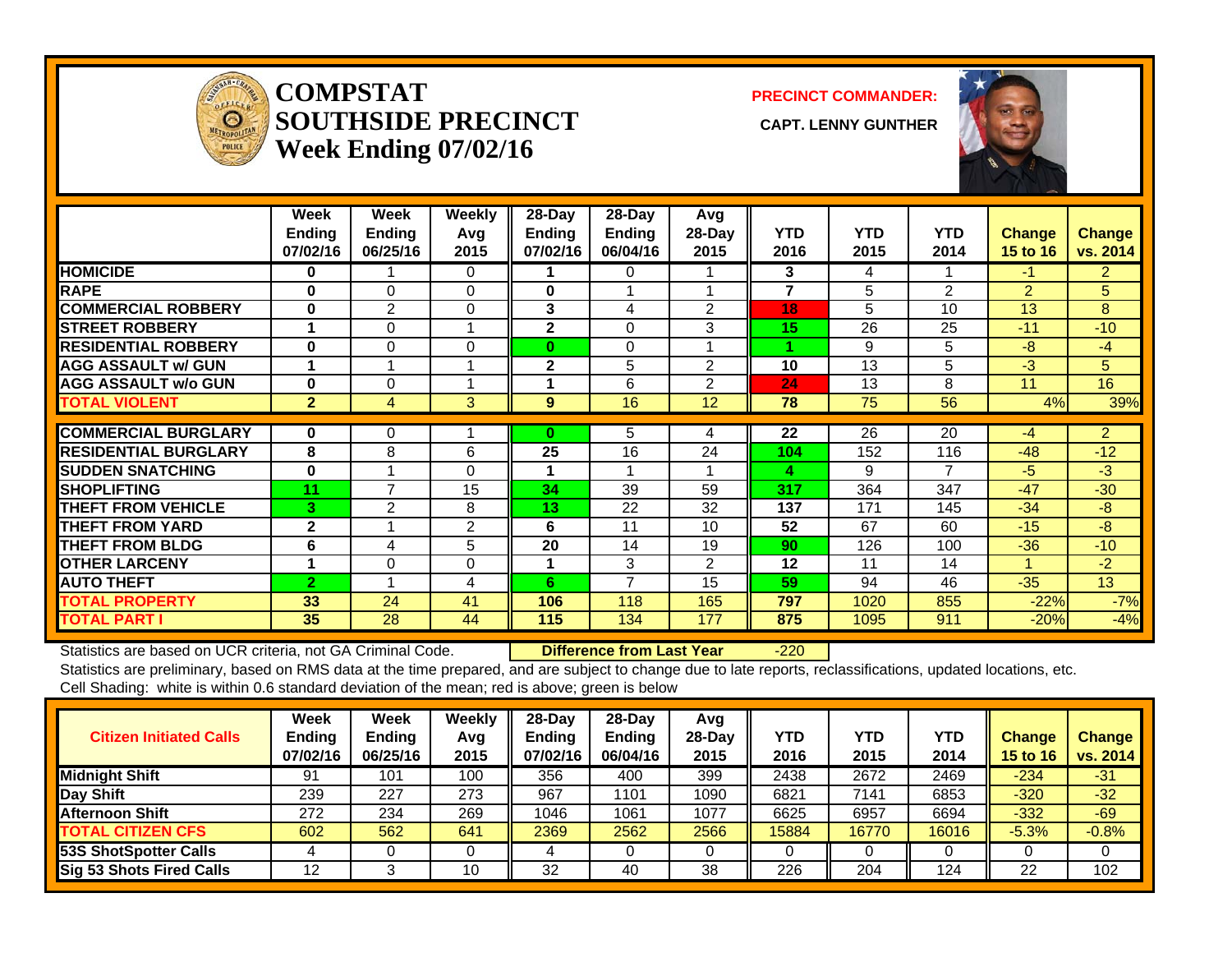# COMPSTAT SOUTHSIDE PRECINCT
## Week Ending 07/02/16

**PRECINCT COMMANDER:** CAPT. LENNY GUNTHER

| | Week Ending 07/02/16 | Week Ending 06/25/16 | Weekly Avg 2015 | 28-Day Ending 07/02/16 | 28-Day Ending 06/04/16 | Avg 28-Day 2015 | YTD 2016 | YTD 2015 | YTD 2014 | Change 15 to 16 | Change vs. 2014 |
|---|---|---|---|---|---|---|---|---|---|---|---|
| HOMICIDE | 0 | 1 | 0 | 1 | 0 | 1 | 3 | 4 | 1 | -1 | 2 |
| RAPE | 0 | 0 | 0 | 0 | 1 | 1 | 7 | 5 | 2 | 2 | 5 |
| COMMERCIAL ROBBERY | 0 | 2 | 0 | 3 | 4 | 2 | 18 | 5 | 10 | 13 | 8 |
| STREET ROBBERY | 1 | 0 | 1 | 2 | 0 | 3 | 15 | 26 | 25 | -11 | -10 |
| RESIDENTIAL ROBBERY | 0 | 0 | 0 | 0 | 0 | 1 | 1 | 9 | 5 | -8 | -4 |
| AGG ASSAULT w/ GUN | 1 | 1 | 1 | 2 | 5 | 2 | 10 | 13 | 5 | -3 | 5 |
| AGG ASSAULT w/o GUN | 0 | 0 | 1 | 1 | 6 | 2 | 24 | 13 | 8 | 11 | 16 |
| TOTAL VIOLENT | 2 | 4 | 3 | 9 | 16 | 12 | 78 | 75 | 56 | 4% | 39% |
| COMMERCIAL BURGLARY | 0 | 0 | 1 | 0 | 5 | 4 | 22 | 26 | 20 | -4 | 2 |
| RESIDENTIAL BURGLARY | 8 | 8 | 6 | 25 | 16 | 24 | 104 | 152 | 116 | -48 | -12 |
| SUDDEN SNATCHING | 0 | 1 | 0 | 1 | 1 | 1 | 4 | 9 | 7 | -5 | -3 |
| SHOPLIFTING | 11 | 7 | 15 | 34 | 39 | 59 | 317 | 364 | 347 | -47 | -30 |
| THEFT FROM VEHICLE | 3 | 2 | 8 | 13 | 22 | 32 | 137 | 171 | 145 | -34 | -8 |
| THEFT FROM YARD | 2 | 1 | 2 | 6 | 11 | 10 | 52 | 67 | 60 | -15 | -8 |
| THEFT FROM BLDG | 6 | 4 | 5 | 20 | 14 | 19 | 90 | 126 | 100 | -36 | -10 |
| OTHER LARCENY | 1 | 0 | 0 | 1 | 3 | 2 | 12 | 11 | 14 | 1 | -2 |
| AUTO THEFT | 2 | 1 | 4 | 6 | 7 | 15 | 59 | 94 | 46 | -35 | 13 |
| TOTAL PROPERTY | 33 | 24 | 41 | 106 | 118 | 165 | 797 | 1020 | 855 | -22% | -7% |
| TOTAL PART I | 35 | 28 | 44 | 115 | 134 | 177 | 875 | 1095 | 911 | -20% | -4% |

Statistics are based on UCR criteria, not GA Criminal Code. **Difference from Last Year** -220

Statistics are preliminary, based on RMS data at the time prepared, and are subject to change due to late reports, reclassifications, updated locations, etc.

Cell Shading: white is within 0.6 standard deviation of the mean; red is above; green is below

| Citizen Initiated Calls | Week Ending 07/02/16 | Week Ending 06/25/16 | Weekly Avg 2015 | 28-Day Ending 07/02/16 | 28-Day Ending 06/04/16 | Avg 28-Day 2015 | YTD 2016 | YTD 2015 | YTD 2014 | Change 15 to 16 | Change vs. 2014 |
|---|---|---|---|---|---|---|---|---|---|---|---|
| Midnight Shift | 91 | 101 | 100 | 356 | 400 | 399 | 2438 | 2672 | 2469 | -234 | -31 |
| Day Shift | 239 | 227 | 273 | 967 | 1101 | 1090 | 6821 | 7141 | 6853 | -320 | -32 |
| Afternoon Shift | 272 | 234 | 269 | 1046 | 1061 | 1077 | 6625 | 6957 | 6694 | -332 | -69 |
| TOTAL CITIZEN CFS | 602 | 562 | 641 | 2369 | 2562 | 2566 | 15884 | 16770 | 16016 | -5.3% | -0.8% |
| 53S ShotSpotter Calls | 4 | 0 | 0 | 4 | 0 | 0 | 0 | 0 | 0 | 0 | 0 |
| Sig 53 Shots Fired Calls | 12 | 3 | 10 | 32 | 40 | 38 | 226 | 204 | 124 | 22 | 102 |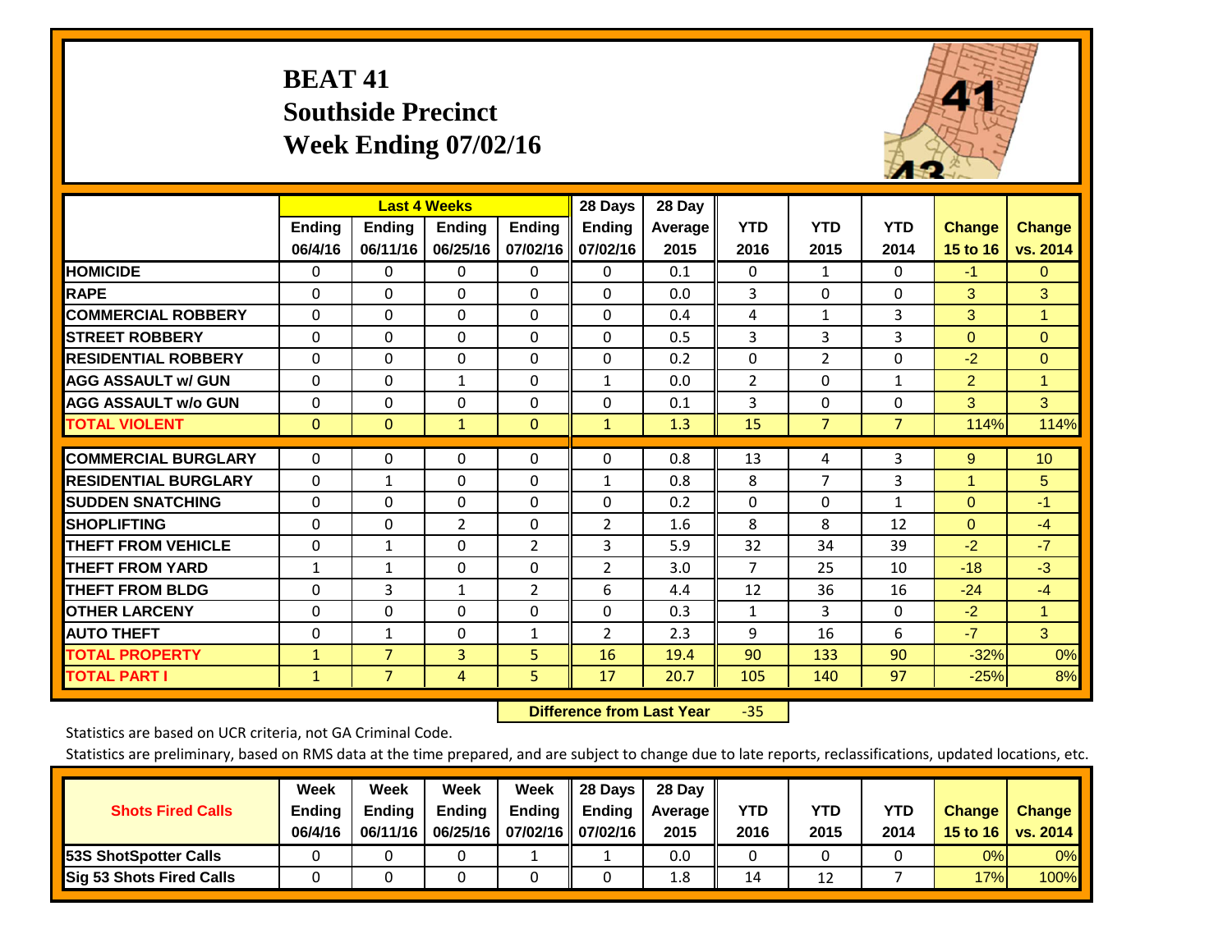# BEAT 41
## Southside Precinct
## Week Ending 07/02/16

| | Last 4 Weeks | | | | 28 Days | 28 Day | | | | | |
|---|---|---|---|---|---|---|---|---|---|---|---|
| | Ending 06/4/16 | Ending 06/11/16 | Ending 06/25/16 | Ending 07/02/16 | Ending 07/02/16 | Average 2015 | YTD 2016 | YTD 2015 | YTD 2014 | Change 15 to 16 | Change vs. 2014 |
| HOMICIDE | 0 | 0 | 0 | 0 | 0 | 0.1 | 0 | 1 | 0 | -1 | 0 |
| RAPE | 0 | 0 | 0 | 0 | 0 | 0.0 | 3 | 0 | 0 | 3 | 3 |
| COMMERCIAL ROBBERY | 0 | 0 | 0 | 0 | 0 | 0.4 | 4 | 1 | 3 | 3 | 1 |
| STREET ROBBERY | 0 | 0 | 0 | 0 | 0 | 0.5 | 3 | 3 | 3 | 0 | 0 |
| RESIDENTIAL ROBBERY | 0 | 0 | 0 | 0 | 0 | 0.2 | 0 | 2 | 0 | -2 | 0 |
| AGG ASSAULT w/ GUN | 0 | 0 | 1 | 0 | 1 | 0.0 | 2 | 0 | 1 | 2 | 1 |
| AGG ASSAULT w/o GUN | 0 | 0 | 0 | 0 | 0 | 0.1 | 3 | 0 | 0 | 3 | 3 |
| TOTAL VIOLENT | 0 | 0 | 1 | 0 | 1 | 1.3 | 15 | 7 | 7 | 114% | 114% |
| COMMERCIAL BURGLARY | 0 | 0 | 0 | 0 | 0 | 0.8 | 13 | 4 | 3 | 9 | 10 |
| RESIDENTIAL BURGLARY | 0 | 1 | 0 | 0 | 1 | 0.8 | 8 | 7 | 3 | 1 | 5 |
| SUDDEN SNATCHING | 0 | 0 | 0 | 0 | 0 | 0.2 | 0 | 0 | 1 | 0 | -1 |
| SHOPLIFTING | 0 | 0 | 2 | 0 | 2 | 1.6 | 8 | 8 | 12 | 0 | -4 |
| THEFT FROM VEHICLE | 0 | 1 | 0 | 2 | 3 | 5.9 | 32 | 34 | 39 | -2 | -7 |
| THEFT FROM YARD | 1 | 1 | 0 | 0 | 2 | 3.0 | 7 | 25 | 10 | -18 | -3 |
| THEFT FROM BLDG | 0 | 3 | 1 | 2 | 6 | 4.4 | 12 | 36 | 16 | -24 | -4 |
| OTHER LARCENY | 0 | 0 | 0 | 0 | 0 | 0.3 | 1 | 3 | 0 | -2 | 1 |
| AUTO THEFT | 0 | 1 | 0 | 1 | 2 | 2.3 | 9 | 16 | 6 | -7 | 3 |
| TOTAL PROPERTY | 1 | 7 | 3 | 5 | 16 | 19.4 | 90 | 133 | 90 | -32% | 0% |
| TOTAL PART I | 1 | 7 | 4 | 5 | 17 | 20.7 | 105 | 140 | 97 | -25% | 8% |

**Difference from Last Year** -35

Statistics are based on UCR criteria, not GA Criminal Code.

Statistics are preliminary, based on RMS data at the time prepared, and are subject to change due to late reports, reclassifications, updated locations, etc.

| Shots Fired Calls | Week Ending 06/4/16 | Week Ending 06/11/16 | Week Ending 06/25/16 | Week Ending 07/02/16 | 28 Days Ending 07/02/16 | 28 Day Average 2015 | YTD 2016 | YTD 2015 | YTD 2014 | Change 15 to 16 | Change vs. 2014 |
|---|---|---|---|---|---|---|---|---|---|---|---|
| 53S ShotSpotter Calls | 0 | 0 | 0 | 1 | 1 | 0.0 | 0 | 0 | 0 | 0% | 0% |
| Sig 53 Shots Fired Calls | 0 | 0 | 0 | 0 | 0 | 1.8 | 14 | 12 | 7 | 17% | 100% |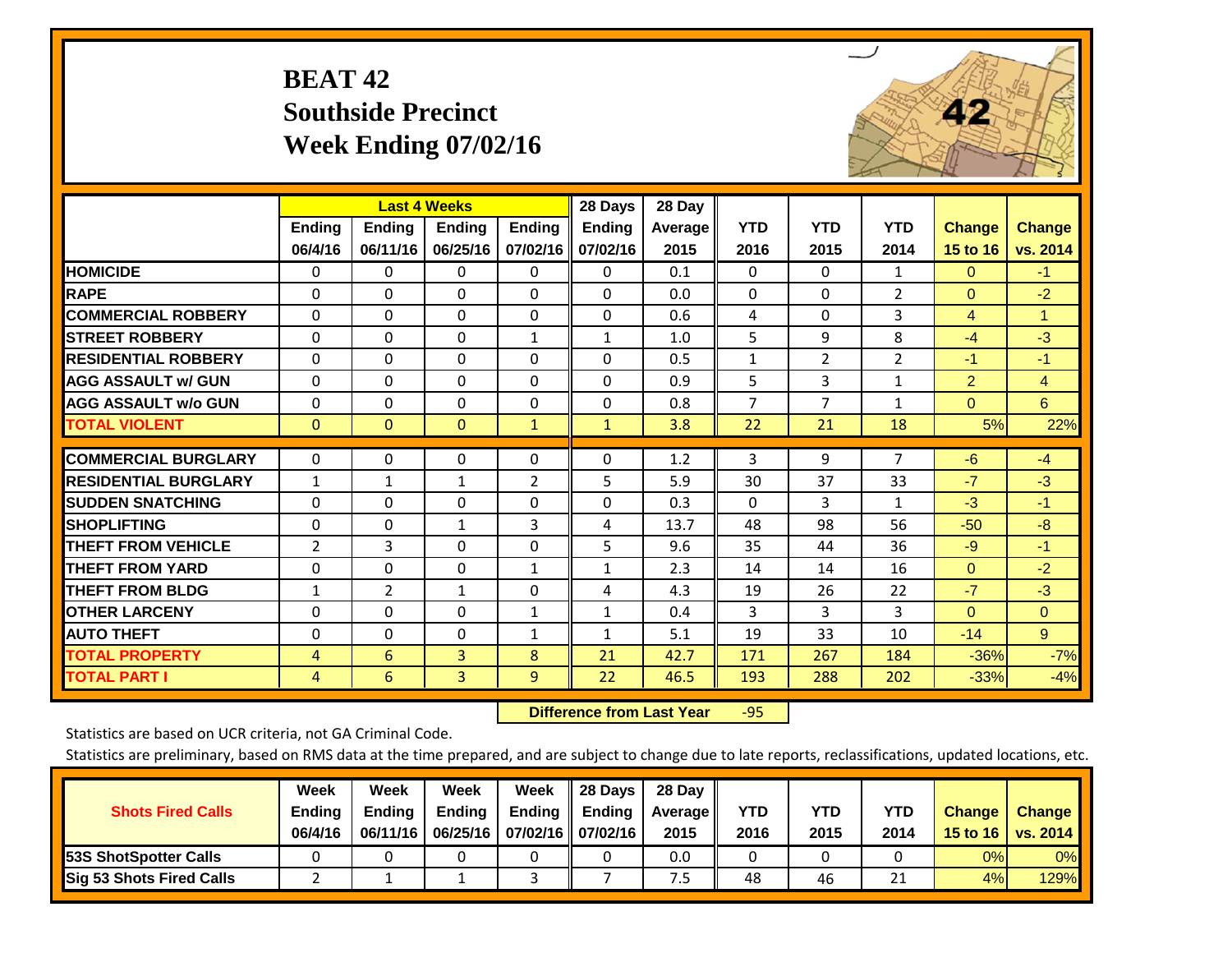# BEAT 42
## Southside Precinct
## Week Ending 07/02/16

| | Last 4 Weeks | | | | 28 Days | 28 Day | | | | | |
|---|---|---|---|---|---|---|---|---|---|---|---|
| | Ending 06/4/16 | Ending 06/11/16 | Ending 06/25/16 | Ending 07/02/16 | Ending 07/02/16 | Average 2015 | YTD 2016 | YTD 2015 | YTD 2014 | Change 15 to 16 | Change vs. 2014 |
| HOMICIDE | 0 | 0 | 0 | 0 | 0 | 0.1 | 0 | 0 | 1 | 0 | -1 |
| RAPE | 0 | 0 | 0 | 0 | 0 | 0.0 | 0 | 0 | 2 | 0 | -2 |
| COMMERCIAL ROBBERY | 0 | 0 | 0 | 0 | 0 | 0.6 | 4 | 0 | 3 | 4 | 1 |
| STREET ROBBERY | 0 | 0 | 0 | 1 | 1 | 1.0 | 5 | 9 | 8 | -4 | -3 |
| RESIDENTIAL ROBBERY | 0 | 0 | 0 | 0 | 0 | 0.5 | 1 | 2 | 2 | -1 | -1 |
| AGG ASSAULT w/ GUN | 0 | 0 | 0 | 0 | 0 | 0.9 | 5 | 3 | 1 | 2 | 4 |
| AGG ASSAULT w/o GUN | 0 | 0 | 0 | 0 | 0 | 0.8 | 7 | 7 | 1 | 0 | 6 |
| TOTAL VIOLENT | 0 | 0 | 0 | 1 | 1 | 3.8 | 22 | 21 | 18 | 5% | 22% |
| COMMERCIAL BURGLARY | 0 | 0 | 0 | 0 | 0 | 1.2 | 3 | 9 | 7 | -6 | -4 |
| RESIDENTIAL BURGLARY | 1 | 1 | 1 | 2 | 5 | 5.9 | 30 | 37 | 33 | -7 | -3 |
| SUDDEN SNATCHING | 0 | 0 | 0 | 0 | 0 | 0.3 | 0 | 3 | 1 | -3 | -1 |
| SHOPLIFTING | 0 | 0 | 1 | 3 | 4 | 13.7 | 48 | 98 | 56 | -50 | -8 |
| THEFT FROM VEHICLE | 2 | 3 | 0 | 0 | 5 | 9.6 | 35 | 44 | 36 | -9 | -1 |
| THEFT FROM YARD | 0 | 0 | 0 | 1 | 1 | 2.3 | 14 | 14 | 16 | 0 | -2 |
| THEFT FROM BLDG | 1 | 2 | 1 | 0 | 4 | 4.3 | 19 | 26 | 22 | -7 | -3 |
| OTHER LARCENY | 0 | 0 | 0 | 1 | 1 | 0.4 | 3 | 3 | 3 | 0 | 0 |
| AUTO THEFT | 0 | 0 | 0 | 1 | 1 | 5.1 | 19 | 33 | 10 | -14 | 9 |
| TOTAL PROPERTY | 4 | 6 | 3 | 8 | 21 | 42.7 | 171 | 267 | 184 | -36% | -7% |
| TOTAL PART I | 4 | 6 | 3 | 9 | 22 | 46.5 | 193 | 288 | 202 | -33% | -4% |

**Difference from Last Year** -95

Statistics are based on UCR criteria, not GA Criminal Code.

Statistics are preliminary, based on RMS data at the time prepared, and are subject to change due to late reports, reclassifications, updated locations, etc.

| Shots Fired Calls | Week Ending 06/4/16 | Week Ending 06/11/16 | Week Ending 06/25/16 | Week Ending 07/02/16 | 28 Days Ending 07/02/16 | 28 Day Average 2015 | YTD 2016 | YTD 2015 | YTD 2014 | Change 15 to 16 | Change vs. 2014 |
|---|---|---|---|---|---|---|---|---|---|---|---|
| 53S ShotSpotter Calls | 0 | 0 | 0 | 0 | 0 | 0.0 | 0 | 0 | 0 | 0% | 0% |
| Sig 53 Shots Fired Calls | 2 | 1 | 1 | 3 | 7 | 7.5 | 48 | 46 | 21 | 4% | 129% |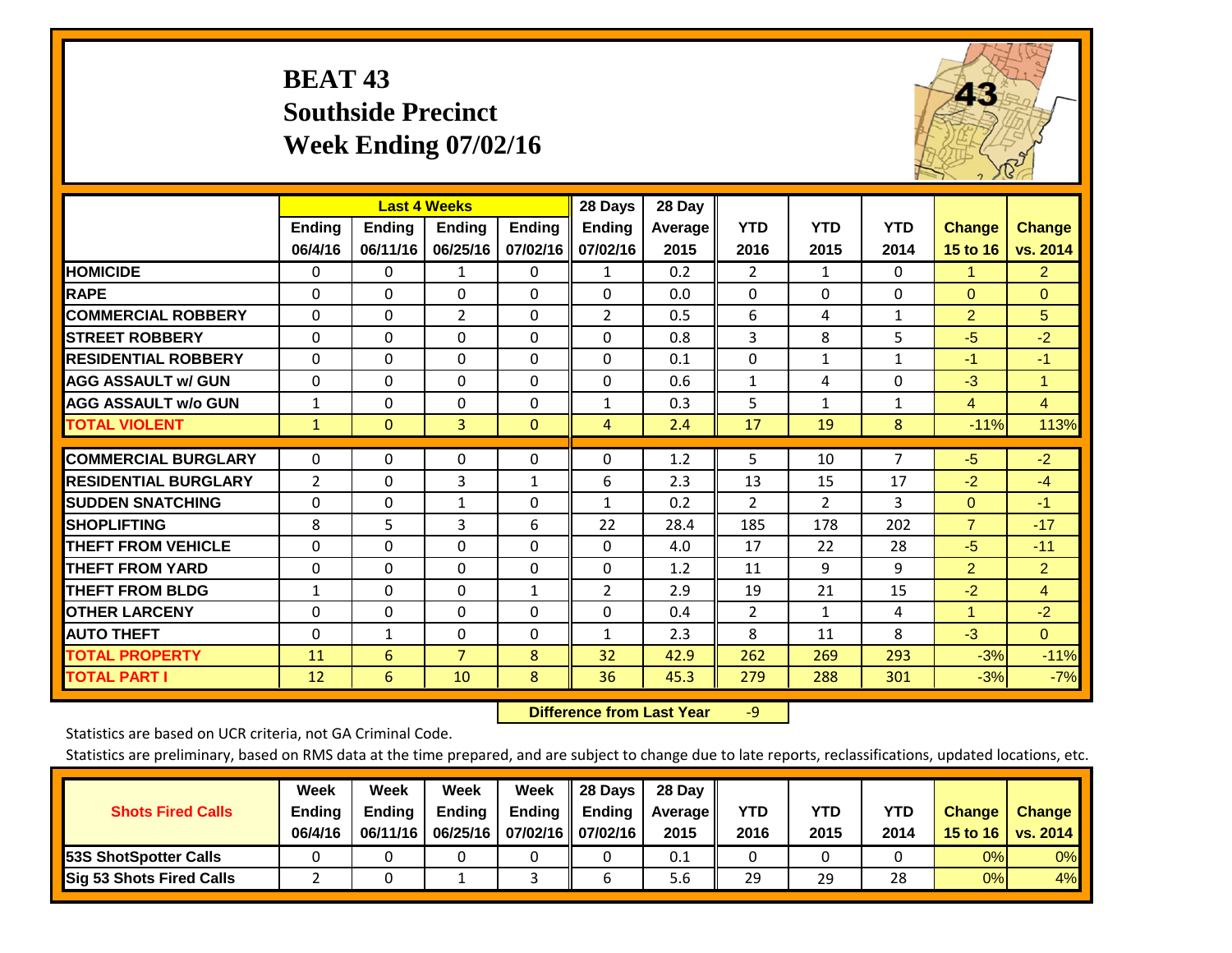# BEAT 43
## Southside Precinct
## Week Ending 07/02/16

| | Last 4 Weeks | | | | 28 Days | 28 Day | | | | | |
|---|---|---|---|---|---|---|---|---|---|---|---|
| | Ending 06/4/16 | Ending 06/11/16 | Ending 06/25/16 | Ending 07/02/16 | Ending 07/02/16 | Average 2015 | YTD 2016 | YTD 2015 | YTD 2014 | Change 15 to 16 | Change vs. 2014 |
| HOMICIDE | 0 | 0 | 1 | 0 | 1 | 0.2 | 2 | 1 | 0 | 1 | 2 |
| RAPE | 0 | 0 | 0 | 0 | 0 | 0.0 | 0 | 0 | 0 | 0 | 0 |
| COMMERCIAL ROBBERY | 0 | 0 | 2 | 0 | 2 | 0.5 | 6 | 4 | 1 | 2 | 5 |
| STREET ROBBERY | 0 | 0 | 0 | 0 | 0 | 0.8 | 3 | 8 | 5 | -5 | -2 |
| RESIDENTIAL ROBBERY | 0 | 0 | 0 | 0 | 0 | 0.1 | 0 | 1 | 1 | -1 | -1 |
| AGG ASSAULT w/ GUN | 0 | 0 | 0 | 0 | 0 | 0.6 | 1 | 4 | 0 | -3 | 1 |
| AGG ASSAULT w/o GUN | 1 | 0 | 0 | 0 | 1 | 0.3 | 5 | 1 | 1 | 4 | 4 |
| TOTAL VIOLENT | 1 | 0 | 3 | 0 | 4 | 2.4 | 17 | 19 | 8 | -11% | 113% |
| COMMERCIAL BURGLARY | 0 | 0 | 0 | 0 | 0 | 1.2 | 5 | 10 | 7 | -5 | -2 |
| RESIDENTIAL BURGLARY | 2 | 0 | 3 | 1 | 6 | 2.3 | 13 | 15 | 17 | -2 | -4 |
| SUDDEN SNATCHING | 0 | 0 | 1 | 0 | 1 | 0.2 | 2 | 2 | 3 | 0 | -1 |
| SHOPLIFTING | 8 | 5 | 3 | 6 | 22 | 28.4 | 185 | 178 | 202 | 7 | -17 |
| THEFT FROM VEHICLE | 0 | 0 | 0 | 0 | 0 | 4.0 | 17 | 22 | 28 | -5 | -11 |
| THEFT FROM YARD | 0 | 0 | 0 | 0 | 0 | 1.2 | 11 | 9 | 9 | 2 | 2 |
| THEFT FROM BLDG | 1 | 0 | 0 | 1 | 2 | 2.9 | 19 | 21 | 15 | -2 | 4 |
| OTHER LARCENY | 0 | 0 | 0 | 0 | 0 | 0.4 | 2 | 1 | 4 | 1 | -2 |
| AUTO THEFT | 0 | 1 | 0 | 0 | 1 | 2.3 | 8 | 11 | 8 | -3 | 0 |
| TOTAL PROPERTY | 11 | 6 | 7 | 8 | 32 | 42.9 | 262 | 269 | 293 | -3% | -11% |
| TOTAL PART I | 12 | 6 | 10 | 8 | 36 | 45.3 | 279 | 288 | 301 | -3% | -7% |

**Difference from Last Year** -9

Statistics are based on UCR criteria, not GA Criminal Code.

Statistics are preliminary, based on RMS data at the time prepared, and are subject to change due to late reports, reclassifications, updated locations, etc.

| Shots Fired Calls | Week Ending 06/4/16 | Week Ending 06/11/16 | Week Ending 06/25/16 | Week Ending 07/02/16 | 28 Days Ending 07/02/16 | 28 Day Average 2015 | YTD 2016 | YTD 2015 | YTD 2014 | Change 15 to 16 | Change vs. 2014 |
|---|---|---|---|---|---|---|---|---|---|---|---|
| 53S ShotSpotter Calls | 0 | 0 | 0 | 0 | 0 | 0.1 | 0 | 0 | 0 | 0% | 0% |
| Sig 53 Shots Fired Calls | 2 | 0 | 1 | 3 | 6 | 5.6 | 29 | 29 | 28 | 0% | 4% |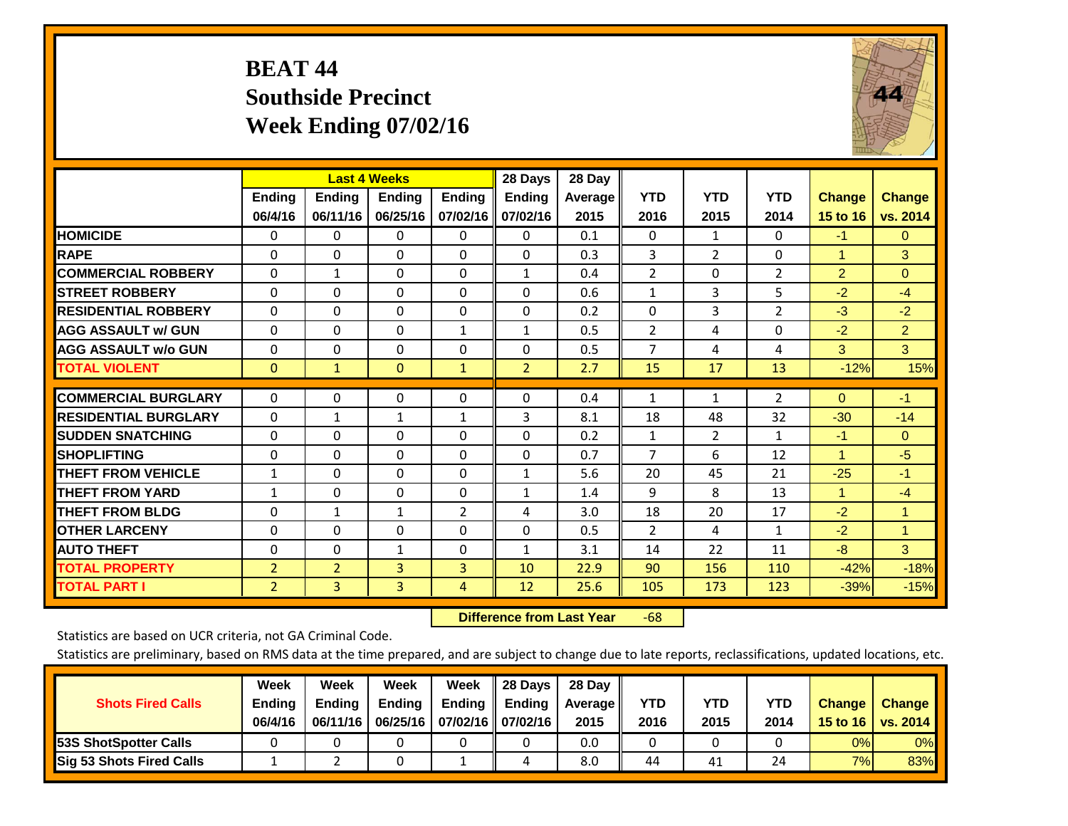# BEAT 44
## Southside Precinct
## Week Ending 07/02/16

| | Last 4 Weeks | | | | 28 Days | 28 Day | | | | | |
|---|---|---|---|---|---|---|---|---|---|---|---|
| | Ending 06/4/16 | Ending 06/11/16 | Ending 06/25/16 | Ending 07/02/16 | Ending 07/02/16 | Average 2015 | YTD 2016 | YTD 2015 | YTD 2014 | Change 15 to 16 | Change vs. 2014 |
| HOMICIDE | 0 | 0 | 0 | 0 | 0 | 0.1 | 0 | 1 | 0 | -1 | 0 |
| RAPE | 0 | 0 | 0 | 0 | 0 | 0.3 | 3 | 2 | 0 | 1 | 3 |
| COMMERCIAL ROBBERY | 0 | 1 | 0 | 0 | 1 | 0.4 | 2 | 0 | 2 | 2 | 0 |
| STREET ROBBERY | 0 | 0 | 0 | 0 | 0 | 0.6 | 1 | 3 | 5 | -2 | -4 |
| RESIDENTIAL ROBBERY | 0 | 0 | 0 | 0 | 0 | 0.2 | 0 | 3 | 2 | -3 | -2 |
| AGG ASSAULT w/ GUN | 0 | 0 | 0 | 1 | 1 | 0.5 | 2 | 4 | 0 | -2 | 2 |
| AGG ASSAULT w/o GUN | 0 | 0 | 0 | 0 | 0 | 0.5 | 7 | 4 | 4 | 3 | 3 |
| TOTAL VIOLENT | 0 | 1 | 0 | 1 | 2 | 2.7 | 15 | 17 | 13 | -12% | 15% |
| COMMERCIAL BURGLARY | 0 | 0 | 0 | 0 | 0 | 0.4 | 1 | 1 | 2 | 0 | -1 |
| RESIDENTIAL BURGLARY | 0 | 1 | 1 | 1 | 3 | 8.1 | 18 | 48 | 32 | -30 | -14 |
| SUDDEN SNATCHING | 0 | 0 | 0 | 0 | 0 | 0.2 | 1 | 2 | 1 | -1 | 0 |
| SHOPLIFTING | 0 | 0 | 0 | 0 | 0 | 0.7 | 7 | 6 | 12 | 1 | -5 |
| THEFT FROM VEHICLE | 1 | 0 | 0 | 0 | 1 | 5.6 | 20 | 45 | 21 | -25 | -1 |
| THEFT FROM YARD | 1 | 0 | 0 | 0 | 1 | 1.4 | 9 | 8 | 13 | 1 | -4 |
| THEFT FROM BLDG | 0 | 1 | 1 | 2 | 4 | 3.0 | 18 | 20 | 17 | -2 | 1 |
| OTHER LARCENY | 0 | 0 | 0 | 0 | 0 | 0.5 | 2 | 4 | 1 | -2 | 1 |
| AUTO THEFT | 0 | 0 | 1 | 0 | 1 | 3.1 | 14 | 22 | 11 | -8 | 3 |
| TOTAL PROPERTY | 2 | 2 | 3 | 3 | 10 | 22.9 | 90 | 156 | 110 | -42% | -18% |
| TOTAL PART I | 2 | 3 | 3 | 4 | 12 | 25.6 | 105 | 173 | 123 | -39% | -15% |

**Difference from Last Year** -68

Statistics are based on UCR criteria, not GA Criminal Code.

Statistics are preliminary, based on RMS data at the time prepared, and are subject to change due to late reports, reclassifications, updated locations, etc.

| Shots Fired Calls | Week Ending 06/4/16 | Week Ending 06/11/16 | Week Ending 06/25/16 | Week Ending 07/02/16 | 28 Days Ending 07/02/16 | 28 Day Average 2015 | YTD 2016 | YTD 2015 | YTD 2014 | Change 15 to 16 | Change vs. 2014 |
|---|---|---|---|---|---|---|---|---|---|---|---|
| 53S ShotSpotter Calls | 0 | 0 | 0 | 0 | 0 | 0.0 | 0 | 0 | 0 | 0% | 0% |
| Sig 53 Shots Fired Calls | 1 | 2 | 0 | 1 | 4 | 8.0 | 44 | 41 | 24 | 7% | 83% |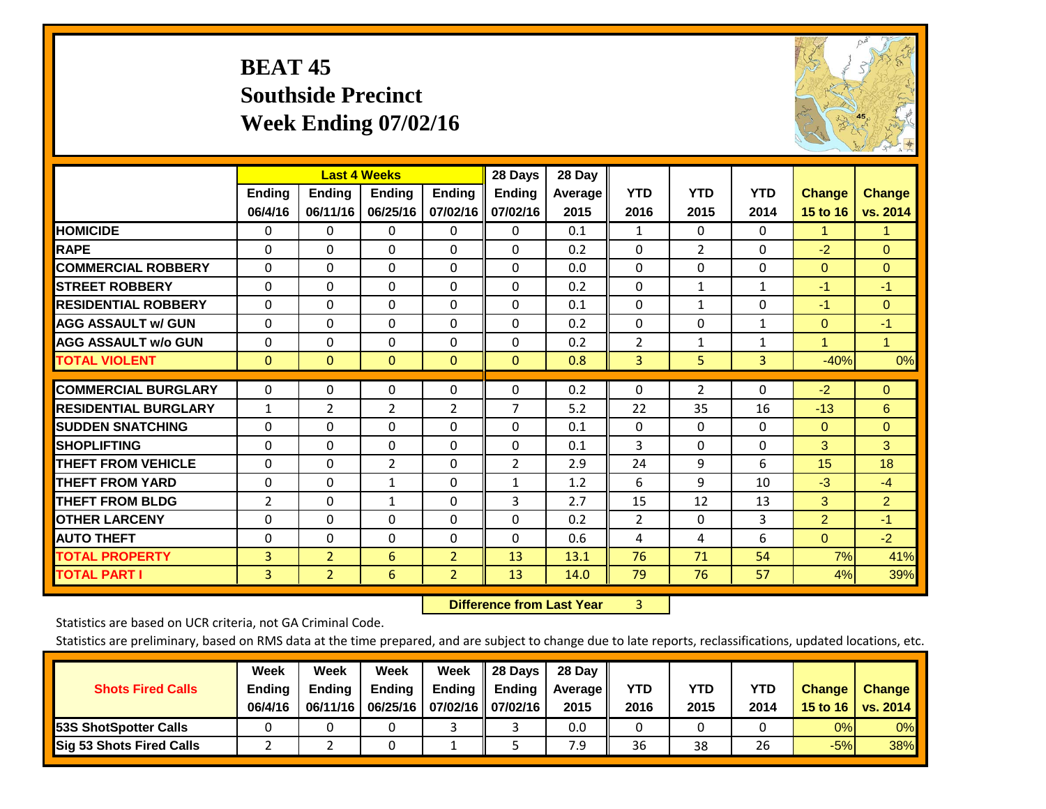# BEAT 45
## Southside Precinct
## Week Ending 07/02/16

| | Last 4 Weeks | | | | 28 Days | 28 Day | | | | | |
|---|---|---|---|---|---|---|---|---|---|---|---|
| | Ending 06/4/16 | Ending 06/11/16 | Ending 06/25/16 | Ending 07/02/16 | Ending 07/02/16 | Average 2015 | YTD 2016 | YTD 2015 | YTD 2014 | Change 15 to 16 | Change vs. 2014 |
| HOMICIDE | 0 | 0 | 0 | 0 | 0 | 0.1 | 1 | 0 | 0 | 1 | 1 |
| RAPE | 0 | 0 | 0 | 0 | 0 | 0.2 | 0 | 2 | 0 | -2 | 0 |
| COMMERCIAL ROBBERY | 0 | 0 | 0 | 0 | 0 | 0.0 | 0 | 0 | 0 | 0 | 0 |
| STREET ROBBERY | 0 | 0 | 0 | 0 | 0 | 0.2 | 0 | 1 | 1 | -1 | -1 |
| RESIDENTIAL ROBBERY | 0 | 0 | 0 | 0 | 0 | 0.1 | 0 | 1 | 0 | -1 | 0 |
| AGG ASSAULT w/ GUN | 0 | 0 | 0 | 0 | 0 | 0.2 | 0 | 0 | 1 | 0 | -1 |
| AGG ASSAULT w/o GUN | 0 | 0 | 0 | 0 | 0 | 0.2 | 2 | 1 | 1 | 1 | 1 |
| TOTAL VIOLENT | 0 | 0 | 0 | 0 | 0 | 0.8 | 3 | 5 | 3 | -40% | 0% |
| COMMERCIAL BURGLARY | 0 | 0 | 0 | 0 | 0 | 0.2 | 0 | 2 | 0 | -2 | 0 |
| RESIDENTIAL BURGLARY | 1 | 2 | 2 | 2 | 7 | 5.2 | 22 | 35 | 16 | -13 | 6 |
| SUDDEN SNATCHING | 0 | 0 | 0 | 0 | 0 | 0.1 | 0 | 0 | 0 | 0 | 0 |
| SHOPLIFTING | 0 | 0 | 0 | 0 | 0 | 0.1 | 3 | 0 | 0 | 3 | 3 |
| THEFT FROM VEHICLE | 0 | 0 | 2 | 0 | 2 | 2.9 | 24 | 9 | 6 | 15 | 18 |
| THEFT FROM YARD | 0 | 0 | 1 | 0 | 1 | 1.2 | 6 | 9 | 10 | -3 | -4 |
| THEFT FROM BLDG | 2 | 0 | 1 | 0 | 3 | 2.7 | 15 | 12 | 13 | 3 | 2 |
| OTHER LARCENY | 0 | 0 | 0 | 0 | 0 | 0.2 | 2 | 0 | 3 | 2 | -1 |
| AUTO THEFT | 0 | 0 | 0 | 0 | 0 | 0.6 | 4 | 4 | 6 | 0 | -2 |
| TOTAL PROPERTY | 3 | 2 | 6 | 2 | 13 | 13.1 | 76 | 71 | 54 | 7% | 41% |
| TOTAL PART I | 3 | 2 | 6 | 2 | 13 | 14.0 | 79 | 76 | 57 | 4% | 39% |

**Difference from Last Year** 3

Statistics are based on UCR criteria, not GA Criminal Code.

Statistics are preliminary, based on RMS data at the time prepared, and are subject to change due to late reports, reclassifications, updated locations, etc.

| Shots Fired Calls | Week Ending 06/4/16 | Week Ending 06/11/16 | Week Ending 06/25/16 | Week Ending 07/02/16 | 28 Days Ending 07/02/16 | 28 Day Average 2015 | YTD 2016 | YTD 2015 | YTD 2014 | Change 15 to 16 | Change vs. 2014 |
|---|---|---|---|---|---|---|---|---|---|---|---|
| 53S ShotSpotter Calls | 0 | 0 | 0 | 3 | 3 | 0.0 | 0 | 0 | 0 | 0% | 0% |
| Sig 53 Shots Fired Calls | 2 | 2 | 0 | 1 | 5 | 7.9 | 36 | 38 | 26 | -5% | 38% |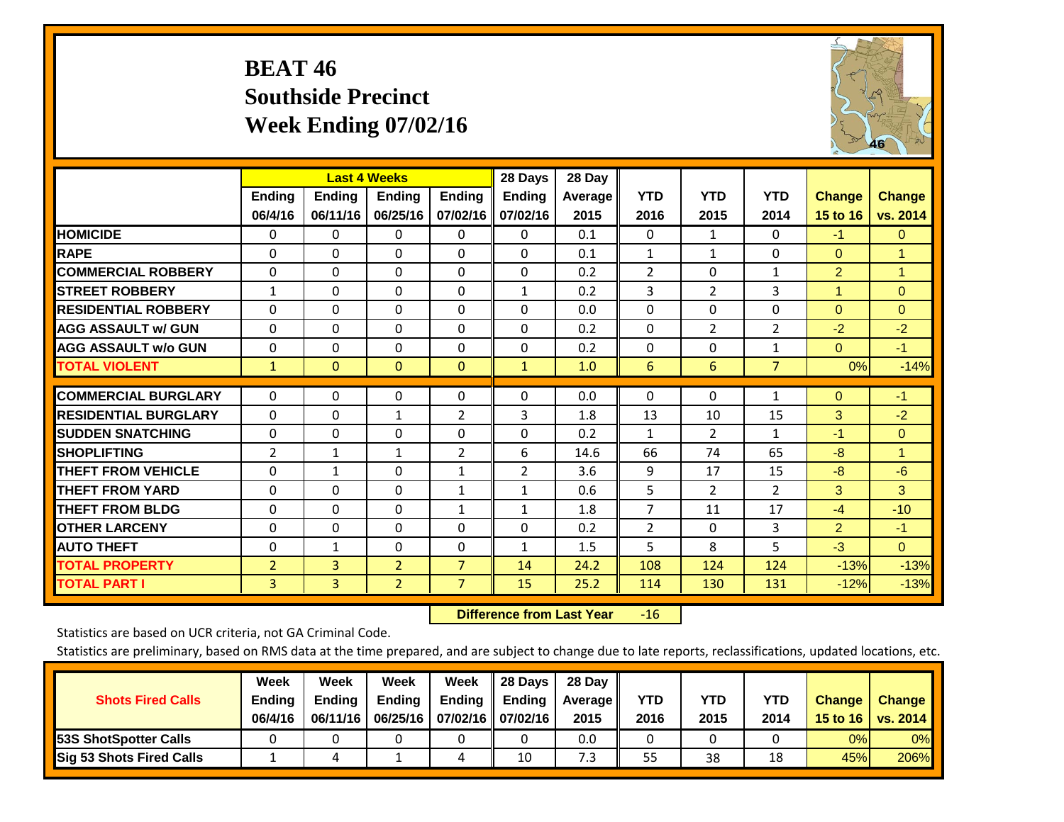# BEAT 46
## Southside Precinct
## Week Ending 07/02/16

| | Last 4 Weeks | | | | 28 Days | 28 Day | YTD | YTD | YTD | Change | Change |
|---|---|---|---|---|---|---|---|---|---|---|---|
| | Ending 06/4/16 | Ending 06/11/16 | Ending 06/25/16 | Ending 07/02/16 | Ending 07/02/16 | Average 2015 | 2016 | 2015 | 2014 | 15 to 16 | vs. 2014 |
| HOMICIDE | 0 | 0 | 0 | 0 | 0 | 0.1 | 0 | 1 | 0 | -1 | 0 |
| RAPE | 0 | 0 | 0 | 0 | 0 | 0.1 | 1 | 1 | 0 | 0 | 1 |
| COMMERCIAL ROBBERY | 0 | 0 | 0 | 0 | 0 | 0.2 | 2 | 0 | 1 | 2 | 1 |
| STREET ROBBERY | 1 | 0 | 0 | 0 | 1 | 0.2 | 3 | 2 | 3 | 1 | 0 |
| RESIDENTIAL ROBBERY | 0 | 0 | 0 | 0 | 0 | 0.0 | 0 | 0 | 0 | 0 | 0 |
| AGG ASSAULT w/ GUN | 0 | 0 | 0 | 0 | 0 | 0.2 | 0 | 2 | 2 | -2 | -2 |
| AGG ASSAULT w/o GUN | 0 | 0 | 0 | 0 | 0 | 0.2 | 0 | 0 | 1 | 0 | -1 |
| TOTAL VIOLENT | 1 | 0 | 0 | 0 | 1 | 1.0 | 6 | 6 | 7 | 0% | -14% |
| COMMERCIAL BURGLARY | 0 | 0 | 0 | 0 | 0 | 0.0 | 0 | 0 | 1 | 0 | -1 |
| RESIDENTIAL BURGLARY | 0 | 0 | 1 | 2 | 3 | 1.8 | 13 | 10 | 15 | 3 | -2 |
| SUDDEN SNATCHING | 0 | 0 | 0 | 0 | 0 | 0.2 | 1 | 2 | 1 | -1 | 0 |
| SHOPLIFTING | 2 | 1 | 1 | 2 | 6 | 14.6 | 66 | 74 | 65 | -8 | 1 |
| THEFT FROM VEHICLE | 0 | 1 | 0 | 1 | 2 | 3.6 | 9 | 17 | 15 | -8 | -6 |
| THEFT FROM YARD | 0 | 0 | 0 | 1 | 1 | 0.6 | 5 | 2 | 2 | 3 | 3 |
| THEFT FROM BLDG | 0 | 0 | 0 | 1 | 1 | 1.8 | 7 | 11 | 17 | -4 | -10 |
| OTHER LARCENY | 0 | 0 | 0 | 0 | 0 | 0.2 | 2 | 0 | 3 | 2 | -1 |
| AUTO THEFT | 0 | 1 | 0 | 0 | 1 | 1.5 | 5 | 8 | 5 | -3 | 0 |
| TOTAL PROPERTY | 2 | 3 | 2 | 7 | 14 | 24.2 | 108 | 124 | 124 | -13% | -13% |
| TOTAL PART I | 3 | 3 | 2 | 7 | 15 | 25.2 | 114 | 130 | 131 | -12% | -13% |

**Difference from Last Year** -16

Statistics are based on UCR criteria, not GA Criminal Code.

Statistics are preliminary, based on RMS data at the time prepared, and are subject to change due to late reports, reclassifications, updated locations, etc.

| Shots Fired Calls | Week Ending 06/4/16 | Week Ending 06/11/16 | Week Ending 06/25/16 | Week Ending 07/02/16 | 28 Days Ending 07/02/16 | 28 Day Average 2015 | YTD 2016 | YTD 2015 | YTD 2014 | Change 15 to 16 | Change vs. 2014 |
|---|---|---|---|---|---|---|---|---|---|---|---|
| 53S ShotSpotter Calls | 0 | 0 | 0 | 0 | 0 | 0.0 | 0 | 0 | 0 | 0% | 0% |
| Sig 53 Shots Fired Calls | 1 | 4 | 1 | 4 | 10 | 7.3 | 55 | 38 | 18 | 45% | 206% |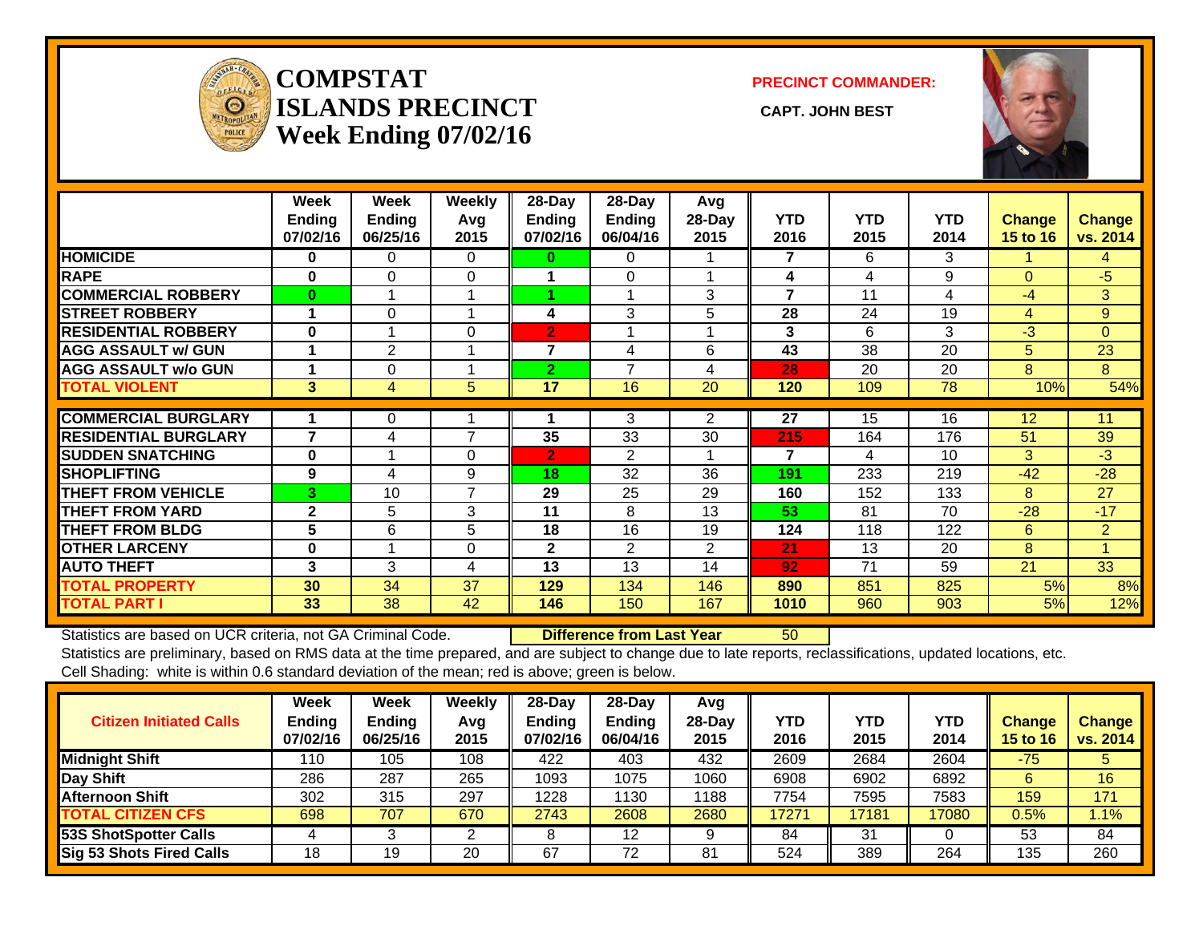# COMPSTAT ISLANDS PRECINCT Week Ending 07/02/16

**PRECINCT COMMANDER:**

**CAPT. JOHN BEST**

| | Week Ending 07/02/16 | Week Ending 06/25/16 | Weekly Avg 2015 | 28-Day Ending 07/02/16 | 28-Day Ending 06/04/16 | Avg 28-Day 2015 | YTD 2016 | YTD 2015 | YTD 2014 | Change 15 to 16 | Change vs. 2014 |
|---|---|---|---|---|---|---|---|---|---|---|---|
| HOMICIDE | 0 | 0 | 0 | 0 | 0 | 1 | 7 | 6 | 3 | 1 | 4 |
| RAPE | 0 | 0 | 0 | 1 | 0 | 1 | 4 | 4 | 9 | 0 | -5 |
| COMMERCIAL ROBBERY | 0 | 1 | 1 | 1 | 1 | 3 | 7 | 11 | 4 | -4 | 3 |
| STREET ROBBERY | 1 | 0 | 1 | 4 | 3 | 5 | 28 | 24 | 19 | 4 | 9 |
| RESIDENTIAL ROBBERY | 0 | 1 | 0 | 2 | 1 | 1 | 3 | 6 | 3 | -3 | 0 |
| AGG ASSAULT w/ GUN | 1 | 2 | 1 | 7 | 4 | 6 | 43 | 38 | 20 | 5 | 23 |
| AGG ASSAULT w/o GUN | 1 | 0 | 1 | 2 | 7 | 4 | 28 | 20 | 20 | 8 | 8 |
| TOTAL VIOLENT | 3 | 4 | 5 | 17 | 16 | 20 | 120 | 109 | 78 | 10% | 54% |
| COMMERCIAL BURGLARY | 1 | 0 | 1 | 1 | 3 | 2 | 27 | 15 | 16 | 12 | 11 |
| RESIDENTIAL BURGLARY | 7 | 4 | 7 | 35 | 33 | 30 | 215 | 164 | 176 | 51 | 39 |
| SUDDEN SNATCHING | 0 | 1 | 0 | 2 | 2 | 1 | 7 | 4 | 10 | 3 | -3 |
| SHOPLIFTING | 9 | 4 | 9 | 18 | 32 | 36 | 191 | 233 | 219 | -42 | -28 |
| THEFT FROM VEHICLE | 3 | 10 | 7 | 29 | 25 | 29 | 160 | 152 | 133 | 8 | 27 |
| THEFT FROM YARD | 2 | 5 | 3 | 11 | 8 | 13 | 53 | 81 | 70 | -28 | -17 |
| THEFT FROM BLDG | 5 | 6 | 5 | 18 | 16 | 19 | 124 | 118 | 122 | 6 | 2 |
| OTHER LARCENY | 0 | 1 | 0 | 2 | 2 | 2 | 21 | 13 | 20 | 8 | 1 |
| AUTO THEFT | 3 | 3 | 4 | 13 | 13 | 14 | 92 | 71 | 59 | 21 | 33 |
| TOTAL PROPERTY | 30 | 34 | 37 | 129 | 134 | 146 | 890 | 851 | 825 | 5% | 8% |
| TOTAL PART I | 33 | 38 | 42 | 146 | 150 | 167 | 1010 | 960 | 903 | 5% | 12% |

Statistics are based on UCR criteria, not GA Criminal Code. **Difference from Last Year** 50

Statistics are preliminary, based on RMS data at the time prepared, and are subject to change due to late reports, reclassifications, updated locations, etc.

Cell Shading: white is within 0.6 standard deviation of the mean; red is above; green is below.

| Citizen Initiated Calls | Week Ending 07/02/16 | Week Ending 06/25/16 | Weekly Avg 2015 | 28-Day Ending 07/02/16 | 28-Day Ending 06/04/16 | Avg 28-Day 2015 | YTD 2016 | YTD 2015 | YTD 2014 | Change 15 to 16 | Change vs. 2014 |
|---|---|---|---|---|---|---|---|---|---|---|---|
| Midnight Shift | 110 | 105 | 108 | 422 | 403 | 432 | 2609 | 2684 | 2604 | -75 | 5 |
| Day Shift | 286 | 287 | 265 | 1093 | 1075 | 1060 | 6908 | 6902 | 6892 | 6 | 16 |
| Afternoon Shift | 302 | 315 | 297 | 1228 | 1130 | 1188 | 7754 | 7595 | 7583 | 159 | 171 |
| TOTAL CITIZEN CFS | 698 | 707 | 670 | 2743 | 2608 | 2680 | 17271 | 17181 | 17080 | 0.5% | 1.1% |
| 53S ShotSpotter Calls | 4 | 3 | 2 | 8 | 12 | 9 | 84 | 31 | 0 | 53 | 84 |
| Sig 53 Shots Fired Calls | 18 | 19 | 20 | 67 | 72 | 81 | 524 | 389 | 264 | 135 | 260 |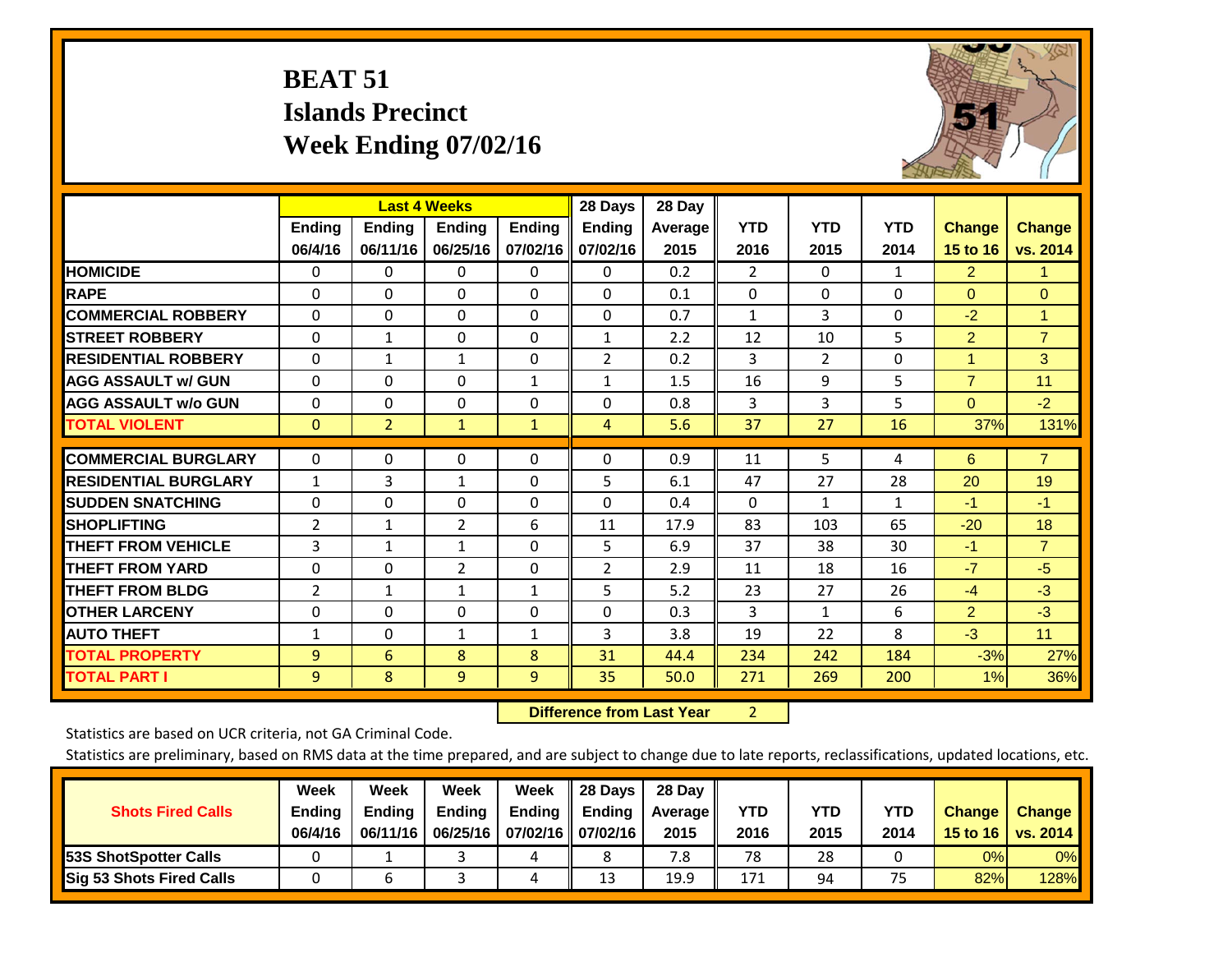# BEAT 51
## Islands Precinct
## Week Ending 07/02/16

| | Last 4 Weeks | | | | 28 Days | 28 Day | | | | | |
|---|---|---|---|---|---|---|---|---|---|---|---|
| | Ending 06/4/16 | Ending 06/11/16 | Ending 06/25/16 | Ending 07/02/16 | Ending 07/02/16 | Average 2015 | YTD 2016 | YTD 2015 | YTD 2014 | Change 15 to 16 | Change vs. 2014 |
| HOMICIDE | 0 | 0 | 0 | 0 | 0 | 0.2 | 2 | 0 | 1 | 2 | 1 |
| RAPE | 0 | 0 | 0 | 0 | 0 | 0.1 | 0 | 0 | 0 | 0 | 0 |
| COMMERCIAL ROBBERY | 0 | 0 | 0 | 0 | 0 | 0.7 | 1 | 3 | 0 | -2 | 1 |
| STREET ROBBERY | 0 | 1 | 0 | 0 | 1 | 2.2 | 12 | 10 | 5 | 2 | 7 |
| RESIDENTIAL ROBBERY | 0 | 1 | 1 | 0 | 2 | 0.2 | 3 | 2 | 0 | 1 | 3 |
| AGG ASSAULT w/ GUN | 0 | 0 | 0 | 1 | 1 | 1.5 | 16 | 9 | 5 | 7 | 11 |
| AGG ASSAULT w/o GUN | 0 | 0 | 0 | 0 | 0 | 0.8 | 3 | 3 | 5 | 0 | -2 |
| TOTAL VIOLENT | 0 | 2 | 1 | 1 | 4 | 5.6 | 37 | 27 | 16 | 37% | 131% |
| COMMERCIAL BURGLARY | 0 | 0 | 0 | 0 | 0 | 0.9 | 11 | 5 | 4 | 6 | 7 |
| RESIDENTIAL BURGLARY | 1 | 3 | 1 | 0 | 5 | 6.1 | 47 | 27 | 28 | 20 | 19 |
| SUDDEN SNATCHING | 0 | 0 | 0 | 0 | 0 | 0.4 | 0 | 1 | 1 | -1 | -1 |
| SHOPLIFTING | 2 | 1 | 2 | 6 | 11 | 17.9 | 83 | 103 | 65 | -20 | 18 |
| THEFT FROM VEHICLE | 3 | 1 | 1 | 0 | 5 | 6.9 | 37 | 38 | 30 | -1 | 7 |
| THEFT FROM YARD | 0 | 0 | 2 | 0 | 2 | 2.9 | 11 | 18 | 16 | -7 | -5 |
| THEFT FROM BLDG | 2 | 1 | 1 | 1 | 5 | 5.2 | 23 | 27 | 26 | -4 | -3 |
| OTHER LARCENY | 0 | 0 | 0 | 0 | 0 | 0.3 | 3 | 1 | 6 | 2 | -3 |
| AUTO THEFT | 1 | 0 | 1 | 1 | 3 | 3.8 | 19 | 22 | 8 | -3 | 11 |
| TOTAL PROPERTY | 9 | 6 | 8 | 8 | 31 | 44.4 | 234 | 242 | 184 | -3% | 27% |
| TOTAL PART I | 9 | 8 | 9 | 9 | 35 | 50.0 | 271 | 269 | 200 | 1% | 36% |

**Difference from Last Year** 2

Statistics are based on UCR criteria, not GA Criminal Code.

Statistics are preliminary, based on RMS data at the time prepared, and are subject to change due to late reports, reclassifications, updated locations, etc.

| Shots Fired Calls | Week Ending 06/4/16 | Week Ending 06/11/16 | Week Ending 06/25/16 | Week Ending 07/02/16 | 28 Days Ending 07/02/16 | 28 Day Average 2015 | YTD 2016 | YTD 2015 | YTD 2014 | Change 15 to 16 | Change vs. 2014 |
|---|---|---|---|---|---|---|---|---|---|---|---|
| 53S ShotSpotter Calls | 0 | 1 | 3 | 4 | 8 | 7.8 | 78 | 28 | 0 | 0% | 0% |
| Sig 53 Shots Fired Calls | 0 | 6 | 3 | 4 | 13 | 19.9 | 171 | 94 | 75 | 82% | 128% |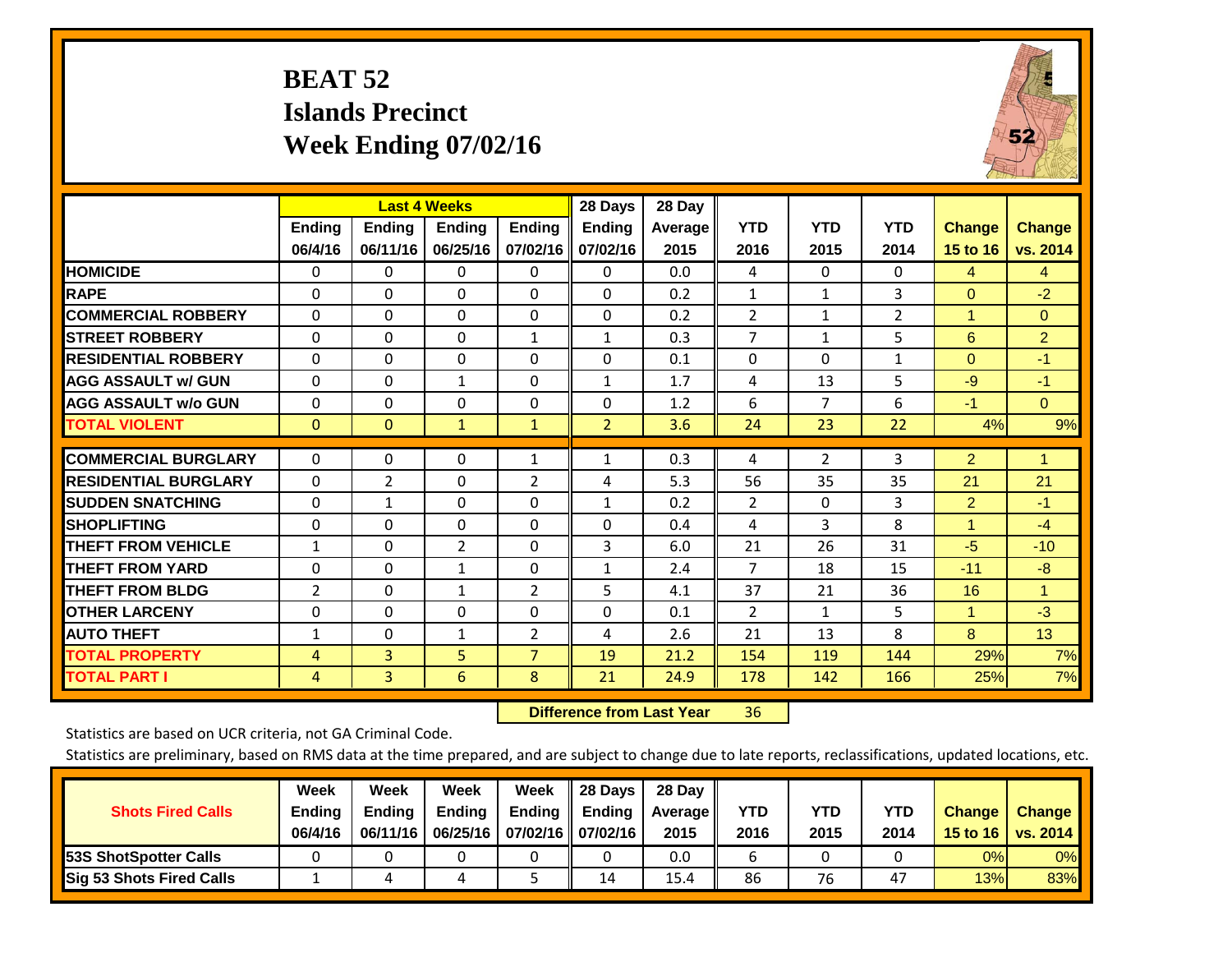# BEAT 52
## Islands Precinct
## Week Ending 07/02/16

| | Last 4 Weeks | | | | 28 Days | 28 Day | | | | | |
|---|---|---|---|---|---|---|---|---|---|---|---|
| | Ending 06/4/16 | Ending 06/11/16 | Ending 06/25/16 | Ending 07/02/16 | Ending 07/02/16 | Average 2015 | YTD 2016 | YTD 2015 | YTD 2014 | Change 15 to 16 | Change vs. 2014 |
| **HOMICIDE** | 0 | 0 | 0 | 0 | 0 | 0.0 | 4 | 0 | 0 | 4 | 4 |
| **RAPE** | 0 | 0 | 0 | 0 | 0 | 0.2 | 1 | 1 | 3 | 0 | -2 |
| **COMMERCIAL ROBBERY** | 0 | 0 | 0 | 0 | 0 | 0.2 | 2 | 1 | 2 | 1 | 0 |
| **STREET ROBBERY** | 0 | 0 | 0 | 1 | 1 | 0.3 | 7 | 1 | 5 | 6 | 2 |
| **RESIDENTIAL ROBBERY** | 0 | 0 | 0 | 0 | 0 | 0.1 | 0 | 0 | 1 | 0 | -1 |
| **AGG ASSAULT w/ GUN** | 0 | 0 | 1 | 0 | 1 | 1.7 | 4 | 13 | 5 | -9 | -1 |
| **AGG ASSAULT w/o GUN** | 0 | 0 | 0 | 0 | 0 | 1.2 | 6 | 7 | 6 | -1 | 0 |
| **TOTAL VIOLENT** | 0 | 0 | 1 | 1 | 2 | 3.6 | 24 | 23 | 22 | 4% | 9% |
| **COMMERCIAL BURGLARY** | 0 | 0 | 0 | 1 | 1 | 0.3 | 4 | 2 | 3 | 2 | 1 |
| **RESIDENTIAL BURGLARY** | 0 | 2 | 0 | 2 | 4 | 5.3 | 56 | 35 | 35 | 21 | 21 |
| **SUDDEN SNATCHING** | 0 | 1 | 0 | 0 | 1 | 0.2 | 2 | 0 | 3 | 2 | -1 |
| **SHOPLIFTING** | 0 | 0 | 0 | 0 | 0 | 0.4 | 4 | 3 | 8 | 1 | -4 |
| **THEFT FROM VEHICLE** | 1 | 0 | 2 | 0 | 3 | 6.0 | 21 | 26 | 31 | -5 | -10 |
| **THEFT FROM YARD** | 0 | 0 | 1 | 0 | 1 | 2.4 | 7 | 18 | 15 | -11 | -8 |
| **THEFT FROM BLDG** | 2 | 0 | 1 | 2 | 5 | 4.1 | 37 | 21 | 36 | 16 | 1 |
| **OTHER LARCENY** | 0 | 0 | 0 | 0 | 0 | 0.1 | 2 | 1 | 5 | 1 | -3 |
| **AUTO THEFT** | 1 | 0 | 1 | 2 | 4 | 2.6 | 21 | 13 | 8 | 8 | 13 |
| **TOTAL PROPERTY** | 4 | 3 | 5 | 7 | 19 | 21.2 | 154 | 119 | 144 | 29% | 7% |
| **TOTAL PART I** | 4 | 3 | 6 | 8 | 21 | 24.9 | 178 | 142 | 166 | 25% | 7% |

**Difference from Last Year** 36

Statistics are based on UCR criteria, not GA Criminal Code.

Statistics are preliminary, based on RMS data at the time prepared, and are subject to change due to late reports, reclassifications, updated locations, etc.

| Shots Fired Calls | Week Ending 06/4/16 | Week Ending 06/11/16 | Week Ending 06/25/16 | Week Ending 07/02/16 | 28 Days Ending 07/02/16 | 28 Day Average 2015 | YTD 2016 | YTD 2015 | YTD 2014 | Change 15 to 16 | Change vs. 2014 |
|---|---|---|---|---|---|---|---|---|---|---|---|
| **53S ShotSpotter Calls** | 0 | 0 | 0 | 0 | 0 | 0.0 | 6 | 0 | 0 | 0% | 0% |
| **Sig 53 Shots Fired Calls** | 1 | 4 | 4 | 5 | 14 | 15.4 | 86 | 76 | 47 | 13% | 83% |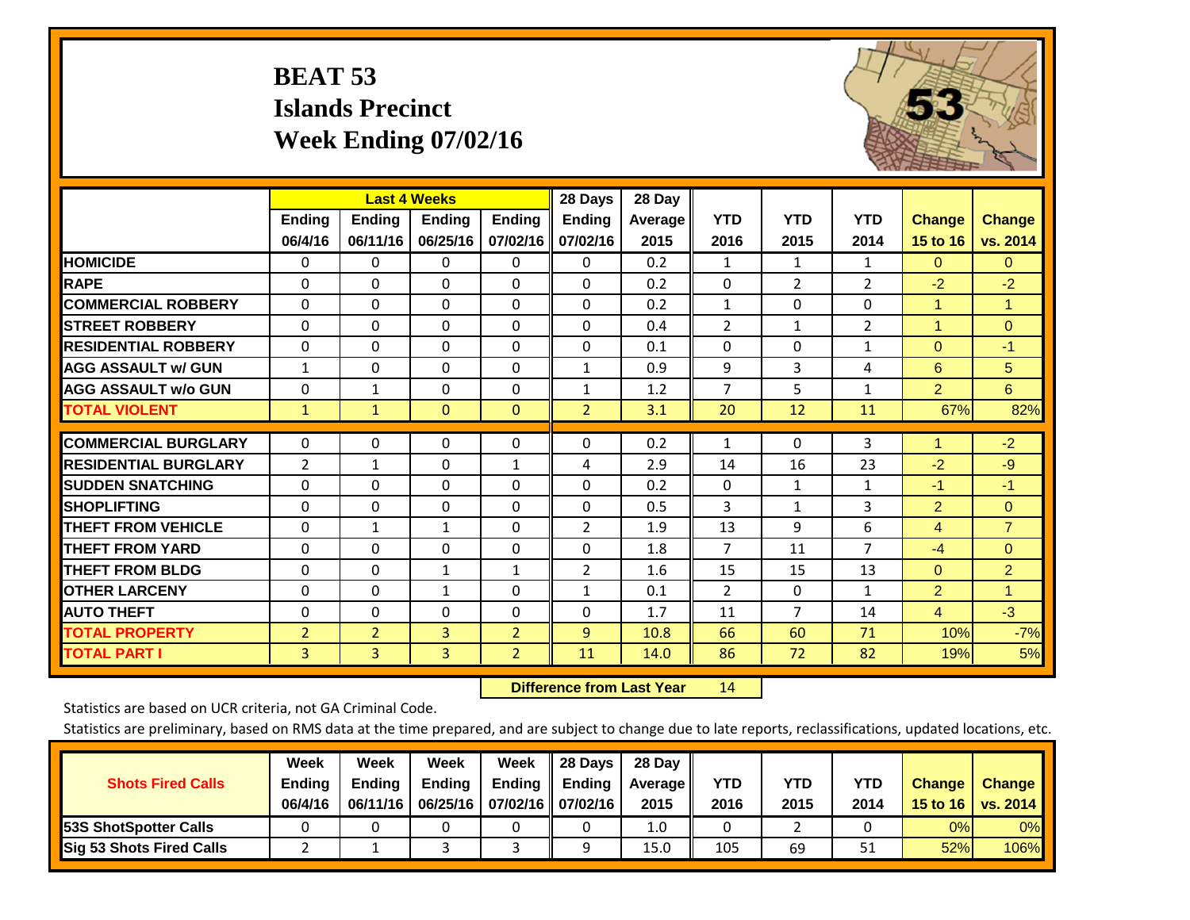# BEAT 53
## Islands Precinct
## Week Ending 07/02/16

| | Last 4 Weeks | | | | 28 Days | 28 Day | | | | | |
|---|---|---|---|---|---|---|---|---|---|---|---|
| | Ending 06/4/16 | Ending 06/11/16 | Ending 06/25/16 | Ending 07/02/16 | Ending 07/02/16 | Average 2015 | YTD 2016 | YTD 2015 | YTD 2014 | Change 15 to 16 | Change vs. 2014 |
| HOMICIDE | 0 | 0 | 0 | 0 | 0 | 0.2 | 1 | 1 | 1 | 0 | 0 |
| RAPE | 0 | 0 | 0 | 0 | 0 | 0.2 | 0 | 2 | 2 | -2 | -2 |
| COMMERCIAL ROBBERY | 0 | 0 | 0 | 0 | 0 | 0.2 | 1 | 0 | 0 | 1 | 1 |
| STREET ROBBERY | 0 | 0 | 0 | 0 | 0 | 0.4 | 2 | 1 | 2 | 1 | 0 |
| RESIDENTIAL ROBBERY | 0 | 0 | 0 | 0 | 0 | 0.1 | 0 | 0 | 1 | 0 | -1 |
| AGG ASSAULT w/ GUN | 1 | 0 | 0 | 0 | 1 | 0.9 | 9 | 3 | 4 | 6 | 5 |
| AGG ASSAULT w/o GUN | 0 | 1 | 0 | 0 | 1 | 1.2 | 7 | 5 | 1 | 2 | 6 |
| TOTAL VIOLENT | 1 | 1 | 0 | 0 | 2 | 3.1 | 20 | 12 | 11 | 67% | 82% |
| COMMERCIAL BURGLARY | 0 | 0 | 0 | 0 | 0 | 0.2 | 1 | 0 | 3 | 1 | -2 |
| RESIDENTIAL BURGLARY | 2 | 1 | 0 | 1 | 4 | 2.9 | 14 | 16 | 23 | -2 | -9 |
| SUDDEN SNATCHING | 0 | 0 | 0 | 0 | 0 | 0.2 | 0 | 1 | 1 | -1 | -1 |
| SHOPLIFTING | 0 | 0 | 0 | 0 | 0 | 0.5 | 3 | 1 | 3 | 2 | 0 |
| THEFT FROM VEHICLE | 0 | 1 | 1 | 0 | 2 | 1.9 | 13 | 9 | 6 | 4 | 7 |
| THEFT FROM YARD | 0 | 0 | 0 | 0 | 0 | 1.8 | 7 | 11 | 7 | -4 | 0 |
| THEFT FROM BLDG | 0 | 0 | 1 | 1 | 2 | 1.6 | 15 | 15 | 13 | 0 | 2 |
| OTHER LARCENY | 0 | 0 | 1 | 0 | 1 | 0.1 | 2 | 0 | 1 | 2 | 1 |
| AUTO THEFT | 0 | 0 | 0 | 0 | 0 | 1.7 | 11 | 7 | 14 | 4 | -3 |
| TOTAL PROPERTY | 2 | 2 | 3 | 2 | 9 | 10.8 | 66 | 60 | 71 | 10% | -7% |
| TOTAL PART I | 3 | 3 | 3 | 2 | 11 | 14.0 | 86 | 72 | 82 | 19% | 5% |

**Difference from Last Year** 14

Statistics are based on UCR criteria, not GA Criminal Code.

Statistics are preliminary, based on RMS data at the time prepared, and are subject to change due to late reports, reclassifications, updated locations, etc.

| Shots Fired Calls | Week Ending 06/4/16 | Week Ending 06/11/16 | Week Ending 06/25/16 | Week Ending 07/02/16 | 28 Days Ending 07/02/16 | 28 Day Average 2015 | YTD 2016 | YTD 2015 | YTD 2014 | Change 15 to 16 | Change vs. 2014 |
|---|---|---|---|---|---|---|---|---|---|---|---|
| 53S ShotSpotter Calls | 0 | 0 | 0 | 0 | 0 | 1.0 | 0 | 2 | 0 | 0% | 0% |
| Sig 53 Shots Fired Calls | 2 | 1 | 3 | 3 | 9 | 15.0 | 105 | 69 | 51 | 52% | 106% |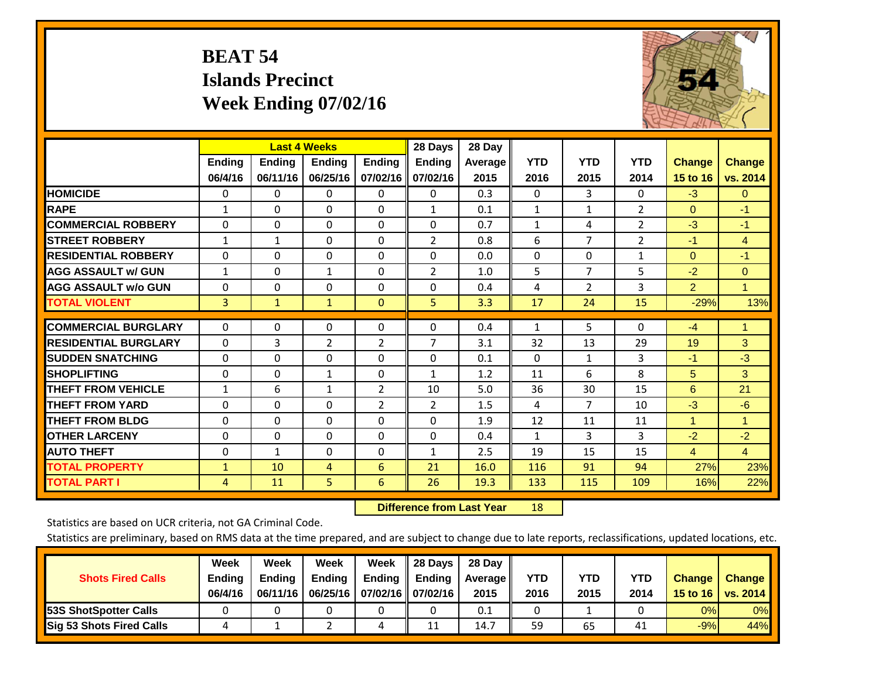# BEAT 54
## Islands Precinct
## Week Ending 07/02/16

| | Last 4 Weeks | | | | 28 Days | 28 Day | | | | | |
|---|---|---|---|---|---|---|---|---|---|---|---|
| | Ending 06/4/16 | Ending 06/11/16 | Ending 06/25/16 | Ending 07/02/16 | Ending 07/02/16 | Average 2015 | YTD 2016 | YTD 2015 | YTD 2014 | Change 15 to 16 | Change vs. 2014 |
| HOMICIDE | 0 | 0 | 0 | 0 | 0 | 0.3 | 0 | 3 | 0 | -3 | 0 |
| RAPE | 1 | 0 | 0 | 0 | 1 | 0.1 | 1 | 1 | 2 | 0 | -1 |
| COMMERCIAL ROBBERY | 0 | 0 | 0 | 0 | 0 | 0.7 | 1 | 4 | 2 | -3 | -1 |
| STREET ROBBERY | 1 | 1 | 0 | 0 | 2 | 0.8 | 6 | 7 | 2 | -1 | 4 |
| RESIDENTIAL ROBBERY | 0 | 0 | 0 | 0 | 0 | 0.0 | 0 | 0 | 1 | 0 | -1 |
| AGG ASSAULT w/ GUN | 1 | 0 | 1 | 0 | 2 | 1.0 | 5 | 7 | 5 | -2 | 0 |
| AGG ASSAULT w/o GUN | 0 | 0 | 0 | 0 | 0 | 0.4 | 4 | 2 | 3 | 2 | 1 |
| TOTAL VIOLENT | 3 | 1 | 1 | 0 | 5 | 3.3 | 17 | 24 | 15 | -29% | 13% |
| COMMERCIAL BURGLARY | 0 | 0 | 0 | 0 | 0 | 0.4 | 1 | 5 | 0 | -4 | 1 |
| RESIDENTIAL BURGLARY | 0 | 3 | 2 | 2 | 7 | 3.1 | 32 | 13 | 29 | 19 | 3 |
| SUDDEN SNATCHING | 0 | 0 | 0 | 0 | 0 | 0.1 | 0 | 1 | 3 | -1 | -3 |
| SHOPLIFTING | 0 | 0 | 1 | 0 | 1 | 1.2 | 11 | 6 | 8 | 5 | 3 |
| THEFT FROM VEHICLE | 1 | 6 | 1 | 2 | 10 | 5.0 | 36 | 30 | 15 | 6 | 21 |
| THEFT FROM YARD | 0 | 0 | 0 | 2 | 2 | 1.5 | 4 | 7 | 10 | -3 | -6 |
| THEFT FROM BLDG | 0 | 0 | 0 | 0 | 0 | 1.9 | 12 | 11 | 11 | 1 | 1 |
| OTHER LARCENY | 0 | 0 | 0 | 0 | 0 | 0.4 | 1 | 3 | 3 | -2 | -2 |
| AUTO THEFT | 0 | 1 | 0 | 0 | 1 | 2.5 | 19 | 15 | 15 | 4 | 4 |
| TOTAL PROPERTY | 1 | 10 | 4 | 6 | 21 | 16.0 | 116 | 91 | 94 | 27% | 23% |
| TOTAL PART I | 4 | 11 | 5 | 6 | 26 | 19.3 | 133 | 115 | 109 | 16% | 22% |

**Difference from Last Year** 18

Statistics are based on UCR criteria, not GA Criminal Code.

Statistics are preliminary, based on RMS data at the time prepared, and are subject to change due to late reports, reclassifications, updated locations, etc.

| Shots Fired Calls | Week Ending 06/4/16 | Week Ending 06/11/16 | Week Ending 06/25/16 | Week Ending 07/02/16 | 28 Days Ending 07/02/16 | 28 Day Average 2015 | YTD 2016 | YTD 2015 | YTD 2014 | Change 15 to 16 | Change vs. 2014 |
|---|---|---|---|---|---|---|---|---|---|---|---|
| 53S ShotSpotter Calls | 0 | 0 | 0 | 0 | 0 | 0.1 | 0 | 1 | 0 | 0% | 0% |
| Sig 53 Shots Fired Calls | 4 | 1 | 2 | 4 | 11 | 14.7 | 59 | 65 | 41 | -9% | 44% |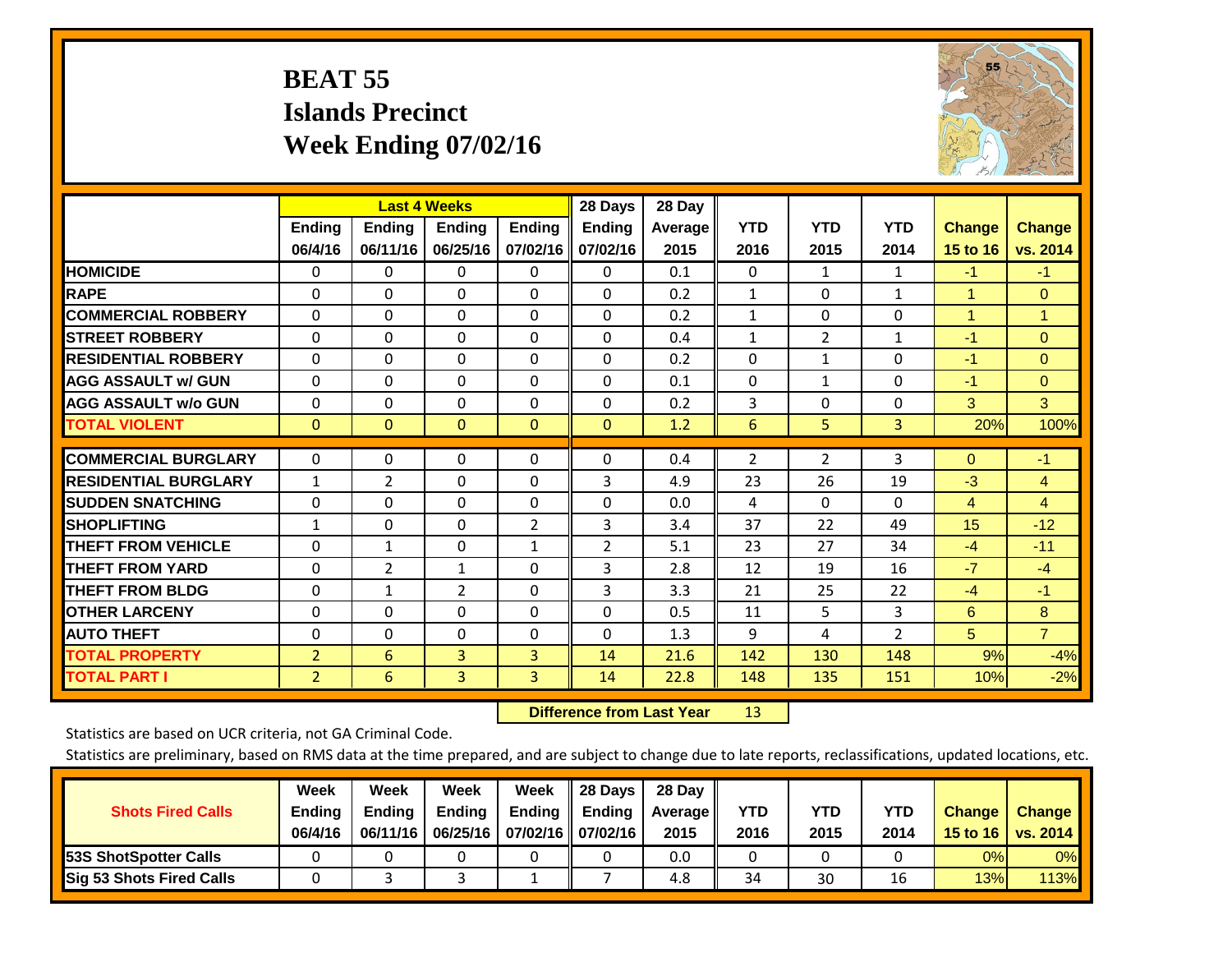# BEAT 55
# Islands Precinct
# Week Ending 07/02/16

| | Last 4 Weeks | | | | 28 Days | 28 Day | YTD | YTD | YTD | Change | Change |
|---|---|---|---|---|---|---|---|---|---|---|---|
| | Ending 06/4/16 | Ending 06/11/16 | Ending 06/25/16 | Ending 07/02/16 | Ending 07/02/16 | Average 2015 | 2016 | 2015 | 2014 | 15 to 16 | vs. 2014 |
| HOMICIDE | 0 | 0 | 0 | 0 | 0 | 0.1 | 0 | 1 | 1 | -1 | -1 |
| RAPE | 0 | 0 | 0 | 0 | 0 | 0.2 | 1 | 0 | 1 | 1 | 0 |
| COMMERCIAL ROBBERY | 0 | 0 | 0 | 0 | 0 | 0.2 | 1 | 0 | 0 | 1 | 1 |
| STREET ROBBERY | 0 | 0 | 0 | 0 | 0 | 0.4 | 1 | 2 | 1 | -1 | 0 |
| RESIDENTIAL ROBBERY | 0 | 0 | 0 | 0 | 0 | 0.2 | 0 | 1 | 0 | -1 | 0 |
| AGG ASSAULT w/ GUN | 0 | 0 | 0 | 0 | 0 | 0.1 | 0 | 1 | 0 | -1 | 0 |
| AGG ASSAULT w/o GUN | 0 | 0 | 0 | 0 | 0 | 0.2 | 3 | 0 | 0 | 3 | 3 |
| TOTAL VIOLENT | 0 | 0 | 0 | 0 | 0 | 1.2 | 6 | 5 | 3 | 20% | 100% |
| COMMERCIAL BURGLARY | 0 | 0 | 0 | 0 | 0 | 0.4 | 2 | 2 | 3 | 0 | -1 |
| RESIDENTIAL BURGLARY | 1 | 2 | 0 | 0 | 3 | 4.9 | 23 | 26 | 19 | -3 | 4 |
| SUDDEN SNATCHING | 0 | 0 | 0 | 0 | 0 | 0.0 | 4 | 0 | 0 | 4 | 4 |
| SHOPLIFTING | 1 | 0 | 0 | 2 | 3 | 3.4 | 37 | 22 | 49 | 15 | -12 |
| THEFT FROM VEHICLE | 0 | 1 | 0 | 1 | 2 | 5.1 | 23 | 27 | 34 | -4 | -11 |
| THEFT FROM YARD | 0 | 2 | 1 | 0 | 3 | 2.8 | 12 | 19 | 16 | -7 | -4 |
| THEFT FROM BLDG | 0 | 1 | 2 | 0 | 3 | 3.3 | 21 | 25 | 22 | -4 | -1 |
| OTHER LARCENY | 0 | 0 | 0 | 0 | 0 | 0.5 | 11 | 5 | 3 | 6 | 8 |
| AUTO THEFT | 0 | 0 | 0 | 0 | 0 | 1.3 | 9 | 4 | 2 | 5 | 7 |
| TOTAL PROPERTY | 2 | 6 | 3 | 3 | 14 | 21.6 | 142 | 130 | 148 | 9% | -4% |
| TOTAL PART I | 2 | 6 | 3 | 3 | 14 | 22.8 | 148 | 135 | 151 | 10% | -2% |

**Difference from Last Year** 13

Statistics are based on UCR criteria, not GA Criminal Code.

Statistics are preliminary, based on RMS data at the time prepared, and are subject to change due to late reports, reclassifications, updated locations, etc.

| Shots Fired Calls | Week Ending 06/4/16 | Week Ending 06/11/16 | Week Ending 06/25/16 | Week Ending 07/02/16 | 28 Days Ending 07/02/16 | 28 Day Average 2015 | YTD 2016 | YTD 2015 | YTD 2014 | Change 15 to 16 | Change vs. 2014 |
|---|---|---|---|---|---|---|---|---|---|---|---|
| 53S ShotSpotter Calls | 0 | 0 | 0 | 0 | 0 | 0.0 | 0 | 0 | 0 | 0% | 0% |
| Sig 53 Shots Fired Calls | 0 | 3 | 3 | 1 | 7 | 4.8 | 34 | 30 | 16 | 13% | 113% |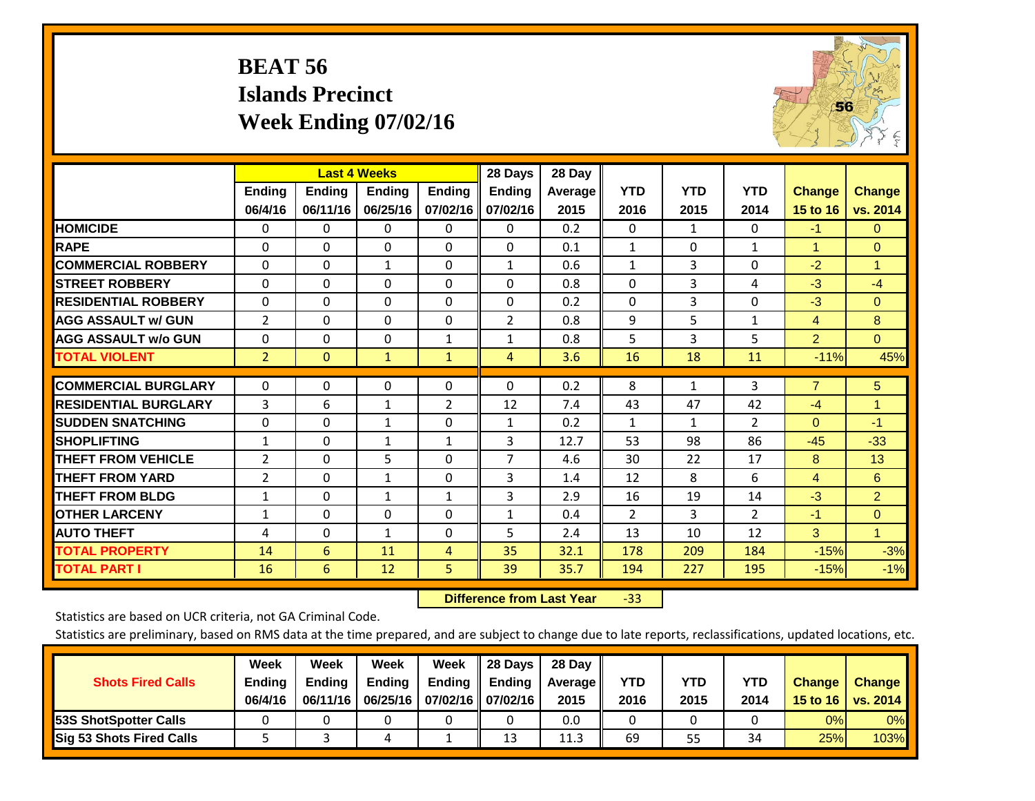# BEAT 56
## Islands Precinct
## Week Ending 07/02/16

| | Last 4 Weeks | | | | 28 Days | 28 Day | | | | | |
|---|---|---|---|---|---|---|---|---|---|---|---|
| | Ending 06/4/16 | Ending 06/11/16 | Ending 06/25/16 | Ending 07/02/16 | Ending 07/02/16 | Average 2015 | YTD 2016 | YTD 2015 | YTD 2014 | Change 15 to 16 | Change vs. 2014 |
| **HOMICIDE** | 0 | 0 | 0 | 0 | 0 | 0.2 | 0 | 1 | 0 | -1 | 0 |
| **RAPE** | 0 | 0 | 0 | 0 | 0 | 0.1 | 1 | 0 | 1 | 1 | 0 |
| **COMMERCIAL ROBBERY** | 0 | 0 | 1 | 0 | 1 | 0.6 | 1 | 3 | 0 | -2 | 1 |
| **STREET ROBBERY** | 0 | 0 | 0 | 0 | 0 | 0.8 | 0 | 3 | 4 | -3 | -4 |
| **RESIDENTIAL ROBBERY** | 0 | 0 | 0 | 0 | 0 | 0.2 | 0 | 3 | 0 | -3 | 0 |
| **AGG ASSAULT w/ GUN** | 2 | 0 | 0 | 0 | 2 | 0.8 | 9 | 5 | 1 | 4 | 8 |
| **AGG ASSAULT w/o GUN** | 0 | 0 | 0 | 1 | 1 | 0.8 | 5 | 3 | 5 | 2 | 0 |
| **TOTAL VIOLENT** | 2 | 0 | 1 | 1 | 4 | 3.6 | 16 | 18 | 11 | -11% | 45% |
| **COMMERCIAL BURGLARY** | 0 | 0 | 0 | 0 | 0 | 0.2 | 8 | 1 | 3 | 7 | 5 |
| **RESIDENTIAL BURGLARY** | 3 | 6 | 1 | 2 | 12 | 7.4 | 43 | 47 | 42 | -4 | 1 |
| **SUDDEN SNATCHING** | 0 | 0 | 1 | 0 | 1 | 0.2 | 1 | 1 | 2 | 0 | -1 |
| **SHOPLIFTING** | 1 | 0 | 1 | 1 | 3 | 12.7 | 53 | 98 | 86 | -45 | -33 |
| **THEFT FROM VEHICLE** | 2 | 0 | 5 | 0 | 7 | 4.6 | 30 | 22 | 17 | 8 | 13 |
| **THEFT FROM YARD** | 2 | 0 | 1 | 0 | 3 | 1.4 | 12 | 8 | 6 | 4 | 6 |
| **THEFT FROM BLDG** | 1 | 0 | 1 | 1 | 3 | 2.9 | 16 | 19 | 14 | -3 | 2 |
| **OTHER LARCENY** | 1 | 0 | 0 | 0 | 1 | 0.4 | 2 | 3 | 2 | -1 | 0 |
| **AUTO THEFT** | 4 | 0 | 1 | 0 | 5 | 2.4 | 13 | 10 | 12 | 3 | 1 |
| **TOTAL PROPERTY** | 14 | 6 | 11 | 4 | 35 | 32.1 | 178 | 209 | 184 | -15% | -3% |
| **TOTAL PART I** | 16 | 6 | 12 | 5 | 39 | 35.7 | 194 | 227 | 195 | -15% | -1% |

**Difference from Last Year** -33

Statistics are based on UCR criteria, not GA Criminal Code.

Statistics are preliminary, based on RMS data at the time prepared, and are subject to change due to late reports, reclassifications, updated locations, etc.

| Shots Fired Calls | Week Ending 06/4/16 | Week Ending 06/11/16 | Week Ending 06/25/16 | Week Ending 07/02/16 | 28 Days Ending 07/02/16 | 28 Day Average 2015 | YTD 2016 | YTD 2015 | YTD 2014 | Change 15 to 16 | Change vs. 2014 |
|---|---|---|---|---|---|---|---|---|---|---|---|
| **53S ShotSpotter Calls** | 0 | 0 | 0 | 0 | 0 | 0.0 | 0 | 0 | 0 | 0% | 0% |
| **Sig 53 Shots Fired Calls** | 5 | 3 | 4 | 1 | 13 | 11.3 | 69 | 55 | 34 | 25% | 103% |